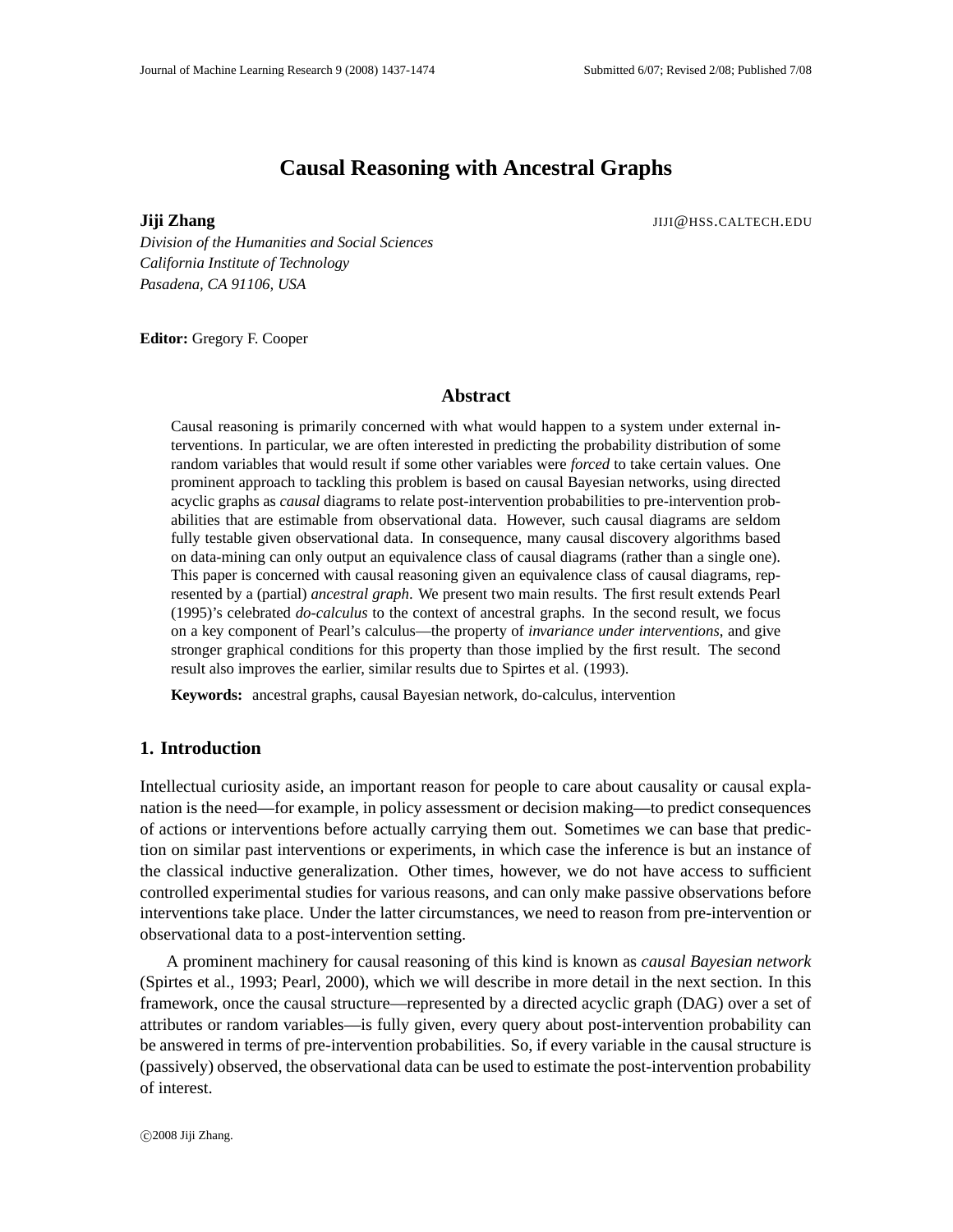# Causal Reasoning with Ancestral Graphs

**Jiji Zhang** JIJI@HSS.CALTECH.EDU

*Division of the Humanities and Social Sciences*
*California Institute of Technology*
*Pasadena, CA 91106, USA*

**Editor:** Gregory F. Cooper

## Abstract

Causal reasoning is primarily concerned with what would happen to a system under external interventions. In particular, we are often interested in predicting the probability distribution of some random variables that would result if some other variables were *forced* to take certain values. One prominent approach to tackling this problem is based on causal Bayesian networks, using directed acyclic graphs as *causal* diagrams to relate post-intervention probabilities to pre-intervention probabilities that are estimable from observational data. However, such causal diagrams are seldom fully testable given observational data. In consequence, many causal discovery algorithms based on data-mining can only output an equivalence class of causal diagrams (rather than a single one). This paper is concerned with causal reasoning given an equivalence class of causal diagrams, represented by a (partial) *ancestral graph*. We present two main results. The first result extends Pearl (1995)'s celebrated *do-calculus* to the context of ancestral graphs. In the second result, we focus on a key component of Pearl's calculus—the property of *invariance under interventions*, and give stronger graphical conditions for this property than those implied by the first result. The second result also improves the earlier, similar results due to Spirtes et al. (1993).

**Keywords:** ancestral graphs, causal Bayesian network, do-calculus, intervention

## 1. Introduction

Intellectual curiosity aside, an important reason for people to care about causality or causal explanation is the need—for example, in policy assessment or decision making—to predict consequences of actions or interventions before actually carrying them out. Sometimes we can base that prediction on similar past interventions or experiments, in which case the inference is but an instance of the classical inductive generalization. Other times, however, we do not have access to sufficient controlled experimental studies for various reasons, and can only make passive observations before interventions take place. Under the latter circumstances, we need to reason from pre-intervention or observational data to a post-intervention setting.

A prominent machinery for causal reasoning of this kind is known as *causal Bayesian network* (Spirtes et al., 1993; Pearl, 2000), which we will describe in more detail in the next section. In this framework, once the causal structure—represented by a directed acyclic graph (DAG) over a set of attributes or random variables—is fully given, every query about post-intervention probability can be answered in terms of pre-intervention probabilities. So, if every variable in the causal structure is (passively) observed, the observational data can be used to estimate the post-intervention probability of interest.

©2008 Jiji Zhang.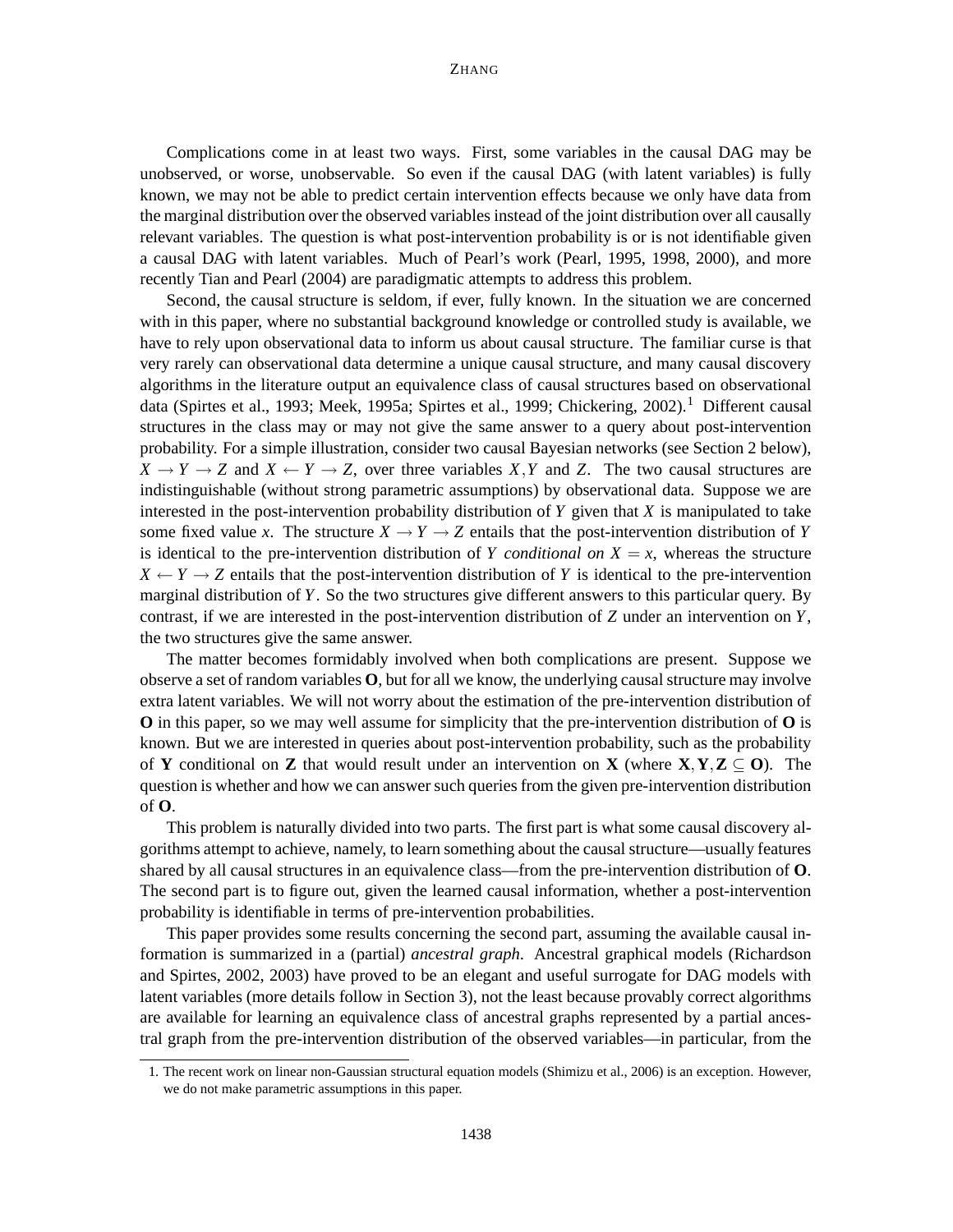Complications come in at least two ways. First, some variables in the causal DAG may be unobserved, or worse, unobservable. So even if the causal DAG (with latent variables) is fully known, we may not be able to predict certain intervention effects because we only have data from the marginal distribution over the observed variables instead of the joint distribution over all causally relevant variables. The question is what post-intervention probability is or is not identifiable given a causal DAG with latent variables. Much of Pearl's work (Pearl, 1995, 1998, 2000), and more recently Tian and Pearl (2004) are paradigmatic attempts to address this problem.

Second, the causal structure is seldom, if ever, fully known. In the situation we are concerned with in this paper, where no substantial background knowledge or controlled study is available, we have to rely upon observational data to inform us about causal structure. The familiar curse is that very rarely can observational data determine a unique causal structure, and many causal discovery algorithms in the literature output an equivalence class of causal structures based on observational data (Spirtes et al., 1993; Meek, 1995a; Spirtes et al., 1999; Chickering, 2002).[1] Different causal structures in the class may or may not give the same answer to a query about post-intervention probability. For a simple illustration, consider two causal Bayesian networks (see Section 2 below), $X \rightarrow Y \rightarrow Z$ and $X \leftarrow Y \rightarrow Z$, over three variables $X, Y$ and $Z$. The two causal structures are indistinguishable (without strong parametric assumptions) by observational data. Suppose we are interested in the post-intervention probability distribution of $Y$ given that $X$ is manipulated to take some fixed value $x$. The structure $X \rightarrow Y \rightarrow Z$ entails that the post-intervention distribution of $Y$ is identical to the pre-intervention distribution of $Y$ *conditional on* $X = x$, whereas the structure $X \leftarrow Y \rightarrow Z$ entails that the post-intervention distribution of $Y$ is identical to the pre-intervention marginal distribution of $Y$. So the two structures give different answers to this particular query. By contrast, if we are interested in the post-intervention distribution of $Z$ under an intervention on $Y$, the two structures give the same answer.

The matter becomes formidably involved when both complications are present. Suppose we observe a set of random variables $\mathbf{O}$, but for all we know, the underlying causal structure may involve extra latent variables. We will not worry about the estimation of the pre-intervention distribution of $\mathbf{O}$ in this paper, so we may well assume for simplicity that the pre-intervention distribution of $\mathbf{O}$ is known. But we are interested in queries about post-intervention probability, such as the probability of $\mathbf{Y}$ conditional on $\mathbf{Z}$ that would result under an intervention on $\mathbf{X}$ (where $\mathbf{X}, \mathbf{Y}, \mathbf{Z} \subseteq \mathbf{O}$). The question is whether and how we can answer such queries from the given pre-intervention distribution of $\mathbf{O}$.

This problem is naturally divided into two parts. The first part is what some causal discovery algorithms attempt to achieve, namely, to learn something about the causal structure—usually features shared by all causal structures in an equivalence class—from the pre-intervention distribution of $\mathbf{O}$. The second part is to figure out, given the learned causal information, whether a post-intervention probability is identifiable in terms of pre-intervention probabilities.

This paper provides some results concerning the second part, assuming the available causal information is summarized in a (partial) *ancestral graph*. Ancestral graphical models (Richardson and Spirtes, 2002, 2003) have proved to be an elegant and useful surrogate for DAG models with latent variables (more details follow in Section 3), not the least because provably correct algorithms are available for learning an equivalence class of ancestral graphs represented by a partial ancestral graph from the pre-intervention distribution of the observed variables—in particular, from the

1. The recent work on linear non-Gaussian structural equation models (Shimizu et al., 2006) is an exception. However, we do not make parametric assumptions in this paper.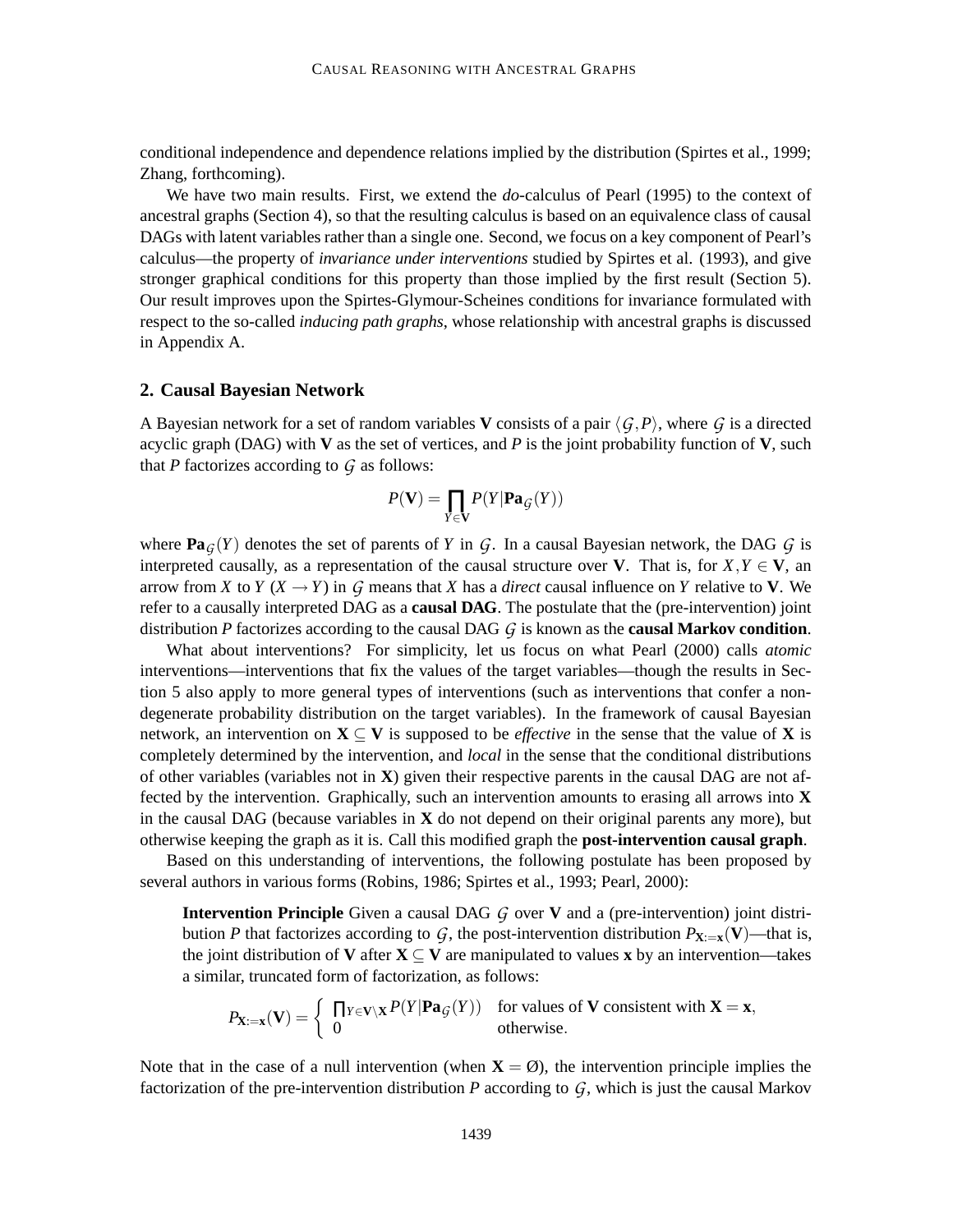conditional independence and dependence relations implied by the distribution (Spirtes et al., 1999; Zhang, forthcoming).

We have two main results. First, we extend the *do*-calculus of Pearl (1995) to the context of ancestral graphs (Section 4), so that the resulting calculus is based on an equivalence class of causal DAGs with latent variables rather than a single one. Second, we focus on a key component of Pearl's calculus—the property of *invariance under interventions* studied by Spirtes et al. (1993), and give stronger graphical conditions for this property than those implied by the first result (Section 5). Our result improves upon the Spirtes-Glymour-Scheines conditions for invariance formulated with respect to the so-called *inducing path graphs*, whose relationship with ancestral graphs is discussed in Appendix A.

## 2. Causal Bayesian Network

A Bayesian network for a set of random variables $\mathbf{V}$ consists of a pair $\langle \mathcal{G}, P \rangle$, where $\mathcal{G}$ is a directed acyclic graph (DAG) with $\mathbf{V}$ as the set of vertices, and $P$ is the joint probability function of $\mathbf{V}$, such that $P$ factorizes according to $\mathcal{G}$ as follows:

$$P(\mathbf{V}) = \prod_{Y \in \mathbf{V}} P(Y | \mathbf{Pa}_{\mathcal{G}}(Y))$$

where $\mathbf{Pa}_{\mathcal{G}}(Y)$ denotes the set of parents of $Y$ in $\mathcal{G}$. In a causal Bayesian network, the DAG $\mathcal{G}$ is interpreted causally, as a representation of the causal structure over $\mathbf{V}$. That is, for $X, Y \in \mathbf{V}$, an arrow from $X$ to $Y$ ($X \rightarrow Y$) in $\mathcal{G}$ means that $X$ has a *direct* causal influence on $Y$ relative to $\mathbf{V}$. We refer to a causally interpreted DAG as a **causal DAG**. The postulate that the (pre-intervention) joint distribution $P$ factorizes according to the causal DAG $\mathcal{G}$ is known as the **causal Markov condition**.

What about interventions? For simplicity, let us focus on what Pearl (2000) calls *atomic* interventions—interventions that fix the values of the target variables—though the results in Section 5 also apply to more general types of interventions (such as interventions that confer a non-degenerate probability distribution on the target variables). In the framework of causal Bayesian network, an intervention on $\mathbf{X} \subseteq \mathbf{V}$ is supposed to be *effective* in the sense that the value of $\mathbf{X}$ is completely determined by the intervention, and *local* in the sense that the conditional distributions of other variables (variables not in $\mathbf{X}$) given their respective parents in the causal DAG are not affected by the intervention. Graphically, such an intervention amounts to erasing all arrows into $\mathbf{X}$ in the causal DAG (because variables in $\mathbf{X}$ do not depend on their original parents any more), but otherwise keeping the graph as it is. Call this modified graph the **post-intervention causal graph**.

Based on this understanding of interventions, the following postulate has been proposed by several authors in various forms (Robins, 1986; Spirtes et al., 1993; Pearl, 2000):

> **Intervention Principle** Given a causal DAG $\mathcal{G}$ over $\mathbf{V}$ and a (pre-intervention) joint distribution $P$ that factorizes according to $\mathcal{G}$, the post-intervention distribution $P_{\mathbf{X}:=\mathbf{x}}(\mathbf{V})$—that is, the joint distribution of $\mathbf{V}$ after $\mathbf{X} \subseteq \mathbf{V}$ are manipulated to values $\mathbf{x}$ by an intervention—takes a similar, truncated form of factorization, as follows:
>
> $$P_{\mathbf{X}:=\mathbf{x}}(\mathbf{V}) = \begin{cases} \prod_{Y \in \mathbf{V} \setminus \mathbf{X}} P(Y | \mathbf{Pa}_{\mathcal{G}}(Y)) & \text{for values of } \mathbf{V} \text{ consistent with } \mathbf{X} = \mathbf{x}, \\ 0 & \text{otherwise}. \end{cases}$$

Note that in the case of a null intervention (when $\mathbf{X} = \emptyset$), the intervention principle implies the factorization of the pre-intervention distribution $P$ according to $\mathcal{G}$, which is just the causal Markov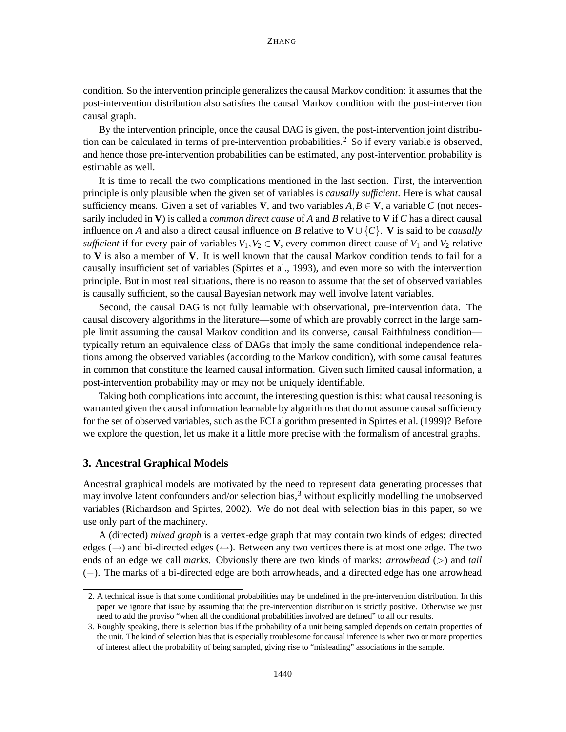condition. So the intervention principle generalizes the causal Markov condition: it assumes that the post-intervention distribution also satisfies the causal Markov condition with the post-intervention causal graph.

By the intervention principle, once the causal DAG is given, the post-intervention joint distribution can be calculated in terms of pre-intervention probabilities.[2] So if every variable is observed, and hence those pre-intervention probabilities can be estimated, any post-intervention probability is estimable as well.

It is time to recall the two complications mentioned in the last section. First, the intervention principle is only plausible when the given set of variables is *causally sufficient*. Here is what causal sufficiency means. Given a set of variables $\mathbf{V}$, and two variables $A, B \in \mathbf{V}$, a variable $C$ (not necessarily included in $\mathbf{V}$) is called a *common direct cause* of $A$ and $B$ relative to $\mathbf{V}$ if $C$ has a direct causal influence on $A$ and also a direct causal influence on $B$ relative to $\mathbf{V} \cup \{C\}$. $\mathbf{V}$ is said to be *causally sufficient* if for every pair of variables $V_1, V_2 \in \mathbf{V}$, every common direct cause of $V_1$ and $V_2$ relative to $\mathbf{V}$ is also a member of $\mathbf{V}$. It is well known that the causal Markov condition tends to fail for a causally insufficient set of variables (Spirtes et al., 1993), and even more so with the intervention principle. But in most real situations, there is no reason to assume that the set of observed variables is causally sufficient, so the causal Bayesian network may well involve latent variables.

Second, the causal DAG is not fully learnable with observational, pre-intervention data. The causal discovery algorithms in the literature—some of which are provably correct in the large sample limit assuming the causal Markov condition and its converse, causal Faithfulness condition—typically return an equivalence class of DAGs that imply the same conditional independence relations among the observed variables (according to the Markov condition), with some causal features in common that constitute the learned causal information. Given such limited causal information, a post-intervention probability may or may not be uniquely identifiable.

Taking both complications into account, the interesting question is this: what causal reasoning is warranted given the causal information learnable by algorithms that do not assume causal sufficiency for the set of observed variables, such as the FCI algorithm presented in Spirtes et al. (1999)? Before we explore the question, let us make it a little more precise with the formalism of ancestral graphs.

## 3. Ancestral Graphical Models

Ancestral graphical models are motivated by the need to represent data generating processes that may involve latent confounders and/or selection bias,[3] without explicitly modelling the unobserved variables (Richardson and Spirtes, 2002). We do not deal with selection bias in this paper, so we use only part of the machinery.

A (directed) *mixed graph* is a vertex-edge graph that may contain two kinds of edges: directed edges ($\rightarrow$) and bi-directed edges ($\leftrightarrow$). Between any two vertices there is at most one edge. The two ends of an edge we call *marks*. Obviously there are two kinds of marks: *arrowhead* ($>$) and *tail* ($-$). The marks of a bi-directed edge are both arrowheads, and a directed edge has one arrowhead

2. A technical issue is that some conditional probabilities may be undefined in the pre-intervention distribution. In this paper we ignore that issue by assuming that the pre-intervention distribution is strictly positive. Otherwise we just need to add the proviso "when all the conditional probabilities involved are defined" to all our results.

3. Roughly speaking, there is selection bias if the probability of a unit being sampled depends on certain properties of the unit. The kind of selection bias that is especially troublesome for causal inference is when two or more properties of interest affect the probability of being sampled, giving rise to "misleading" associations in the sample.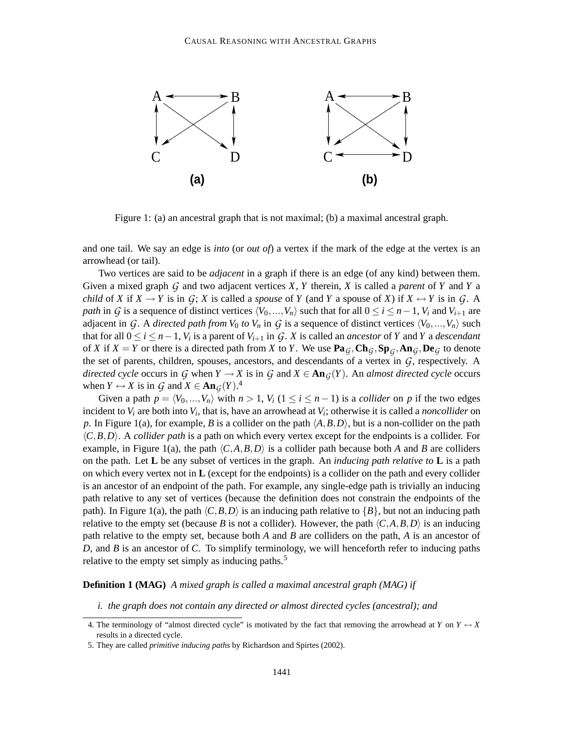Figure 1: (a) an ancestral graph that is not maximal; (b) a maximal ancestral graph.

and one tail. We say an edge is *into* (or *out of*) a vertex if the mark of the edge at the vertex is an arrowhead (or tail).

Two vertices are said to be *adjacent* in a graph if there is an edge (of any kind) between them. Given a mixed graph $\mathcal{G}$ and two adjacent vertices $X$, $Y$ therein, $X$ is called a *parent* of $Y$ and $Y$ a *child* of $X$ if $X \rightarrow Y$ is in $\mathcal{G}$; $X$ is called a *spouse* of $Y$ (and $Y$ a spouse of $X$) if $X \leftrightarrow Y$ is in $\mathcal{G}$. A *path* in $\mathcal{G}$ is a sequence of distinct vertices $\langle V_0, \ldots, V_n \rangle$ such that for all $0 \leq i \leq n-1$, $V_i$ and $V_{i+1}$ are adjacent in $\mathcal{G}$. A *directed path from $V_0$ to $V_n$* in $\mathcal{G}$ is a sequence of distinct vertices $\langle V_0, \ldots, V_n \rangle$ such that for all $0 \leq i \leq n-1$, $V_i$ is a parent of $V_{i+1}$ in $\mathcal{G}$. $X$ is called an *ancestor* of $Y$ and $Y$ a *descendant* of $X$ if $X = Y$ or there is a directed path from $X$ to $Y$. We use $\mathbf{Pa}_{\mathcal{G}}, \mathbf{Ch}_{\mathcal{G}}, \mathbf{Sp}_{\mathcal{G}}, \mathbf{An}_{\mathcal{G}}, \mathbf{De}_{\mathcal{G}}$ to denote the set of parents, children, spouses, ancestors, and descendants of a vertex in $\mathcal{G}$, respectively. A *directed cycle* occurs in $\mathcal{G}$ when $Y \rightarrow X$ is in $\mathcal{G}$ and $X \in \mathbf{An}_{\mathcal{G}}(Y)$. An *almost directed cycle* occurs when $Y \leftrightarrow X$ is in $\mathcal{G}$ and $X \in \mathbf{An}_{\mathcal{G}}(Y)$.[4]

Given a path $p = \langle V_0, \ldots, V_n \rangle$ with $n > 1$, $V_i$ ($1 \leq i \leq n-1$) is a *collider* on $p$ if the two edges incident to $V_i$ are both into $V_i$, that is, have an arrowhead at $V_i$; otherwise it is called a *noncollider* on $p$. In Figure 1(a), for example, $B$ is a collider on the path $\langle A, B, D \rangle$, but is a non-collider on the path $\langle C, B, D \rangle$. A *collider path* is a path on which every vertex except for the endpoints is a collider. For example, in Figure 1(a), the path $\langle C, A, B, D \rangle$ is a collider path because both $A$ and $B$ are colliders on the path. Let $\mathbf{L}$ be any subset of vertices in the graph. An *inducing path relative to* $\mathbf{L}$ is a path on which every vertex not in $\mathbf{L}$ (except for the endpoints) is a collider on the path and every collider is an ancestor of an endpoint of the path. For example, any single-edge path is trivially an inducing path relative to any set of vertices (because the definition does not constrain the endpoints of the path). In Figure 1(a), the path $\langle C, B, D \rangle$ is an inducing path relative to $\{B\}$, but not an inducing path relative to the empty set (because $B$ is not a collider). However, the path $\langle C, A, B, D \rangle$ is an inducing path relative to the empty set, because both $A$ and $B$ are colliders on the path, $A$ is an ancestor of $D$, and $B$ is an ancestor of $C$. To simplify terminology, we will henceforth refer to inducing paths relative to the empty set simply as inducing paths.[5]

**Definition 1 (MAG)** *A mixed graph is called a maximal ancestral graph (MAG) if*

*i. the graph does not contain any directed or almost directed cycles (ancestral); and*

4. The terminology of "almost directed cycle" is motivated by the fact that removing the arrowhead at $Y$ on $Y \leftrightarrow X$ results in a directed cycle.

5. They are called *primitive inducing paths* by Richardson and Spirtes (2002).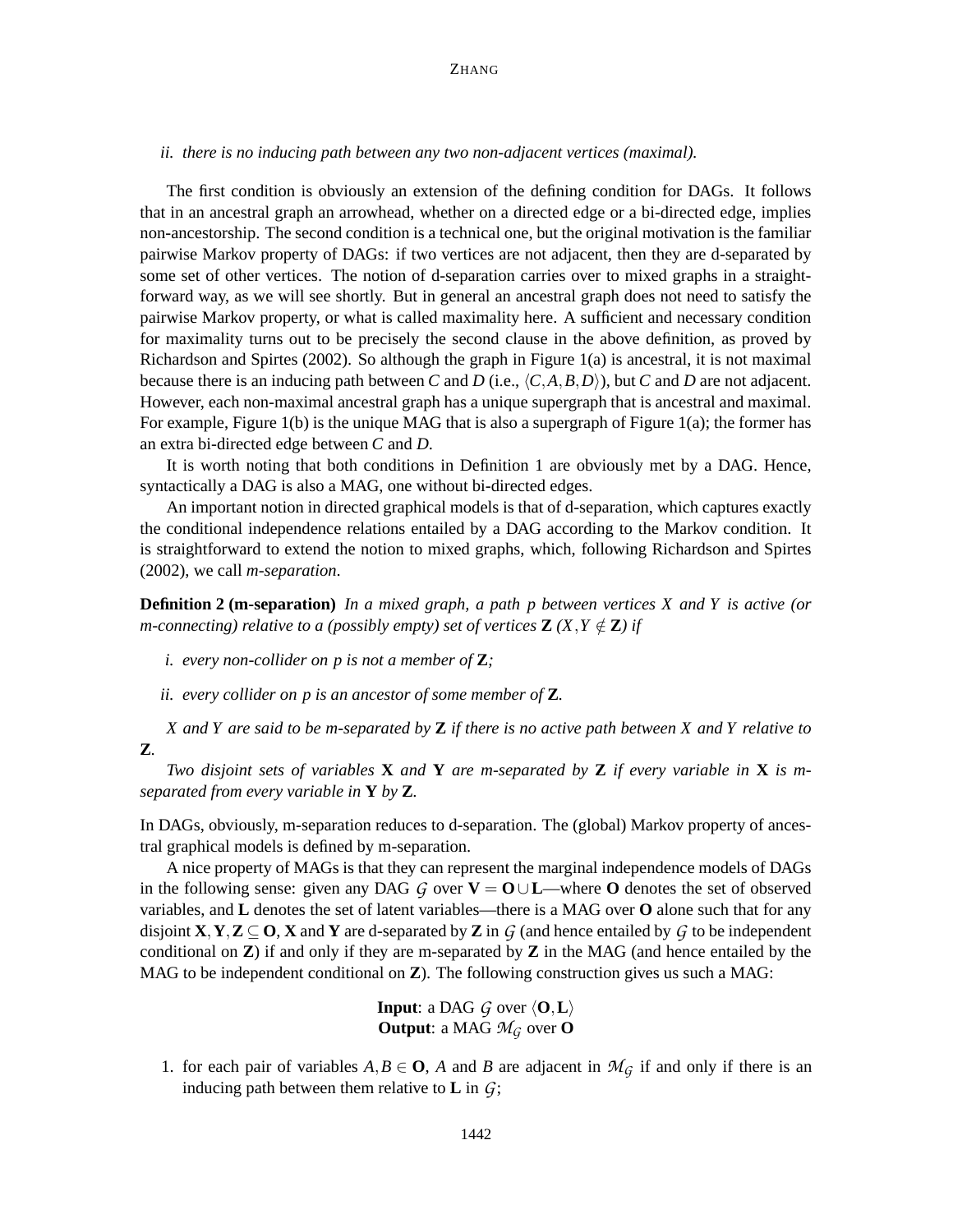*ii. there is no inducing path between any two non-adjacent vertices (maximal).*

The first condition is obviously an extension of the defining condition for DAGs. It follows that in an ancestral graph an arrowhead, whether on a directed edge or a bi-directed edge, implies non-ancestorship. The second condition is a technical one, but the original motivation is the familiar pairwise Markov property of DAGs: if two vertices are not adjacent, then they are d-separated by some set of other vertices. The notion of d-separation carries over to mixed graphs in a straightforward way, as we will see shortly. But in general an ancestral graph does not need to satisfy the pairwise Markov property, or what is called maximality here. A sufficient and necessary condition for maximality turns out to be precisely the second clause in the above definition, as proved by Richardson and Spirtes (2002). So although the graph in Figure 1(a) is ancestral, it is not maximal because there is an inducing path between $C$ and $D$ (i.e., $\langle C, A, B, D \rangle$), but $C$ and $D$ are not adjacent. However, each non-maximal ancestral graph has a unique supergraph that is ancestral and maximal. For example, Figure 1(b) is the unique MAG that is also a supergraph of Figure 1(a); the former has an extra bi-directed edge between $C$ and $D$.

It is worth noting that both conditions in Definition 1 are obviously met by a DAG. Hence, syntactically a DAG is also a MAG, one without bi-directed edges.

An important notion in directed graphical models is that of d-separation, which captures exactly the conditional independence relations entailed by a DAG according to the Markov condition. It is straightforward to extend the notion to mixed graphs, which, following Richardson and Spirtes (2002), we call *m-separation*.

**Definition 2 (m-separation)** *In a mixed graph, a path $p$ between vertices $X$ and $Y$ is active (or m-connecting) relative to a (possibly empty) set of vertices $\mathbf{Z}$ ($X, Y \notin \mathbf{Z}$) if*

*i. every non-collider on $p$ is not a member of $\mathbf{Z}$;*

*ii. every collider on $p$ is an ancestor of some member of $\mathbf{Z}$.*

*$X$ and $Y$ are said to be m-separated by $\mathbf{Z}$ if there is no active path between $X$ and $Y$ relative to $\mathbf{Z}$.*

*Two disjoint sets of variables $\mathbf{X}$ and $\mathbf{Y}$ are m-separated by $\mathbf{Z}$ if every variable in $\mathbf{X}$ is m-separated from every variable in $\mathbf{Y}$ by $\mathbf{Z}$.*

In DAGs, obviously, m-separation reduces to d-separation. The (global) Markov property of ancestral graphical models is defined by m-separation.

A nice property of MAGs is that they can represent the marginal independence models of DAGs in the following sense: given any DAG $\mathcal{G}$ over $\mathbf{V} = \mathbf{O} \cup \mathbf{L}$—where $\mathbf{O}$ denotes the set of observed variables, and $\mathbf{L}$ denotes the set of latent variables—there is a MAG over $\mathbf{O}$ alone such that for any disjoint $\mathbf{X}, \mathbf{Y}, \mathbf{Z} \subseteq \mathbf{O}$, $\mathbf{X}$ and $\mathbf{Y}$ are d-separated by $\mathbf{Z}$ in $\mathcal{G}$ (and hence entailed by $\mathcal{G}$ to be independent conditional on $\mathbf{Z}$) if and only if they are m-separated by $\mathbf{Z}$ in the MAG (and hence entailed by the MAG to be independent conditional on $\mathbf{Z}$). The following construction gives us such a MAG:

**Input**: a DAG $\mathcal{G}$ over $\langle \mathbf{O}, \mathbf{L} \rangle$
**Output**: a MAG $\mathcal{M}_{\mathcal{G}}$ over $\mathbf{O}$

1. for each pair of variables $A, B \in \mathbf{O}$, $A$ and $B$ are adjacent in $\mathcal{M}_{\mathcal{G}}$ if and only if there is an inducing path between them relative to $\mathbf{L}$ in $\mathcal{G}$;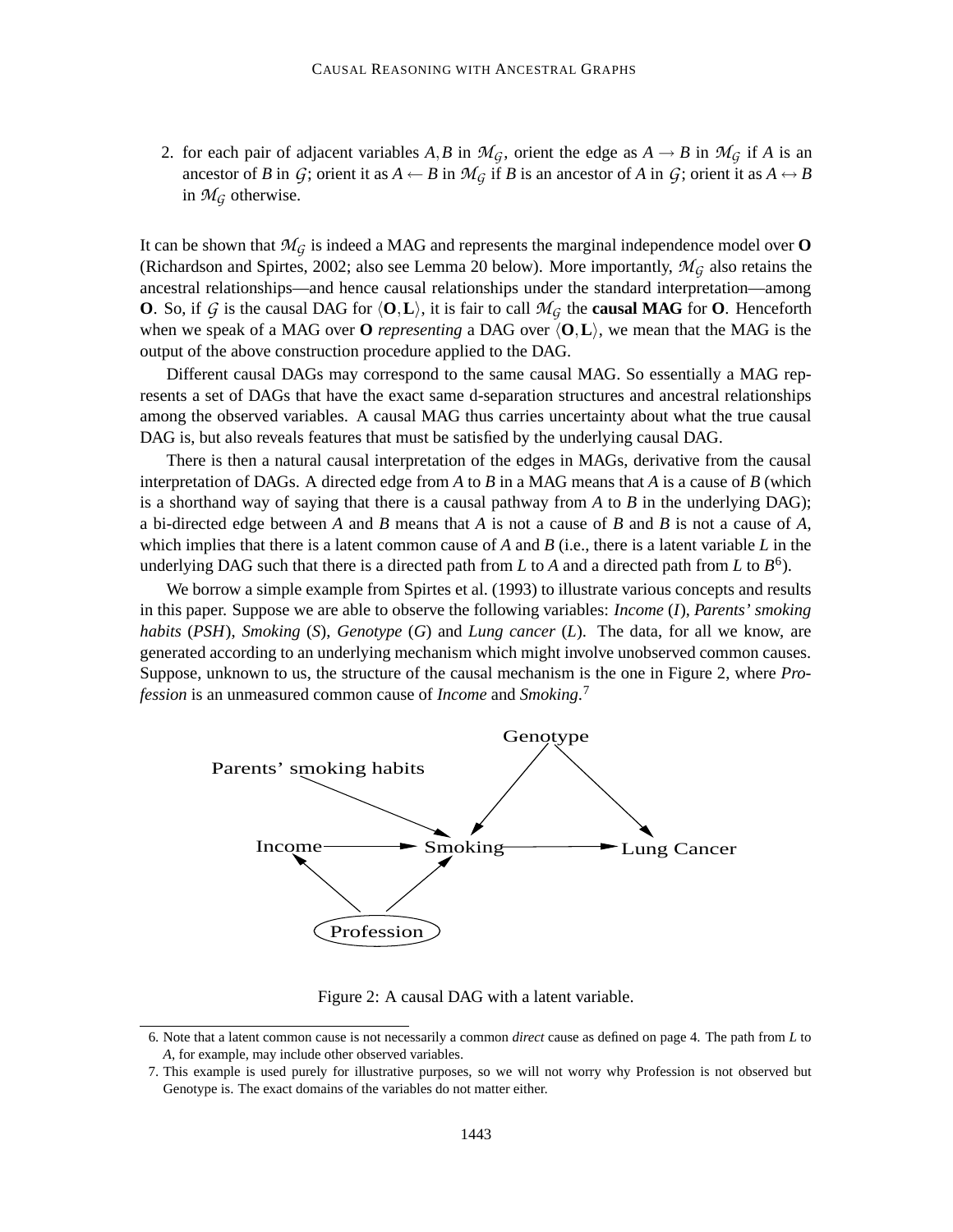2. for each pair of adjacent variables $A, B$ in $\mathcal{M}_{\mathcal{G}}$, orient the edge as $A \rightarrow B$ in $\mathcal{M}_{\mathcal{G}}$ if $A$ is an ancestor of $B$ in $\mathcal{G}$; orient it as $A \leftarrow B$ in $\mathcal{M}_{\mathcal{G}}$ if $B$ is an ancestor of $A$ in $\mathcal{G}$; orient it as $A \leftrightarrow B$ in $\mathcal{M}_{\mathcal{G}}$ otherwise.

It can be shown that $\mathcal{M}_{\mathcal{G}}$ is indeed a MAG and represents the marginal independence model over **O** (Richardson and Spirtes, 2002; also see Lemma 20 below). More importantly, $\mathcal{M}_{\mathcal{G}}$ also retains the ancestral relationships—and hence causal relationships under the standard interpretation—among **O**. So, if $\mathcal{G}$ is the causal DAG for $\langle \mathbf{O}, \mathbf{L} \rangle$, it is fair to call $\mathcal{M}_{\mathcal{G}}$ the **causal MAG** for **O**. Henceforth when we speak of a MAG over **O** *representing* a DAG over $\langle \mathbf{O}, \mathbf{L} \rangle$, we mean that the MAG is the output of the above construction procedure applied to the DAG.

Different causal DAGs may correspond to the same causal MAG. So essentially a MAG represents a set of DAGs that have the exact same d-separation structures and ancestral relationships among the observed variables. A causal MAG thus carries uncertainty about what the true causal DAG is, but also reveals features that must be satisfied by the underlying causal DAG.

There is then a natural causal interpretation of the edges in MAGs, derivative from the causal interpretation of DAGs. A directed edge from $A$ to $B$ in a MAG means that $A$ is a cause of $B$ (which is a shorthand way of saying that there is a causal pathway from $A$ to $B$ in the underlying DAG); a bi-directed edge between $A$ and $B$ means that $A$ is not a cause of $B$ and $B$ is not a cause of $A$, which implies that there is a latent common cause of $A$ and $B$ (i.e., there is a latent variable $L$ in the underlying DAG such that there is a directed path from $L$ to $A$ and a directed path from $L$ to $B$[6]).

We borrow a simple example from Spirtes et al. (1993) to illustrate various concepts and results in this paper. Suppose we are able to observe the following variables: *Income* ($I$), *Parents' smoking habits* ($PSH$), *Smoking* ($S$), *Genotype* ($G$) and *Lung cancer* ($L$). The data, for all we know, are generated according to an underlying mechanism which might involve unobserved common causes. Suppose, unknown to us, the structure of the causal mechanism is the one in Figure 2, where *Profession* is an unmeasured common cause of *Income* and *Smoking*.[7]

Figure 2: A causal DAG with a latent variable.

6. Note that a latent common cause is not necessarily a common *direct* cause as defined on page 4. The path from $L$ to $A$, for example, may include other observed variables.

7. This example is used purely for illustrative purposes, so we will not worry why Profession is not observed but Genotype is. The exact domains of the variables do not matter either.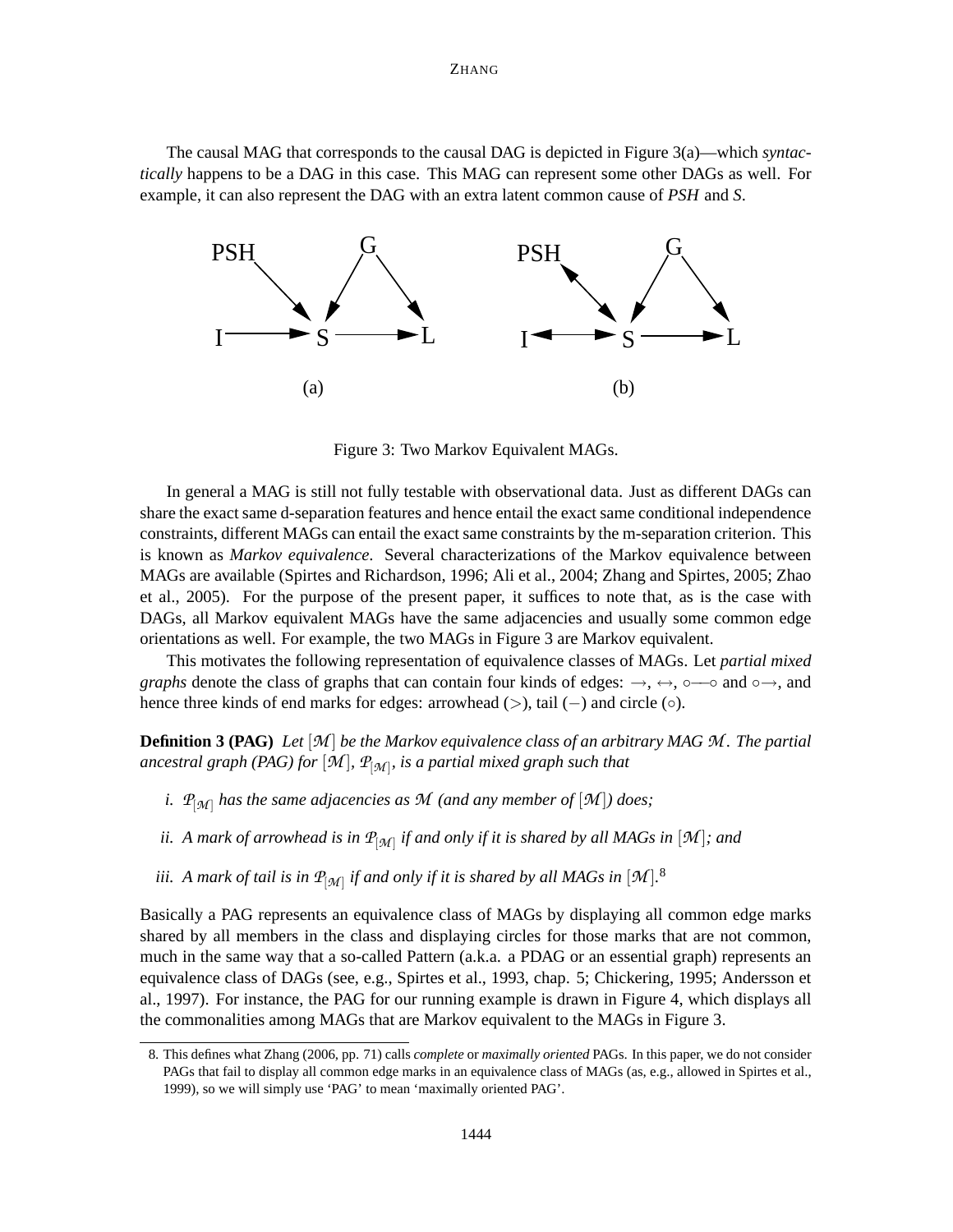The causal MAG that corresponds to the causal DAG is depicted in Figure 3(a)—which *syntactically* happens to be a DAG in this case. This MAG can represent some other DAGs as well. For example, it can also represent the DAG with an extra latent common cause of *PSH* and *S*.

Figure 3: Two Markov Equivalent MAGs.

In general a MAG is still not fully testable with observational data. Just as different DAGs can share the exact same d-separation features and hence entail the exact same conditional independence constraints, different MAGs can entail the exact same constraints by the m-separation criterion. This is known as *Markov equivalence*. Several characterizations of the Markov equivalence between MAGs are available (Spirtes and Richardson, 1996; Ali et al., 2004; Zhang and Spirtes, 2005; Zhao et al., 2005). For the purpose of the present paper, it suffices to note that, as is the case with DAGs, all Markov equivalent MAGs have the same adjacencies and usually some common edge orientations as well. For example, the two MAGs in Figure 3 are Markov equivalent.

This motivates the following representation of equivalence classes of MAGs. Let *partial mixed graphs* denote the class of graphs that can contain four kinds of edges: $\rightarrow$, $\leftrightarrow$, $\circ\!\!-\!\!\circ$ and $\circ\!\!\rightarrow$, and hence three kinds of end marks for edges: arrowhead ($>$), tail ($-$) and circle ($\circ$).

**Definition 3 (PAG)** *Let $[\mathcal{M}]$ be the Markov equivalence class of an arbitrary MAG $\mathcal{M}$. The partial ancestral graph (PAG) for $[\mathcal{M}]$, $\mathcal{P}_{[\mathcal{M}]}$, is a partial mixed graph such that*

*i. $\mathcal{P}_{[\mathcal{M}]}$ has the same adjacencies as $\mathcal{M}$ (and any member of $[\mathcal{M}]$) does;*

*ii. A mark of arrowhead is in $\mathcal{P}_{[\mathcal{M}]}$ if and only if it is shared by all MAGs in $[\mathcal{M}]$; and*

*iii. A mark of tail is in $\mathcal{P}_{[\mathcal{M}]}$ if and only if it is shared by all MAGs in $[\mathcal{M}]$.*[8]

Basically a PAG represents an equivalence class of MAGs by displaying all common edge marks shared by all members in the class and displaying circles for those marks that are not common, much in the same way that a so-called Pattern (a.k.a. a PDAG or an essential graph) represents an equivalence class of DAGs (see, e.g., Spirtes et al., 1993, chap. 5; Chickering, 1995; Andersson et al., 1997). For instance, the PAG for our running example is drawn in Figure 4, which displays all the commonalities among MAGs that are Markov equivalent to the MAGs in Figure 3.

8. This defines what Zhang (2006, pp. 71) calls *complete* or *maximally oriented* PAGs. In this paper, we do not consider PAGs that fail to display all common edge marks in an equivalence class of MAGs (as, e.g., allowed in Spirtes et al., 1999), so we will simply use 'PAG' to mean 'maximally oriented PAG'.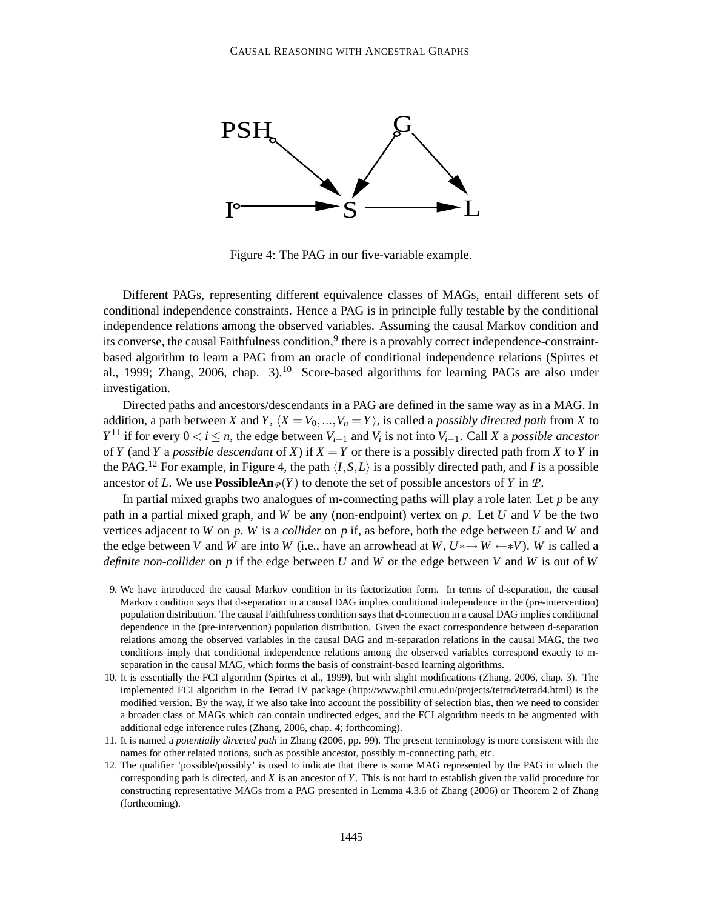Figure 4: The PAG in our five-variable example.

Different PAGs, representing different equivalence classes of MAGs, entail different sets of conditional independence constraints. Hence a PAG is in principle fully testable by the conditional independence relations among the observed variables. Assuming the causal Markov condition and its converse, the causal Faithfulness condition,[9] there is a provably correct independence-constraint-based algorithm to learn a PAG from an oracle of conditional independence relations (Spirtes et al., 1999; Zhang, 2006, chap. 3).[10] Score-based algorithms for learning PAGs are also under investigation.

Directed paths and ancestors/descendants in a PAG are defined in the same way as in a MAG. In addition, a path between $X$ and $Y$, $\langle X = V_0, ..., V_n = Y \rangle$, is called a *possibly directed path* from $X$ to $Y$[11] if for every $0 < i \leq n$, the edge between $V_{i-1}$ and $V_i$ is not into $V_{i-1}$. Call $X$ a *possible ancestor* of $Y$ (and $Y$ a *possible descendant* of $X$) if $X = Y$ or there is a possibly directed path from $X$ to $Y$ in the PAG.[12] For example, in Figure 4, the path $\langle I, S, L \rangle$ is a possibly directed path, and $I$ is a possible ancestor of $L$. We use $\mathbf{PossibleAn}_{\mathcal{P}}(Y)$ to denote the set of possible ancestors of $Y$ in $\mathcal{P}$.

In partial mixed graphs two analogues of m-connecting paths will play a role later. Let $p$ be any path in a partial mixed graph, and $W$ be any (non-endpoint) vertex on $p$. Let $U$ and $V$ be the two vertices adjacent to $W$ on $p$. $W$ is a *collider* on $p$ if, as before, both the edge between $U$ and $W$ and the edge between $V$ and $W$ are into $W$ (i.e., have an arrowhead at $W$, $U * \!\!\rightarrow W \leftarrow\!\! * V$). $W$ is called a *definite non-collider* on $p$ if the edge between $U$ and $W$ or the edge between $V$ and $W$ is out of $W$

---

9. We have introduced the causal Markov condition in its factorization form. In terms of d-separation, the causal Markov condition says that d-separation in a causal DAG implies conditional independence in the (pre-intervention) population distribution. The causal Faithfulness condition says that d-connection in a causal DAG implies conditional dependence in the (pre-intervention) population distribution. Given the exact correspondence between d-separation relations among the observed variables in the causal DAG and m-separation relations in the causal MAG, the two conditions imply that conditional independence relations among the observed variables correspond exactly to m-separation in the causal MAG, which forms the basis of constraint-based learning algorithms.

10. It is essentially the FCI algorithm (Spirtes et al., 1999), but with slight modifications (Zhang, 2006, chap. 3). The implemented FCI algorithm in the Tetrad IV package (http://www.phil.cmu.edu/projects/tetrad/tetrad4.html) is the modified version. By the way, if we also take into account the possibility of selection bias, then we need to consider a broader class of MAGs which can contain undirected edges, and the FCI algorithm needs to be augmented with additional edge inference rules (Zhang, 2006, chap. 4; forthcoming).

11. It is named a *potentially directed path* in Zhang (2006, pp. 99). The present terminology is more consistent with the names for other related notions, such as possible ancestor, possibly m-connecting path, etc.

12. The qualifier 'possible/possibly' is used to indicate that there is some MAG represented by the PAG in which the corresponding path is directed, and $X$ is an ancestor of $Y$. This is not hard to establish given the valid procedure for constructing representative MAGs from a PAG presented in Lemma 4.3.6 of Zhang (2006) or Theorem 2 of Zhang (forthcoming).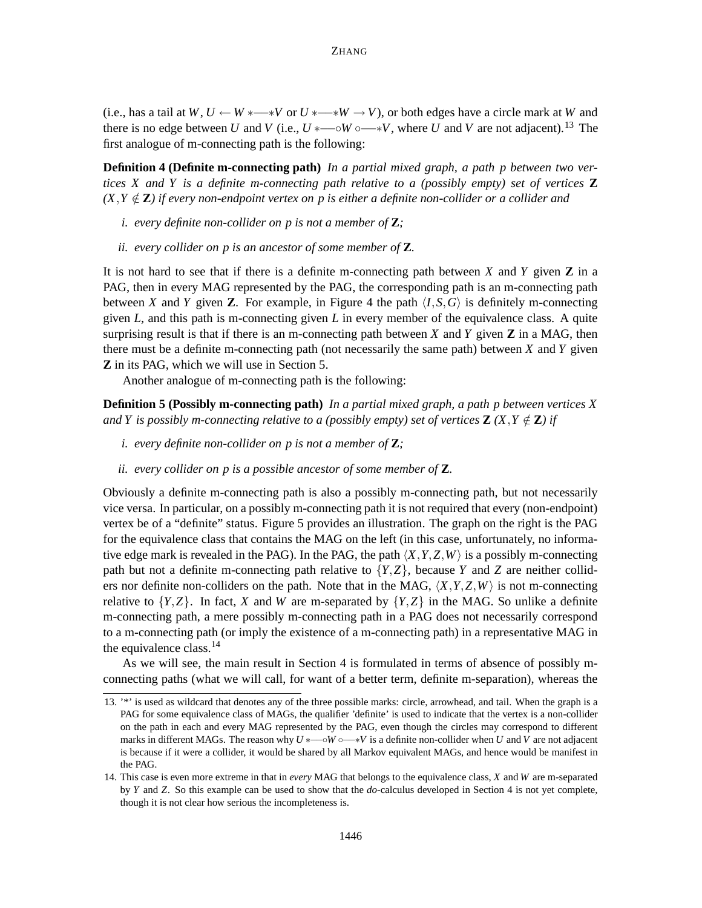(i.e., has a tail at $W$, $U \leftarrow W *\!\!-\!\!* V$ or $U *\!\!-\!\!* W \rightarrow V$), or both edges have a circle mark at $W$ and there is no edge between $U$ and $V$ (i.e., $U *\!\!-\!\!\circ W \circ\!\!-\!\!* V$, where $U$ and $V$ are not adjacent).[13] The first analogue of m-connecting path is the following:

**Definition 4 (Definite m-connecting path)** *In a partial mixed graph, a path $p$ between two vertices $X$ and $Y$ is a definite m-connecting path relative to a (possibly empty) set of vertices $\mathbf{Z}$ ($X, Y \notin \mathbf{Z}$) if every non-endpoint vertex on $p$ is either a definite non-collider or a collider and*

- *i. every definite non-collider on $p$ is not a member of $\mathbf{Z}$;*
- *ii. every collider on $p$ is an ancestor of some member of $\mathbf{Z}$.*

It is not hard to see that if there is a definite m-connecting path between $X$ and $Y$ given $\mathbf{Z}$ in a PAG, then in every MAG represented by the PAG, the corresponding path is an m-connecting path between $X$ and $Y$ given $\mathbf{Z}$. For example, in Figure 4 the path $\langle I, S, G \rangle$ is definitely m-connecting given $L$, and this path is m-connecting given $L$ in every member of the equivalence class. A quite surprising result is that if there is an m-connecting path between $X$ and $Y$ given $\mathbf{Z}$ in a MAG, then there must be a definite m-connecting path (not necessarily the same path) between $X$ and $Y$ given $\mathbf{Z}$ in its PAG, which we will use in Section 5.

Another analogue of m-connecting path is the following:

**Definition 5 (Possibly m-connecting path)** *In a partial mixed graph, a path $p$ between vertices $X$ and $Y$ is possibly m-connecting relative to a (possibly empty) set of vertices $\mathbf{Z}$ ($X, Y \notin \mathbf{Z}$) if*

- *i. every definite non-collider on $p$ is not a member of $\mathbf{Z}$;*
- *ii. every collider on $p$ is a possible ancestor of some member of $\mathbf{Z}$.*

Obviously a definite m-connecting path is also a possibly m-connecting path, but not necessarily vice versa. In particular, on a possibly m-connecting path it is not required that every (non-endpoint) vertex be of a "definite" status. Figure 5 provides an illustration. The graph on the right is the PAG for the equivalence class that contains the MAG on the left (in this case, unfortunately, no informative edge mark is revealed in the PAG). In the PAG, the path $\langle X, Y, Z, W \rangle$ is a possibly m-connecting path but not a definite m-connecting path relative to $\{Y, Z\}$, because $Y$ and $Z$ are neither colliders nor definite non-colliders on the path. Note that in the MAG, $\langle X, Y, Z, W \rangle$ is not m-connecting relative to $\{Y, Z\}$. In fact, $X$ and $W$ are m-separated by $\{Y, Z\}$ in the MAG. So unlike a definite m-connecting path, a mere possibly m-connecting path in a PAG does not necessarily correspond to a m-connecting path (or imply the existence of a m-connecting path) in a representative MAG in the equivalence class.[14]

As we will see, the main result in Section 4 is formulated in terms of absence of possibly m-connecting paths (what we will call, for want of a better term, definite m-separation), whereas the

---

13. '*' is used as wildcard that denotes any of the three possible marks: circle, arrowhead, and tail. When the graph is a PAG for some equivalence class of MAGs, the qualifier 'definite' is used to indicate that the vertex is a non-collider on the path in each and every MAG represented by the PAG, even though the circles may correspond to different marks in different MAGs. The reason why $U *\!\!-\!\!\circ W \circ\!\!-\!\!* V$ is a definite non-collider when $U$ and $V$ are not adjacent is because if it were a collider, it would be shared by all Markov equivalent MAGs, and hence would be manifest in the PAG.

14. This case is even more extreme in that in *every* MAG that belongs to the equivalence class, $X$ and $W$ are m-separated by $Y$ and $Z$. So this example can be used to show that the *do*-calculus developed in Section 4 is not yet complete, though it is not clear how serious the incompleteness is.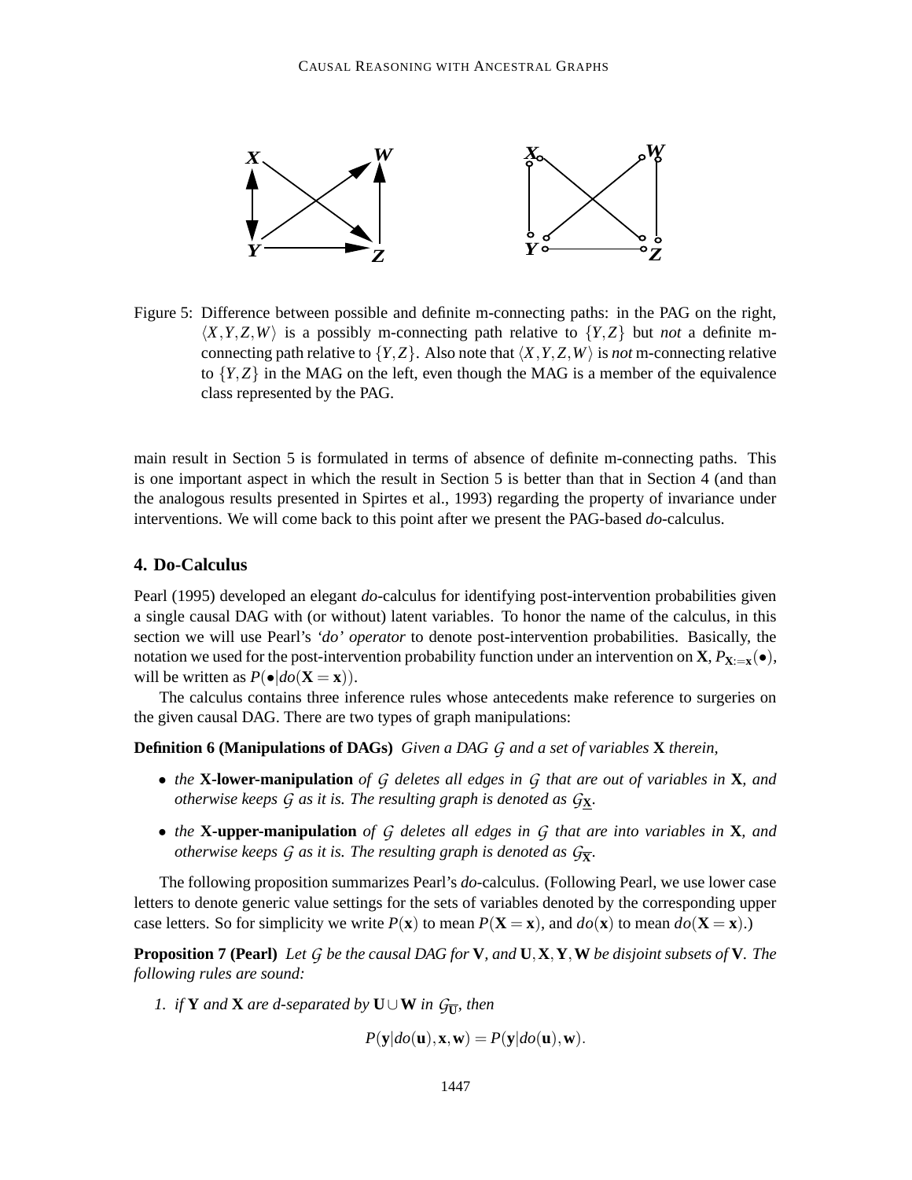Figure 5: Difference between possible and definite m-connecting paths: in the PAG on the right, $\langle X,Y,Z,W \rangle$ is a possibly m-connecting path relative to $\{Y,Z\}$ but *not* a definite m-connecting path relative to $\{Y,Z\}$. Also note that $\langle X,Y,Z,W \rangle$ is *not* m-connecting relative to $\{Y,Z\}$ in the MAG on the left, even though the MAG is a member of the equivalence class represented by the PAG.

main result in Section 5 is formulated in terms of absence of definite m-connecting paths. This is one important aspect in which the result in Section 5 is better than that in Section 4 (and than the analogous results presented in Spirtes et al., 1993) regarding the property of invariance under interventions. We will come back to this point after we present the PAG-based *do*-calculus.

## 4. Do-Calculus

Pearl (1995) developed an elegant *do*-calculus for identifying post-intervention probabilities given a single causal DAG with (or without) latent variables. To honor the name of the calculus, in this section we will use Pearl's *'do' operator* to denote post-intervention probabilities. Basically, the notation we used for the post-intervention probability function under an intervention on $\mathbf{X}$, $P_{\mathbf{X}:=\mathbf{x}}(\bullet)$, will be written as $P(\bullet|do(\mathbf{X}=\mathbf{x}))$.

The calculus contains three inference rules whose antecedents make reference to surgeries on the given causal DAG. There are two types of graph manipulations:

**Definition 6 (Manipulations of DAGs)** *Given a DAG $\mathcal{G}$ and a set of variables $\mathbf{X}$ therein,*

- *the* **X-lower-manipulation** *of $\mathcal{G}$ deletes all edges in $\mathcal{G}$ that are out of variables in $\mathbf{X}$, and otherwise keeps $\mathcal{G}$ as it is. The resulting graph is denoted as $\mathcal{G}_{\underline{\mathbf{X}}}$.*
- *the* **X-upper-manipulation** *of $\mathcal{G}$ deletes all edges in $\mathcal{G}$ that are into variables in $\mathbf{X}$, and otherwise keeps $\mathcal{G}$ as it is. The resulting graph is denoted as $\mathcal{G}_{\overline{\mathbf{X}}}$.*

The following proposition summarizes Pearl's *do*-calculus. (Following Pearl, we use lower case letters to denote generic value settings for the sets of variables denoted by the corresponding upper case letters. So for simplicity we write $P(\mathbf{x})$ to mean $P(\mathbf{X}=\mathbf{x})$, and $do(\mathbf{x})$ to mean $do(\mathbf{X}=\mathbf{x})$.)

**Proposition 7 (Pearl)** *Let $\mathcal{G}$ be the causal DAG for $\mathbf{V}$, and $\mathbf{U},\mathbf{X},\mathbf{Y},\mathbf{W}$ be disjoint subsets of $\mathbf{V}$. The following rules are sound:*

1. *if $\mathbf{Y}$ and $\mathbf{X}$ are d-separated by $\mathbf{U}\cup\mathbf{W}$ in $\mathcal{G}_{\overline{\mathbf{U}}}$, then*

$$P(\mathbf{y}|do(\mathbf{u}),\mathbf{x},\mathbf{w}) = P(\mathbf{y}|do(\mathbf{u}),\mathbf{w}).$$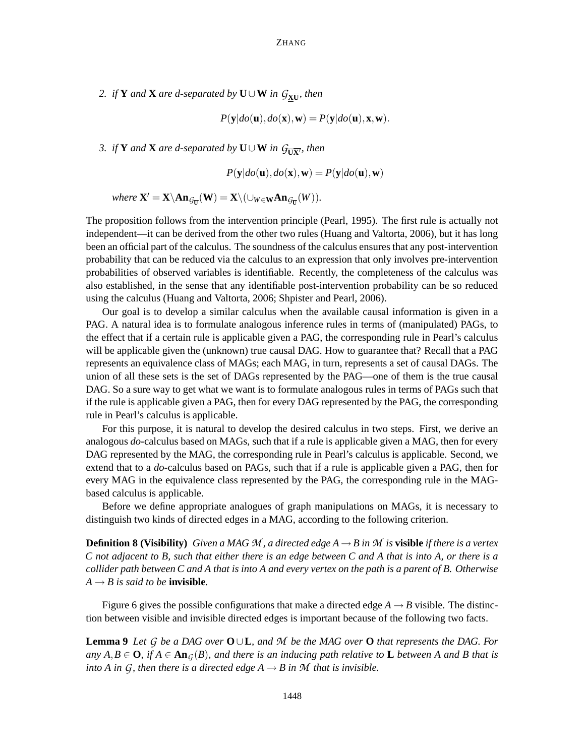2. *if* $\mathbf{Y}$ *and* $\mathbf{X}$ *are d-separated by* $\mathbf{U} \cup \mathbf{W}$ *in* $\mathcal{G}_{\underline{\mathbf{X}}\overline{\mathbf{U}}}$*, then*

$$P(\mathbf{y}|do(\mathbf{u}), do(\mathbf{x}), \mathbf{w}) = P(\mathbf{y}|do(\mathbf{u}), \mathbf{x}, \mathbf{w}).$$

3. *if* $\mathbf{Y}$ *and* $\mathbf{X}$ *are d-separated by* $\mathbf{U} \cup \mathbf{W}$ *in* $\mathcal{G}_{\overline{\mathbf{U}}\overline{\mathbf{X}'}}$*, then*

$$P(\mathbf{y}|do(\mathbf{u}), do(\mathbf{x}), \mathbf{w}) = P(\mathbf{y}|do(\mathbf{u}), \mathbf{w})$$

*where* $\mathbf{X}' = \mathbf{X} \backslash \mathbf{An}_{\mathcal{G}_{\overline{\mathbf{U}}}}(\mathbf{W}) = \mathbf{X} \backslash (\cup_{W \in \mathbf{W}} \mathbf{An}_{\mathcal{G}_{\overline{\mathbf{U}}}}(W))$.

The proposition follows from the intervention principle (Pearl, 1995). The first rule is actually not independent—it can be derived from the other two rules (Huang and Valtorta, 2006), but it has long been an official part of the calculus. The soundness of the calculus ensures that any post-intervention probability that can be reduced via the calculus to an expression that only involves pre-intervention probabilities of observed variables is identifiable. Recently, the completeness of the calculus was also established, in the sense that any identifiable post-intervention probability can be so reduced using the calculus (Huang and Valtorta, 2006; Shpister and Pearl, 2006).

Our goal is to develop a similar calculus when the available causal information is given in a PAG. A natural idea is to formulate analogous inference rules in terms of (manipulated) PAGs, to the effect that if a certain rule is applicable given a PAG, the corresponding rule in Pearl's calculus will be applicable given the (unknown) true causal DAG. How to guarantee that? Recall that a PAG represents an equivalence class of MAGs; each MAG, in turn, represents a set of causal DAGs. The union of all these sets is the set of DAGs represented by the PAG—one of them is the true causal DAG. So a sure way to get what we want is to formulate analogous rules in terms of PAGs such that if the rule is applicable given a PAG, then for every DAG represented by the PAG, the corresponding rule in Pearl's calculus is applicable.

For this purpose, it is natural to develop the desired calculus in two steps. First, we derive an analogous *do*-calculus based on MAGs, such that if a rule is applicable given a MAG, then for every DAG represented by the MAG, the corresponding rule in Pearl's calculus is applicable. Second, we extend that to a *do*-calculus based on PAGs, such that if a rule is applicable given a PAG, then for every MAG in the equivalence class represented by the PAG, the corresponding rule in the MAG-based calculus is applicable.

Before we define appropriate analogues of graph manipulations on MAGs, it is necessary to distinguish two kinds of directed edges in a MAG, according to the following criterion.

**Definition 8 (Visibility)** *Given a MAG* $\mathcal{M}$*, a directed edge* $A \to B$ *in* $\mathcal{M}$ *is* **visible** *if there is a vertex* $C$ *not adjacent to* $B$*, such that either there is an edge between* $C$ *and* $A$ *that is into* $A$*, or there is a collider path between* $C$ *and* $A$ *that is into* $A$ *and every vertex on the path is a parent of* $B$*. Otherwise* $A \to B$ *is said to be* **invisible***.*

Figure 6 gives the possible configurations that make a directed edge $A \to B$ visible. The distinction between visible and invisible directed edges is important because of the following two facts.

**Lemma 9** *Let* $\mathcal{G}$ *be a DAG over* $\mathbf{O} \cup \mathbf{L}$*, and* $\mathcal{M}$ *be the MAG over* $\mathbf{O}$ *that represents the DAG. For any* $A, B \in \mathbf{O}$*, if* $A \in \mathbf{An}_{\mathcal{G}}(B)$*, and there is an inducing path relative to* $\mathbf{L}$ *between* $A$ *and* $B$ *that is into* $A$ *in* $\mathcal{G}$*, then there is a directed edge* $A \to B$ *in* $\mathcal{M}$ *that is invisible.*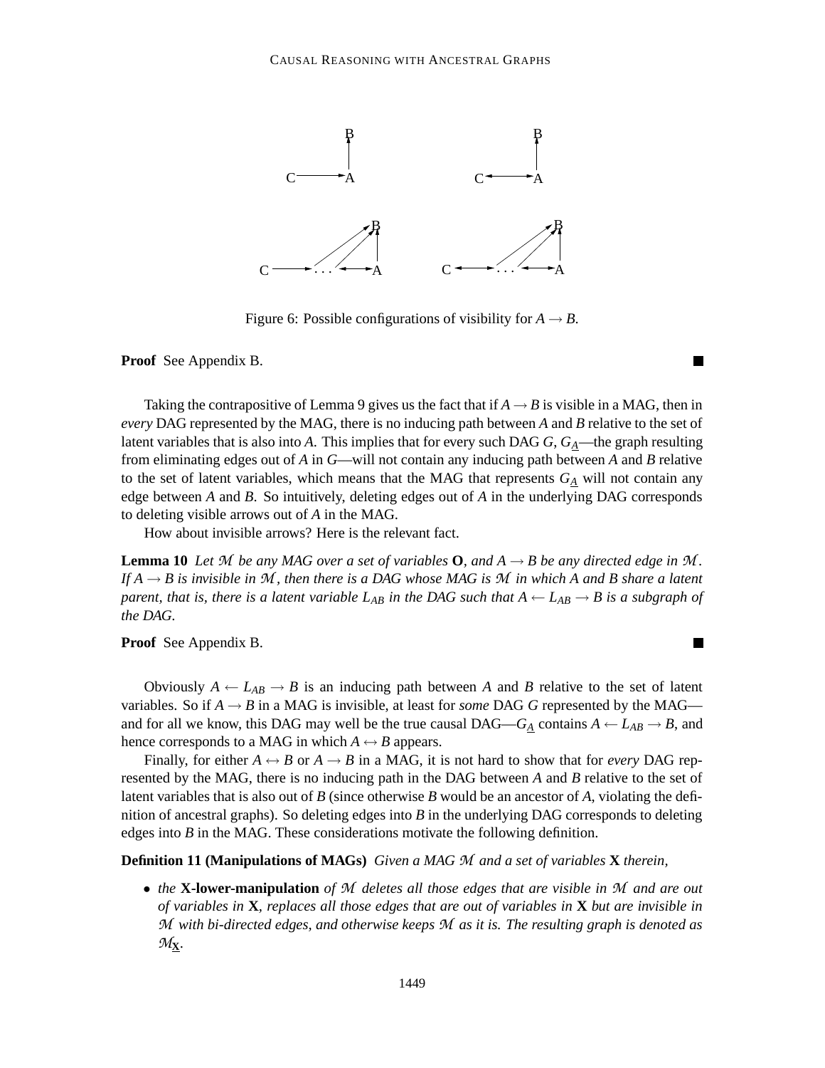Figure 6: Possible configurations of visibility for $A \to B$.

**Proof** See Appendix B. ■

Taking the contrapositive of Lemma 9 gives us the fact that if $A \to B$ is visible in a MAG, then in *every* DAG represented by the MAG, there is no inducing path between $A$ and $B$ relative to the set of latent variables that is also into $A$. This implies that for every such DAG $G$, $G_{\underline{A}}$—the graph resulting from eliminating edges out of $A$ in $G$—will not contain any inducing path between $A$ and $B$ relative to the set of latent variables, which means that the MAG that represents $G_{\underline{A}}$ will not contain any edge between $A$ and $B$. So intuitively, deleting edges out of $A$ in the underlying DAG corresponds to deleting visible arrows out of $A$ in the MAG.

How about invisible arrows? Here is the relevant fact.

**Lemma 10** *Let $\mathcal{M}$ be any MAG over a set of variables $\mathbf{O}$, and $A \to B$ be any directed edge in $\mathcal{M}$. If $A \to B$ is invisible in $\mathcal{M}$, then there is a DAG whose MAG is $\mathcal{M}$ in which $A$ and $B$ share a latent parent, that is, there is a latent variable $L_{AB}$ in the DAG such that $A \leftarrow L_{AB} \to B$ is a subgraph of the DAG.*

**Proof** See Appendix B. ■

Obviously $A \leftarrow L_{AB} \to B$ is an inducing path between $A$ and $B$ relative to the set of latent variables. So if $A \to B$ in a MAG is invisible, at least for *some* DAG $G$ represented by the MAG—and for all we know, this DAG may well be the true causal DAG—$G_{\underline{A}}$ contains $A \leftarrow L_{AB} \to B$, and hence corresponds to a MAG in which $A \leftrightarrow B$ appears.

Finally, for either $A \leftrightarrow B$ or $A \to B$ in a MAG, it is not hard to show that for *every* DAG represented by the MAG, there is no inducing path in the DAG between $A$ and $B$ relative to the set of latent variables that is also out of $B$ (since otherwise $B$ would be an ancestor of $A$, violating the definition of ancestral graphs). So deleting edges into $B$ in the underlying DAG corresponds to deleting edges into $B$ in the MAG. These considerations motivate the following definition.

**Definition 11 (Manipulations of MAGs)** *Given a MAG $\mathcal{M}$ and a set of variables $\mathbf{X}$ therein,*

- *the* **X-lower-manipulation** *of $\mathcal{M}$ deletes all those edges that are visible in $\mathcal{M}$ and are out of variables in $\mathbf{X}$, replaces all those edges that are out of variables in $\mathbf{X}$ but are invisible in $\mathcal{M}$ with bi-directed edges, and otherwise keeps $\mathcal{M}$ as it is. The resulting graph is denoted as $\mathcal{M}_{\underline{\mathbf{X}}}$.*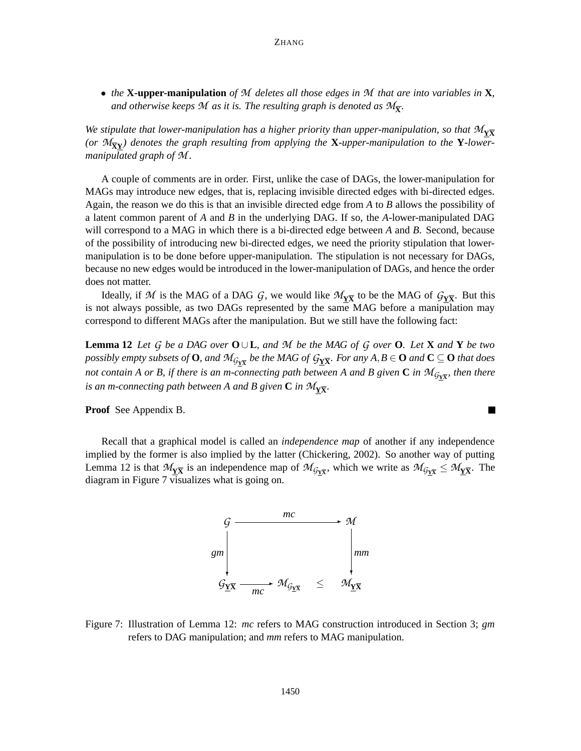- *the* **X-upper-manipulation** *of $\mathcal{M}$ deletes all those edges in $\mathcal{M}$ that are into variables in* **X**, *and otherwise keeps $\mathcal{M}$ as it is. The resulting graph is denoted as $\mathcal{M}_{\overline{\mathbf{X}}}$.*

*We stipulate that lower-manipulation has a higher priority than upper-manipulation, so that $\mathcal{M}_{\underline{\mathbf{Y}}\overline{\mathbf{X}}}$ (or $\mathcal{M}_{\overline{\mathbf{X}}\underline{\mathbf{Y}}}$) denotes the graph resulting from applying the* **X***-upper-manipulation to the* **Y***-lower-manipulated graph of $\mathcal{M}$.*

A couple of comments are in order. First, unlike the case of DAGs, the lower-manipulation for MAGs may introduce new edges, that is, replacing invisible directed edges with bi-directed edges. Again, the reason we do this is that an invisible directed edge from *A* to *B* allows the possibility of a latent common parent of *A* and *B* in the underlying DAG. If so, the *A*-lower-manipulated DAG will correspond to a MAG in which there is a bi-directed edge between *A* and *B*. Second, because of the possibility of introducing new bi-directed edges, we need the priority stipulation that lower-manipulation is to be done before upper-manipulation. The stipulation is not necessary for DAGs, because no new edges would be introduced in the lower-manipulation of DAGs, and hence the order does not matter.

Ideally, if $\mathcal{M}$ is the MAG of a DAG $\mathcal{G}$, we would like $\mathcal{M}_{\underline{\mathbf{Y}}\overline{\mathbf{X}}}$ to be the MAG of $\mathcal{G}_{\underline{\mathbf{Y}}\overline{\mathbf{X}}}$. But this is not always possible, as two DAGs represented by the same MAG before a manipulation may correspond to different MAGs after the manipulation. But we still have the following fact:

**Lemma 12** *Let $\mathcal{G}$ be a DAG over $\mathbf{O} \cup \mathbf{L}$, and $\mathcal{M}$ be the MAG of $\mathcal{G}$ over* **O**. *Let* **X** *and* **Y** *be two possibly empty subsets of* **O**, *and $\mathcal{M}_{\mathcal{G}_{\underline{\mathbf{Y}}\overline{\mathbf{X}}}}$ be the MAG of $\mathcal{G}_{\underline{\mathbf{Y}}\overline{\mathbf{X}}}$. For any $A, B \in \mathbf{O}$ and $\mathbf{C} \subseteq \mathbf{O}$ that does not contain A or B, if there is an m-connecting path between A and B given* **C** *in $\mathcal{M}_{\mathcal{G}_{\underline{\mathbf{Y}}\overline{\mathbf{X}}}}$, then there is an m-connecting path between A and B given* **C** *in $\mathcal{M}_{\underline{\mathbf{Y}}\overline{\mathbf{X}}}$.*

**Proof** See Appendix B. ∎

Recall that a graphical model is called an *independence map* of another if any independence implied by the former is also implied by the latter (Chickering, 2002). So another way of putting Lemma 12 is that $\mathcal{M}_{\underline{\mathbf{Y}}\overline{\mathbf{X}}}$ is an independence map of $\mathcal{M}_{\mathcal{G}_{\underline{\mathbf{Y}}\overline{\mathbf{X}}}}$, which we write as $\mathcal{M}_{\mathcal{G}_{\underline{\mathbf{Y}}\overline{\mathbf{X}}}} \leq \mathcal{M}_{\underline{\mathbf{Y}}\overline{\mathbf{X}}}$. The diagram in Figure 7 visualizes what is going on.

$$
\begin{array}{ccccc}
\mathcal{G} & & \xrightarrow{\quad mc \quad} & & \mathcal{M} \\
\big\downarrow gm & & & & \big\downarrow mm \\
\mathcal{G}_{\underline{\mathbf{Y}}\overline{\mathbf{X}}} & \xrightarrow[mc]{} & \mathcal{M}_{\mathcal{G}_{\underline{\mathbf{Y}}\overline{\mathbf{X}}}} & \leq & \mathcal{M}_{\underline{\mathbf{Y}}\overline{\mathbf{X}}}
\end{array}
$$

Figure 7: Illustration of Lemma 12: *mc* refers to MAG construction introduced in Section 3; *gm* refers to DAG manipulation; and *mm* refers to MAG manipulation.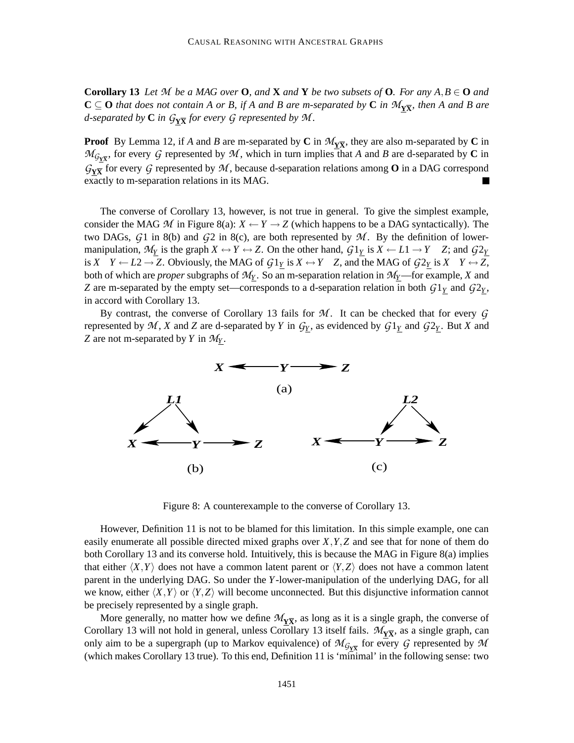**Corollary 13** *Let $\mathcal{M}$ be a MAG over* $\mathbf{O}$*, and* $\mathbf{X}$ *and* $\mathbf{Y}$ *be two subsets of* $\mathbf{O}$*. For any $A, B \in \mathbf{O}$ and $\mathbf{C} \subseteq \mathbf{O}$ that does not contain A or B, if A and B are m-separated by* $\mathbf{C}$ *in $\mathcal{M}_{\underline{\mathbf{Y}}\overline{\mathbf{X}}}$, then A and B are d-separated by* $\mathbf{C}$ *in $\mathcal{G}_{\underline{\mathbf{Y}}\overline{\mathbf{X}}}$ for every $\mathcal{G}$ represented by $\mathcal{M}$.*

**Proof** By Lemma 12, if *A* and *B* are m-separated by $\mathbf{C}$ in $\mathcal{M}_{\underline{\mathbf{Y}}\overline{\mathbf{X}}}$, they are also m-separated by $\mathbf{C}$ in $\mathcal{M}_{\mathcal{G}_{\underline{\mathbf{Y}}\overline{\mathbf{X}}}}$, for every $\mathcal{G}$ represented by $\mathcal{M}$, which in turn implies that *A* and *B* are d-separated by $\mathbf{C}$ in $\mathcal{G}_{\underline{\mathbf{Y}}\overline{\mathbf{X}}}$ for every $\mathcal{G}$ represented by $\mathcal{M}$, because d-separation relations among $\mathbf{O}$ in a DAG correspond exactly to m-separation relations in its MAG. ■

The converse of Corollary 13, however, is not true in general. To give the simplest example, consider the MAG $\mathcal{M}$ in Figure 8(a): $X \leftarrow Y \rightarrow Z$ (which happens to be a DAG syntactically). The two DAGs, $\mathcal{G}1$ in 8(b) and $\mathcal{G}2$ in 8(c), are both represented by $\mathcal{M}$. By the definition of lower-manipulation, $\mathcal{M}_{\underline{Y}}$ is the graph $X \leftrightarrow Y \leftrightarrow Z$. On the other hand, $\mathcal{G}1_{\underline{Y}}$ is $X \leftarrow L1 \rightarrow Y \quad Z$; and $\mathcal{G}2_{\underline{Y}}$ is $X \quad Y \leftarrow L2 \rightarrow Z$. Obviously, the MAG of $\mathcal{G}1_{\underline{Y}}$ is $X \leftrightarrow Y \quad Z$, and the MAG of $\mathcal{G}2_{\underline{Y}}$ is $X \quad Y \leftrightarrow Z$, both of which are *proper* subgraphs of $\mathcal{M}_{\underline{Y}}$. So an m-separation relation in $\mathcal{M}_{\underline{Y}}$—for example, *X* and *Z* are m-separated by the empty set—corresponds to a d-separation relation in both $\mathcal{G}1_{\underline{Y}}$ and $\mathcal{G}2_{\underline{Y}}$, in accord with Corollary 13.

By contrast, the converse of Corollary 13 fails for $\mathcal{M}$. It can be checked that for every $\mathcal{G}$ represented by $\mathcal{M}$, *X* and *Z* are d-separated by *Y* in $\mathcal{G}_{\underline{Y}}$, as evidenced by $\mathcal{G}1_{\underline{Y}}$ and $\mathcal{G}2_{\underline{Y}}$. But *X* and *Z* are not m-separated by *Y* in $\mathcal{M}_{\underline{Y}}$.

Figure 8: A counterexample to the converse of Corollary 13.

However, Definition 11 is not to be blamed for this limitation. In this simple example, one can easily enumerate all possible directed mixed graphs over $X, Y, Z$ and see that for none of them do both Corollary 13 and its converse hold. Intuitively, this is because the MAG in Figure 8(a) implies that either $\langle X, Y \rangle$ does not have a common latent parent or $\langle Y, Z \rangle$ does not have a common latent parent in the underlying DAG. So under the *Y*-lower-manipulation of the underlying DAG, for all we know, either $\langle X, Y \rangle$ or $\langle Y, Z \rangle$ will become unconnected. But this disjunctive information cannot be precisely represented by a single graph.

More generally, no matter how we define $\mathcal{M}_{\underline{\mathbf{Y}}\overline{\mathbf{X}}}$, as long as it is a single graph, the converse of Corollary 13 will not hold in general, unless Corollary 13 itself fails. $\mathcal{M}_{\underline{\mathbf{Y}}\overline{\mathbf{X}}}$, as a single graph, can only aim to be a supergraph (up to Markov equivalence) of $\mathcal{M}_{\mathcal{G}_{\underline{\mathbf{Y}}\overline{\mathbf{X}}}}$ for every $\mathcal{G}$ represented by $\mathcal{M}$ (which makes Corollary 13 true). To this end, Definition 11 is 'minimal' in the following sense: two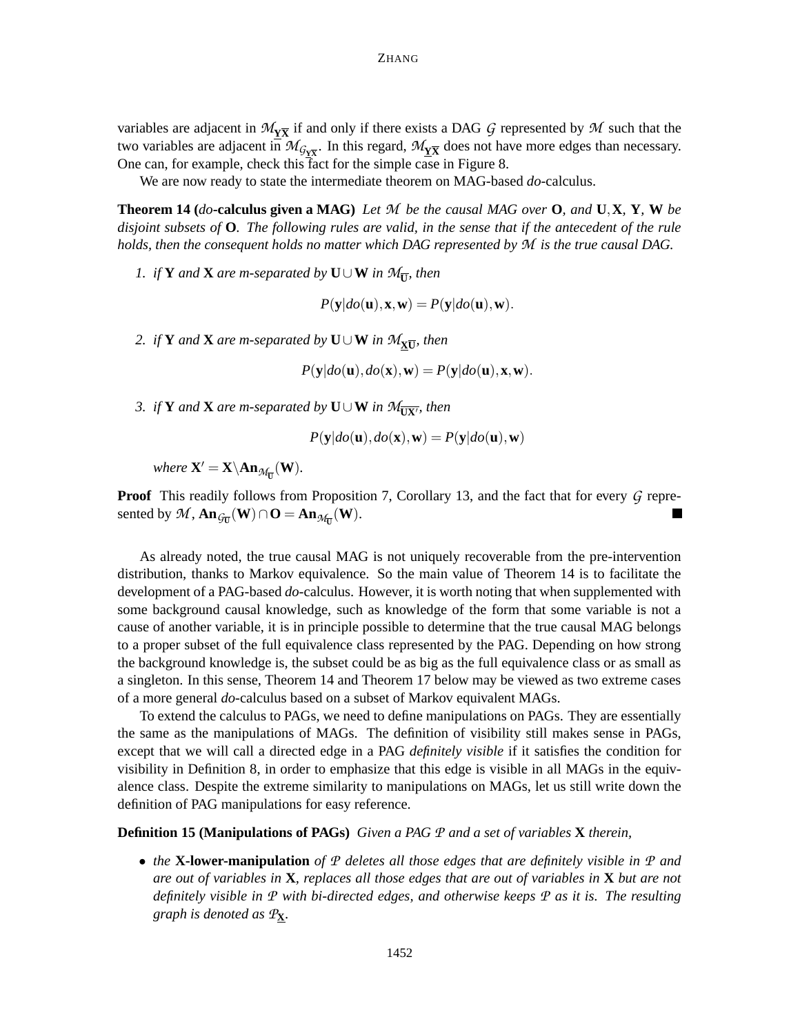variables are adjacent in $\mathcal{M}_{\underline{\mathbf{Y}}\overline{\mathbf{X}}}$ if and only if there exists a DAG $\mathcal{G}$ represented by $\mathcal{M}$ such that the two variables are adjacent in $\mathcal{M}_{\mathcal{G}_{\underline{\mathbf{Y}}\overline{\mathbf{X}}}}$. In this regard, $\mathcal{M}_{\underline{\mathbf{Y}}\overline{\mathbf{X}}}$ does not have more edges than necessary. One can, for example, check this fact for the simple case in Figure 8.

We are now ready to state the intermediate theorem on MAG-based *do*-calculus.

**Theorem 14 (*do*-calculus given a MAG)** *Let $\mathcal{M}$ be the causal MAG over $\mathbf{O}$, and $\mathbf{U}, \mathbf{X}$, $\mathbf{Y}$, $\mathbf{W}$ be disjoint subsets of $\mathbf{O}$. The following rules are valid, in the sense that if the antecedent of the rule holds, then the consequent holds no matter which DAG represented by $\mathcal{M}$ is the true causal DAG.*

1. *if $\mathbf{Y}$ and $\mathbf{X}$ are m-separated by $\mathbf{U} \cup \mathbf{W}$ in $\mathcal{M}_{\overline{\mathbf{U}}}$, then*

$$P(\mathbf{y}|do(\mathbf{u}), \mathbf{x}, \mathbf{w}) = P(\mathbf{y}|do(\mathbf{u}), \mathbf{w}).$$

2. *if $\mathbf{Y}$ and $\mathbf{X}$ are m-separated by $\mathbf{U} \cup \mathbf{W}$ in $\mathcal{M}_{\underline{\mathbf{X}}\overline{\mathbf{U}}}$, then*

$$P(\mathbf{y}|do(\mathbf{u}), do(\mathbf{x}), \mathbf{w}) = P(\mathbf{y}|do(\mathbf{u}), \mathbf{x}, \mathbf{w}).$$

3. *if $\mathbf{Y}$ and $\mathbf{X}$ are m-separated by $\mathbf{U} \cup \mathbf{W}$ in $\mathcal{M}_{\overline{\mathbf{U}\mathbf{X}'}}$, then*

$$P(\mathbf{y}|do(\mathbf{u}), do(\mathbf{x}), \mathbf{w}) = P(\mathbf{y}|do(\mathbf{u}), \mathbf{w})$$

   *where $\mathbf{X}' = \mathbf{X} \backslash \mathbf{An}_{\mathcal{M}_{\overline{\mathbf{U}}}}(\mathbf{W})$.*

**Proof** This readily follows from Proposition 7, Corollary 13, and the fact that for every $\mathcal{G}$ represented by $\mathcal{M}$, $\mathbf{An}_{\mathcal{G}_{\overline{\mathbf{U}}}}(\mathbf{W}) \cap \mathbf{O} = \mathbf{An}_{\mathcal{M}_{\overline{\mathbf{U}}}}(\mathbf{W})$. ■

As already noted, the true causal MAG is not uniquely recoverable from the pre-intervention distribution, thanks to Markov equivalence. So the main value of Theorem 14 is to facilitate the development of a PAG-based *do*-calculus. However, it is worth noting that when supplemented with some background causal knowledge, such as knowledge of the form that some variable is not a cause of another variable, it is in principle possible to determine that the true causal MAG belongs to a proper subset of the full equivalence class represented by the PAG. Depending on how strong the background knowledge is, the subset could be as big as the full equivalence class or as small as a singleton. In this sense, Theorem 14 and Theorem 17 below may be viewed as two extreme cases of a more general *do*-calculus based on a subset of Markov equivalent MAGs.

To extend the calculus to PAGs, we need to define manipulations on PAGs. They are essentially the same as the manipulations of MAGs. The definition of visibility still makes sense in PAGs, except that we will call a directed edge in a PAG *definitely visible* if it satisfies the condition for visibility in Definition 8, in order to emphasize that this edge is visible in all MAGs in the equivalence class. Despite the extreme similarity to manipulations on MAGs, let us still write down the definition of PAG manipulations for easy reference.

**Definition 15 (Manipulations of PAGs)** *Given a PAG $\mathcal{P}$ and a set of variables $\mathbf{X}$ therein,*

- *the* **X-lower-manipulation** *of $\mathcal{P}$ deletes all those edges that are definitely visible in $\mathcal{P}$ and are out of variables in $\mathbf{X}$, replaces all those edges that are out of variables in $\mathbf{X}$ but are not definitely visible in $\mathcal{P}$ with bi-directed edges, and otherwise keeps $\mathcal{P}$ as it is. The resulting graph is denoted as $\mathcal{P}_{\underline{\mathbf{X}}}$.*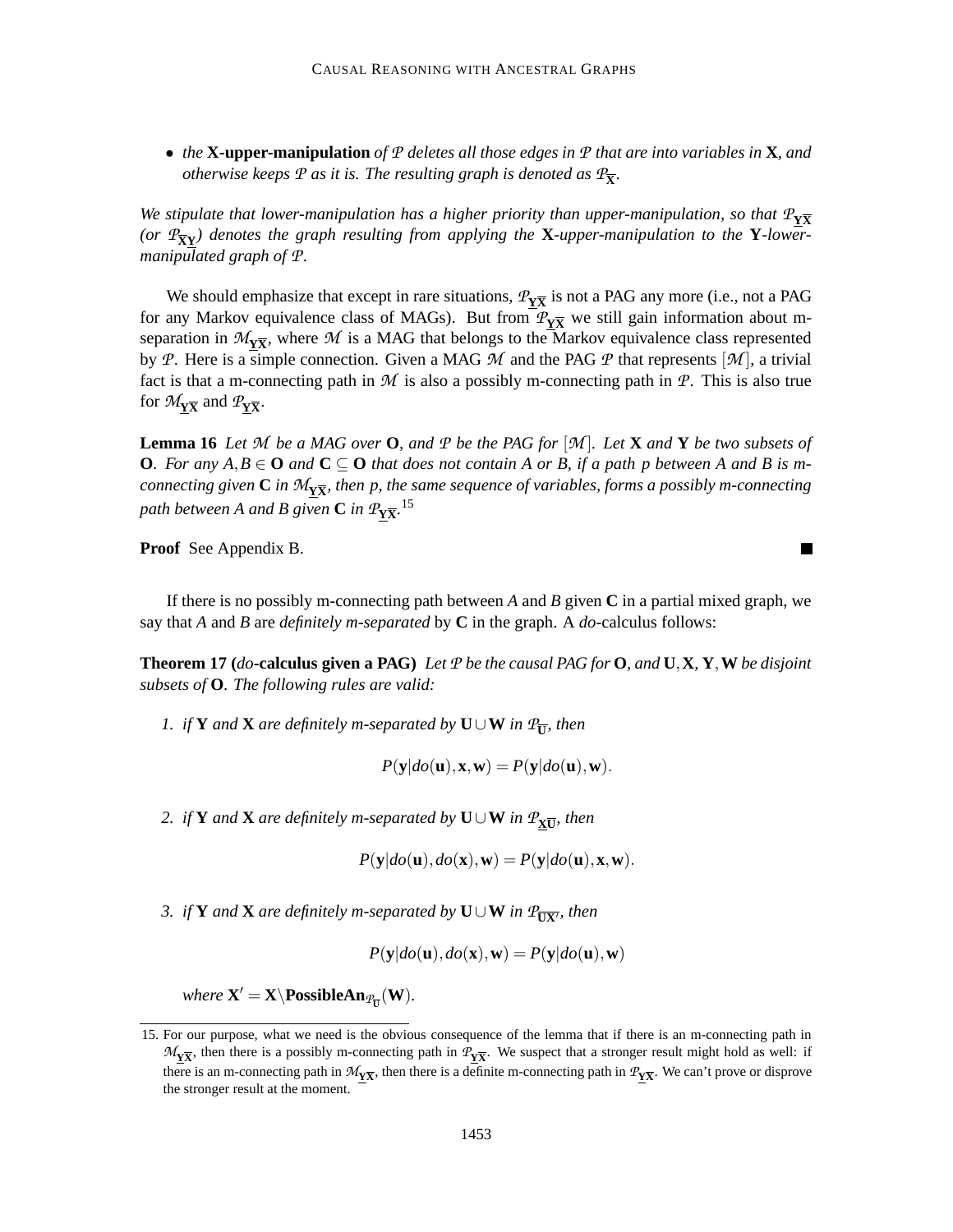- *the* **X-upper-manipulation** *of $\mathcal{P}$ deletes all those edges in $\mathcal{P}$ that are into variables in* **X**, *and otherwise keeps $\mathcal{P}$ as it is. The resulting graph is denoted as $\mathcal{P}_{\overline{\mathbf{X}}}$.*

*We stipulate that lower-manipulation has a higher priority than upper-manipulation, so that $\mathcal{P}_{\underline{\mathbf{Y}}\overline{\mathbf{X}}}$ (or $\mathcal{P}_{\overline{\mathbf{X}}\underline{\mathbf{Y}}}$) denotes the graph resulting from applying the* **X***-upper-manipulation to the* **Y***-lower-manipulated graph of $\mathcal{P}$.*

We should emphasize that except in rare situations, $\mathcal{P}_{\underline{\mathbf{Y}}\overline{\mathbf{X}}}$ is not a PAG any more (i.e., not a PAG for any Markov equivalence class of MAGs). But from $\mathcal{P}_{\underline{\mathbf{Y}}\overline{\mathbf{X}}}$ we still gain information about m-separation in $\mathcal{M}_{\underline{\mathbf{Y}}\overline{\mathbf{X}}}$, where $\mathcal{M}$ is a MAG that belongs to the Markov equivalence class represented by $\mathcal{P}$. Here is a simple connection. Given a MAG $\mathcal{M}$ and the PAG $\mathcal{P}$ that represents $[\mathcal{M}]$, a trivial fact is that a m-connecting path in $\mathcal{M}$ is also a possibly m-connecting path in $\mathcal{P}$. This is also true for $\mathcal{M}_{\underline{\mathbf{Y}}\overline{\mathbf{X}}}$ and $\mathcal{P}_{\underline{\mathbf{Y}}\overline{\mathbf{X}}}$.

**Lemma 16** *Let $\mathcal{M}$ be a MAG over* **O**, *and $\mathcal{P}$ be the PAG for $[\mathcal{M}]$. Let* **X** *and* **Y** *be two subsets of* **O**. *For any $A, B \in \mathbf{O}$ and $\mathbf{C} \subseteq \mathbf{O}$ that does not contain $A$ or $B$, if a path $p$ between $A$ and $B$ is m-connecting given* **C** *in $\mathcal{M}_{\underline{\mathbf{Y}}\overline{\mathbf{X}}}$, then $p$, the same sequence of variables, forms a possibly m-connecting path between $A$ and $B$ given* **C** *in $\mathcal{P}_{\underline{\mathbf{Y}}\overline{\mathbf{X}}}$.*[15]

**Proof** See Appendix B. ■

If there is no possibly m-connecting path between $A$ and $B$ given **C** in a partial mixed graph, we say that $A$ and $B$ are *definitely m-separated* by **C** in the graph. A *do*-calculus follows:

**Theorem 17 (*do*-calculus given a PAG)** *Let $\mathcal{P}$ be the causal PAG for* **O**, *and* **U**, **X**, **Y**, **W** *be disjoint subsets of* **O**. *The following rules are valid:*

1. *if* **Y** *and* **X** *are definitely m-separated by* $\mathbf{U} \cup \mathbf{W}$ *in $\mathcal{P}_{\overline{\mathbf{U}}}$, then*

$$P(\mathbf{y}|do(\mathbf{u}), \mathbf{x}, \mathbf{w}) = P(\mathbf{y}|do(\mathbf{u}), \mathbf{w}).$$

2. *if* **Y** *and* **X** *are definitely m-separated by* $\mathbf{U} \cup \mathbf{W}$ *in $\mathcal{P}_{\underline{\mathbf{X}}\overline{\mathbf{U}}}$, then*

$$P(\mathbf{y}|do(\mathbf{u}), do(\mathbf{x}), \mathbf{w}) = P(\mathbf{y}|do(\mathbf{u}), \mathbf{x}, \mathbf{w}).$$

3. *if* **Y** *and* **X** *are definitely m-separated by* $\mathbf{U} \cup \mathbf{W}$ *in $\mathcal{P}_{\overline{\mathbf{U}\mathbf{X}'}}$, then*

$$P(\mathbf{y}|do(\mathbf{u}), do(\mathbf{x}), \mathbf{w}) = P(\mathbf{y}|do(\mathbf{u}), \mathbf{w})$$

   *where* $\mathbf{X}' = \mathbf{X} \backslash \mathbf{PossibleAn}_{\mathcal{P}_{\overline{\mathbf{U}}}}(\mathbf{W})$.

---

15. For our purpose, what we need is the obvious consequence of the lemma that if there is an m-connecting path in $\mathcal{M}_{\underline{\mathbf{Y}}\overline{\mathbf{X}}}$, then there is a possibly m-connecting path in $\mathcal{P}_{\underline{\mathbf{Y}}\overline{\mathbf{X}}}$. We suspect that a stronger result might hold as well: if there is an m-connecting path in $\mathcal{M}_{\underline{\mathbf{Y}}\overline{\mathbf{X}}}$, then there is a definite m-connecting path in $\mathcal{P}_{\underline{\mathbf{Y}}\overline{\mathbf{X}}}$. We can't prove or disprove the stronger result at the moment.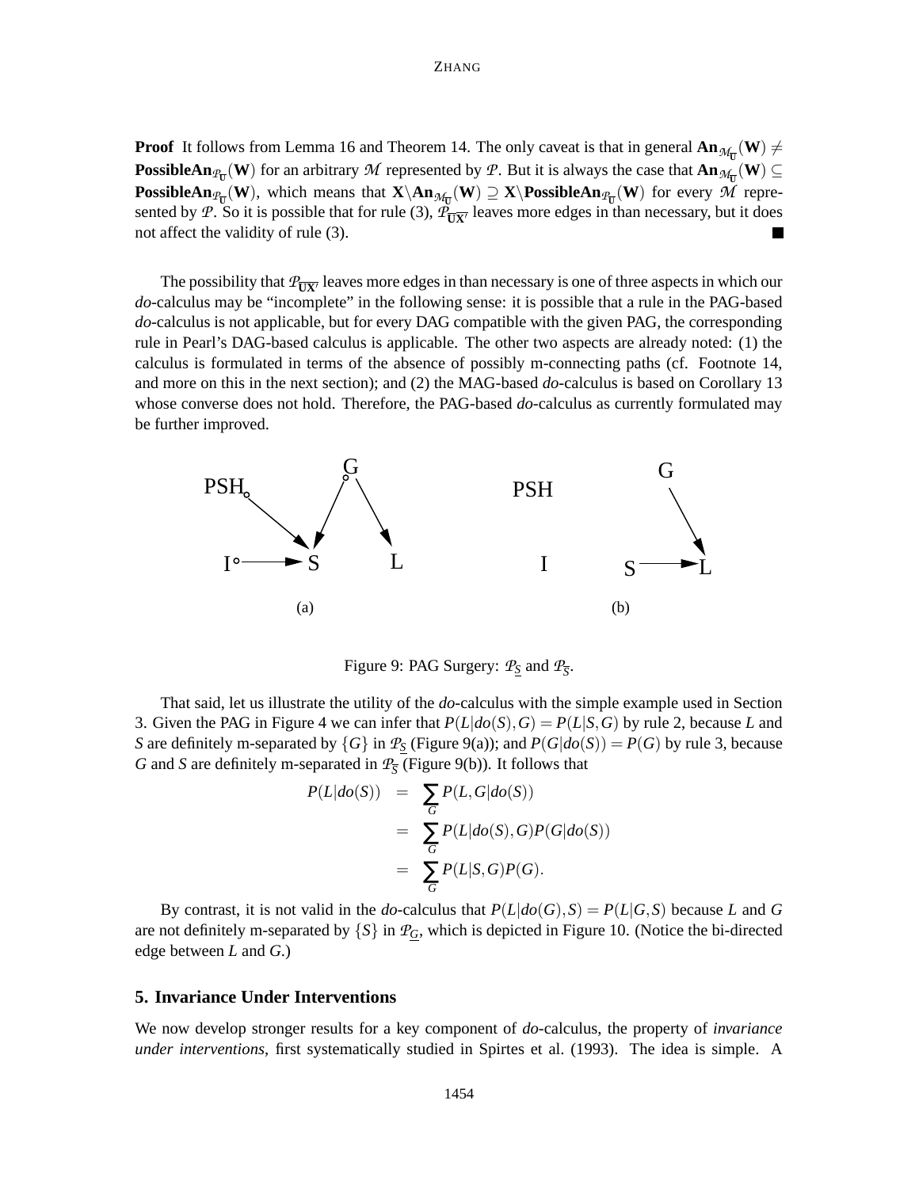**Proof** It follows from Lemma 16 and Theorem 14. The only caveat is that in general $\mathbf{An}_{\mathcal{M}_{\overline{\mathbf{U}}}}(\mathbf{W}) \neq \mathbf{PossibleAn}_{\mathcal{P}_{\overline{\mathbf{U}}}}(\mathbf{W})$ for an arbitrary $\mathcal{M}$ represented by $\mathcal{P}$. But it is always the case that $\mathbf{An}_{\mathcal{M}_{\overline{\mathbf{U}}}}(\mathbf{W}) \subseteq \mathbf{PossibleAn}_{\mathcal{P}_{\overline{\mathbf{U}}}}(\mathbf{W})$, which means that $\mathbf{X}\backslash\mathbf{An}_{\mathcal{M}_{\overline{\mathbf{U}}}}(\mathbf{W}) \supseteq \mathbf{X}\backslash\mathbf{PossibleAn}_{\mathcal{P}_{\overline{\mathbf{U}}}}(\mathbf{W})$ for every $\mathcal{M}$ represented by $\mathcal{P}$. So it is possible that for rule (3), $\mathcal{P}_{\overline{\mathbf{UX'}}}$ leaves more edges in than necessary, but it does not affect the validity of rule (3). ∎

The possibility that $\mathcal{P}_{\overline{\mathbf{UX'}}}$ leaves more edges in than necessary is one of three aspects in which our *do*-calculus may be "incomplete" in the following sense: it is possible that a rule in the PAG-based *do*-calculus is not applicable, but for every DAG compatible with the given PAG, the corresponding rule in Pearl's DAG-based calculus is applicable. The other two aspects are already noted: (1) the calculus is formulated in terms of the absence of possibly m-connecting paths (cf. Footnote 14, and more on this in the next section); and (2) the MAG-based *do*-calculus is based on Corollary 13 whose converse does not hold. Therefore, the PAG-based *do*-calculus as currently formulated may be further improved.

Figure 9: PAG Surgery: $\mathcal{P}_{\underline{S}}$ and $\mathcal{P}_{\overline{S}}$.

That said, let us illustrate the utility of the *do*-calculus with the simple example used in Section 3. Given the PAG in Figure 4 we can infer that $P(L|do(S),G) = P(L|S,G)$ by rule 2, because $L$ and $S$ are definitely m-separated by $\{G\}$ in $\mathcal{P}_{\underline{S}}$ (Figure 9(a)); and $P(G|do(S)) = P(G)$ by rule 3, because $G$ and $S$ are definitely m-separated in $\mathcal{P}_{\overline{S}}$ (Figure 9(b)). It follows that

$$
\begin{aligned}
P(L|do(S)) &= \sum_G P(L,G|do(S)) \\
&= \sum_G P(L|do(S),G)P(G|do(S)) \\
&= \sum_G P(L|S,G)P(G).
\end{aligned}
$$

By contrast, it is not valid in the *do*-calculus that $P(L|do(G),S) = P(L|G,S)$ because $L$ and $G$ are not definitely m-separated by $\{S\}$ in $\mathcal{P}_{\underline{G}}$, which is depicted in Figure 10. (Notice the bi-directed edge between $L$ and $G$.)

## 5. Invariance Under Interventions

We now develop stronger results for a key component of *do*-calculus, the property of *invariance under interventions*, first systematically studied in Spirtes et al. (1993). The idea is simple. A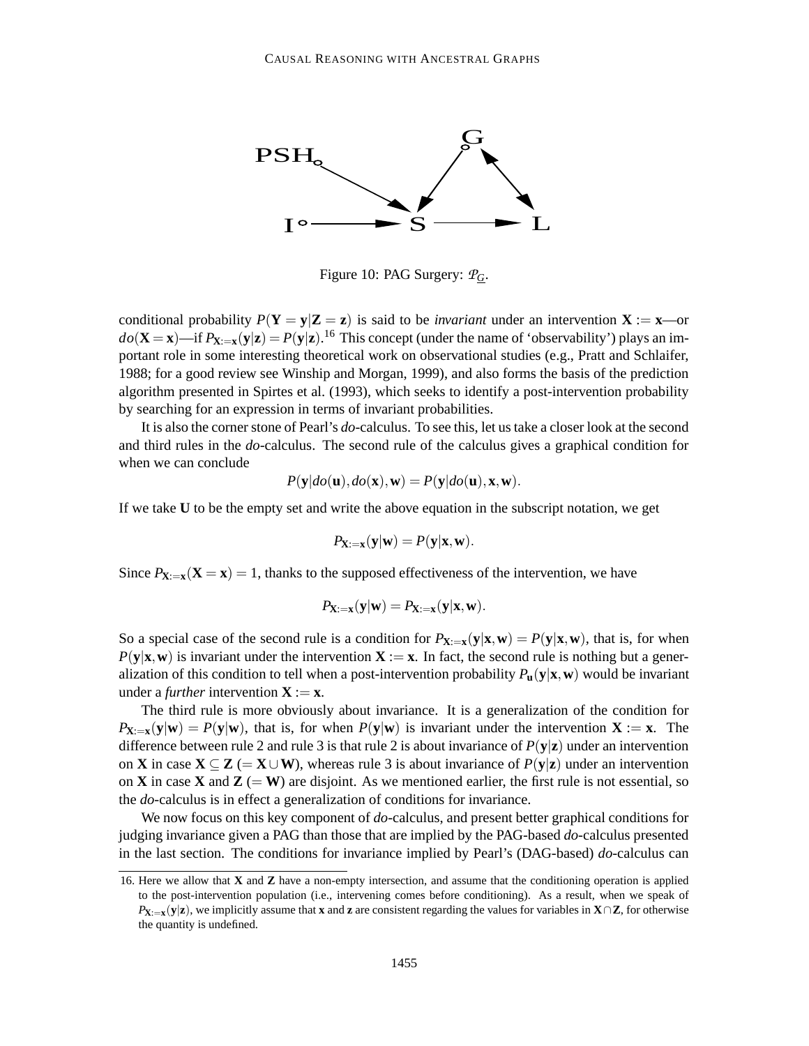Figure 10: PAG Surgery: $\mathcal{P}_{\underline{G}}$.

conditional probability $P(\mathbf{Y} = \mathbf{y}|\mathbf{Z} = \mathbf{z})$ is said to be *invariant* under an intervention $\mathbf{X} := \mathbf{x}$—or $do(\mathbf{X} = \mathbf{x})$—if $P_{\mathbf{X}:=\mathbf{x}}(\mathbf{y}|\mathbf{z}) = P(\mathbf{y}|\mathbf{z})$.[16] This concept (under the name of 'observability') plays an important role in some interesting theoretical work on observational studies (e.g., Pratt and Schlaifer, 1988; for a good review see Winship and Morgan, 1999), and also forms the basis of the prediction algorithm presented in Spirtes et al. (1993), which seeks to identify a post-intervention probability by searching for an expression in terms of invariant probabilities.

It is also the corner stone of Pearl's *do*-calculus. To see this, let us take a closer look at the second and third rules in the *do*-calculus. The second rule of the calculus gives a graphical condition for when we can conclude

$$P(\mathbf{y}|do(\mathbf{u}), do(\mathbf{x}), \mathbf{w}) = P(\mathbf{y}|do(\mathbf{u}), \mathbf{x}, \mathbf{w}).$$

If we take $\mathbf{U}$ to be the empty set and write the above equation in the subscript notation, we get

$$P_{\mathbf{X}:=\mathbf{x}}(\mathbf{y}|\mathbf{w}) = P(\mathbf{y}|\mathbf{x}, \mathbf{w}).$$

Since $P_{\mathbf{X}:=\mathbf{x}}(\mathbf{X} = \mathbf{x}) = 1$, thanks to the supposed effectiveness of the intervention, we have

$$P_{\mathbf{X}:=\mathbf{x}}(\mathbf{y}|\mathbf{w}) = P_{\mathbf{X}:=\mathbf{x}}(\mathbf{y}|\mathbf{x}, \mathbf{w}).$$

So a special case of the second rule is a condition for $P_{\mathbf{X}:=\mathbf{x}}(\mathbf{y}|\mathbf{x}, \mathbf{w}) = P(\mathbf{y}|\mathbf{x}, \mathbf{w})$, that is, for when $P(\mathbf{y}|\mathbf{x}, \mathbf{w})$ is invariant under the intervention $\mathbf{X} := \mathbf{x}$. In fact, the second rule is nothing but a generalization of this condition to tell when a post-intervention probability $P_{\mathbf{u}}(\mathbf{y}|\mathbf{x}, \mathbf{w})$ would be invariant under a *further* intervention $\mathbf{X} := \mathbf{x}$.

The third rule is more obviously about invariance. It is a generalization of the condition for $P_{\mathbf{X}:=\mathbf{x}}(\mathbf{y}|\mathbf{w}) = P(\mathbf{y}|\mathbf{w})$, that is, for when $P(\mathbf{y}|\mathbf{w})$ is invariant under the intervention $\mathbf{X} := \mathbf{x}$. The difference between rule 2 and rule 3 is that rule 2 is about invariance of $P(\mathbf{y}|\mathbf{z})$ under an intervention on $\mathbf{X}$ in case $\mathbf{X} \subseteq \mathbf{Z}$ $(= \mathbf{X} \cup \mathbf{W})$, whereas rule 3 is about invariance of $P(\mathbf{y}|\mathbf{z})$ under an intervention on $\mathbf{X}$ in case $\mathbf{X}$ and $\mathbf{Z}$ $(= \mathbf{W})$ are disjoint. As we mentioned earlier, the first rule is not essential, so the *do*-calculus is in effect a generalization of conditions for invariance.

We now focus on this key component of *do*-calculus, and present better graphical conditions for judging invariance given a PAG than those that are implied by the PAG-based *do*-calculus presented in the last section. The conditions for invariance implied by Pearl's (DAG-based) *do*-calculus can

16. Here we allow that $\mathbf{X}$ and $\mathbf{Z}$ have a non-empty intersection, and assume that the conditioning operation is applied to the post-intervention population (i.e., intervening comes before conditioning). As a result, when we speak of $P_{\mathbf{X}:=\mathbf{x}}(\mathbf{y}|\mathbf{z})$, we implicitly assume that $\mathbf{x}$ and $\mathbf{z}$ are consistent regarding the values for variables in $\mathbf{X} \cap \mathbf{Z}$, for otherwise the quantity is undefined.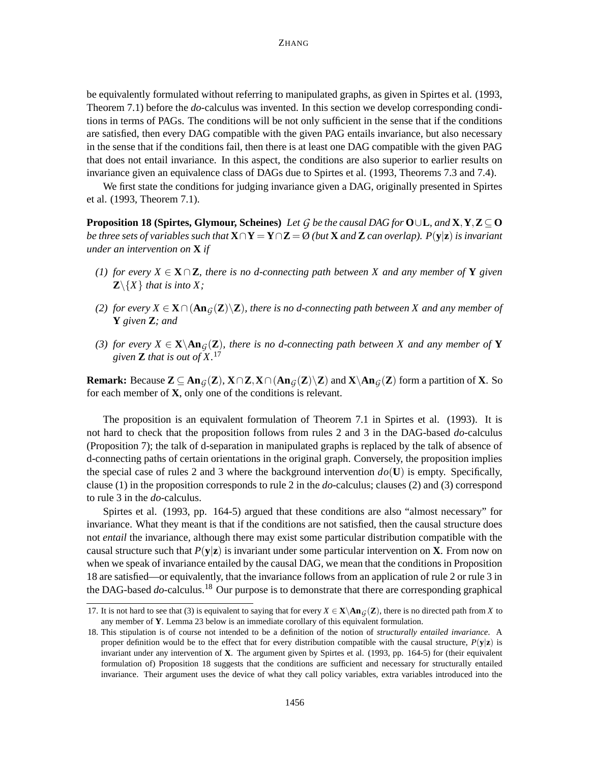be equivalently formulated without referring to manipulated graphs, as given in Spirtes et al. (1993, Theorem 7.1) before the *do*-calculus was invented. In this section we develop corresponding conditions in terms of PAGs. The conditions will be not only sufficient in the sense that if the conditions are satisfied, then every DAG compatible with the given PAG entails invariance, but also necessary in the sense that if the conditions fail, then there is at least one DAG compatible with the given PAG that does not entail invariance. In this aspect, the conditions are also superior to earlier results on invariance given an equivalence class of DAGs due to Spirtes et al. (1993, Theorems 7.3 and 7.4).

We first state the conditions for judging invariance given a DAG, originally presented in Spirtes et al. (1993, Theorem 7.1).

**Proposition 18 (Spirtes, Glymour, Scheines)** *Let $\mathcal{G}$ be the causal DAG for $\mathbf{O}\cup\mathbf{L}$, and $\mathbf{X},\mathbf{Y},\mathbf{Z}\subseteq\mathbf{O}$ be three sets of variables such that $\mathbf{X}\cap\mathbf{Y}=\mathbf{Y}\cap\mathbf{Z}=\varnothing$ (but $\mathbf{X}$ and $\mathbf{Z}$ can overlap). $P(\mathbf{y}|\mathbf{z})$ is invariant under an intervention on $\mathbf{X}$ if*

*(1) for every $X\in\mathbf{X}\cap\mathbf{Z}$, there is no d-connecting path between $X$ and any member of $\mathbf{Y}$ given $\mathbf{Z}\backslash\{X\}$ that is into $X$;*

*(2) for every $X\in\mathbf{X}\cap(\mathbf{An}_{\mathcal{G}}(\mathbf{Z})\backslash\mathbf{Z})$, there is no d-connecting path between $X$ and any member of $\mathbf{Y}$ given $\mathbf{Z}$; and*

*(3) for every $X\in\mathbf{X}\backslash\mathbf{An}_{\mathcal{G}}(\mathbf{Z})$, there is no d-connecting path between $X$ and any member of $\mathbf{Y}$ given $\mathbf{Z}$ that is out of $X$.*[17]

**Remark:** Because $\mathbf{Z}\subseteq\mathbf{An}_{\mathcal{G}}(\mathbf{Z})$, $\mathbf{X}\cap\mathbf{Z},\mathbf{X}\cap(\mathbf{An}_{\mathcal{G}}(\mathbf{Z})\backslash\mathbf{Z})$ and $\mathbf{X}\backslash\mathbf{An}_{\mathcal{G}}(\mathbf{Z})$ form a partition of $\mathbf{X}$. So for each member of $\mathbf{X}$, only one of the conditions is relevant.

The proposition is an equivalent formulation of Theorem 7.1 in Spirtes et al. (1993). It is not hard to check that the proposition follows from rules 2 and 3 in the DAG-based *do*-calculus (Proposition 7); the talk of d-separation in manipulated graphs is replaced by the talk of absence of d-connecting paths of certain orientations in the original graph. Conversely, the proposition implies the special case of rules 2 and 3 where the background intervention $do(\mathbf{U})$ is empty. Specifically, clause (1) in the proposition corresponds to rule 2 in the *do*-calculus; clauses (2) and (3) correspond to rule 3 in the *do*-calculus.

Spirtes et al. (1993, pp. 164-5) argued that these conditions are also "almost necessary" for invariance. What they meant is that if the conditions are not satisfied, then the causal structure does not *entail* the invariance, although there may exist some particular distribution compatible with the causal structure such that $P(\mathbf{y}|\mathbf{z})$ is invariant under some particular intervention on $\mathbf{X}$. From now on when we speak of invariance entailed by the causal DAG, we mean that the conditions in Proposition 18 are satisfied—or equivalently, that the invariance follows from an application of rule 2 or rule 3 in the DAG-based *do*-calculus.[18] Our purpose is to demonstrate that there are corresponding graphical

17. It is not hard to see that (3) is equivalent to saying that for every $X\in\mathbf{X}\backslash\mathbf{An}_{\mathcal{G}}(\mathbf{Z})$, there is no directed path from $X$ to any member of $\mathbf{Y}$. Lemma 23 below is an immediate corollary of this equivalent formulation.

18. This stipulation is of course not intended to be a definition of the notion of *structurally entailed invariance*. A proper definition would be to the effect that for every distribution compatible with the causal structure, $P(\mathbf{y}|\mathbf{z})$ is invariant under any intervention of $\mathbf{X}$. The argument given by Spirtes et al. (1993, pp. 164-5) for (their equivalent formulation of) Proposition 18 suggests that the conditions are sufficient and necessary for structurally entailed invariance. Their argument uses the device of what they call policy variables, extra variables introduced into the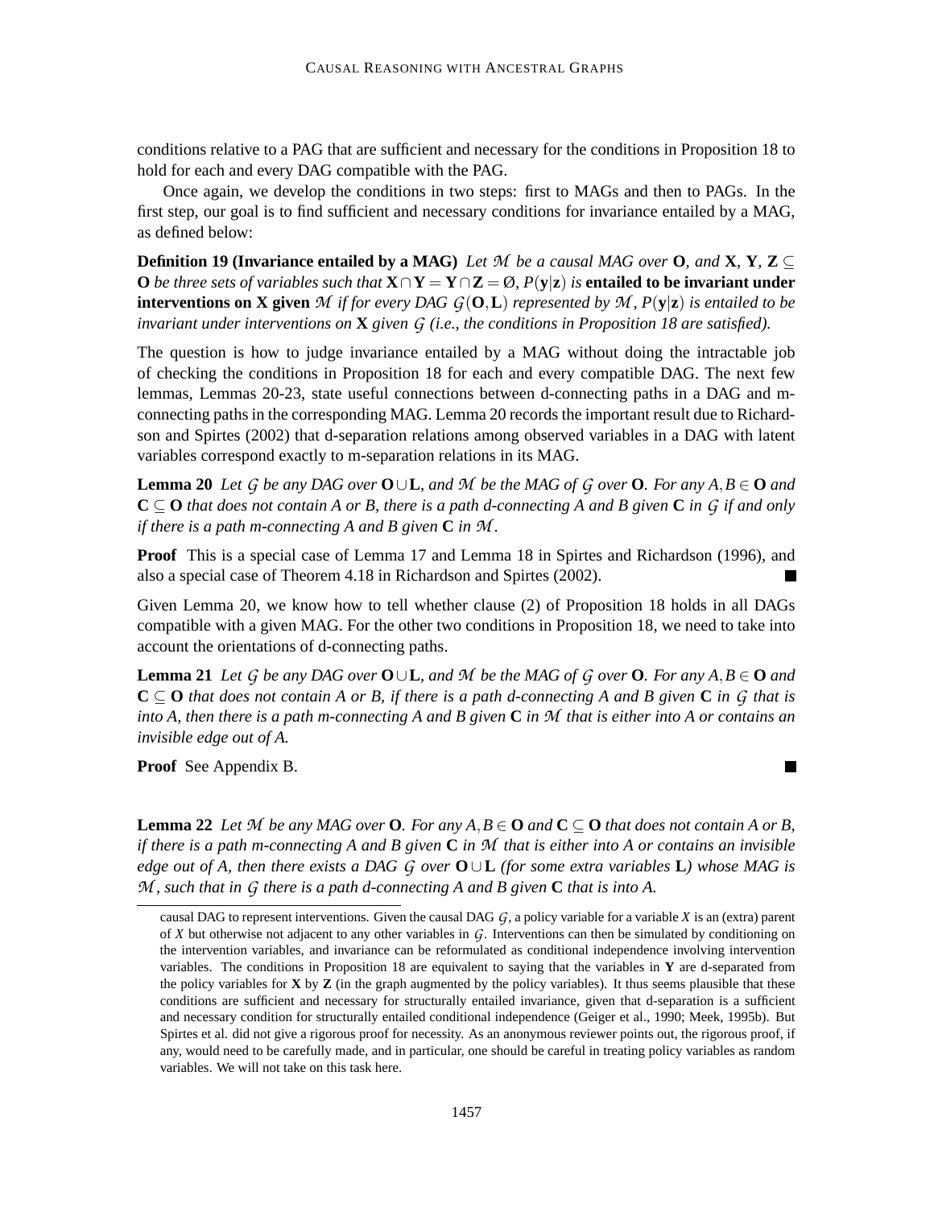conditions relative to a PAG that are sufficient and necessary for the conditions in Proposition 18 to hold for each and every DAG compatible with the PAG.

Once again, we develop the conditions in two steps: first to MAGs and then to PAGs. In the first step, our goal is to find sufficient and necessary conditions for invariance entailed by a MAG, as defined below:

**Definition 19 (Invariance entailed by a MAG)** *Let $\mathcal{M}$ be a causal MAG over* $\mathbf{O}$*, and* $\mathbf{X}$*,* $\mathbf{Y}$*,* $\mathbf{Z} \subseteq \mathbf{O}$ *be three sets of variables such that* $\mathbf{X} \cap \mathbf{Y} = \mathbf{Y} \cap \mathbf{Z} = \varnothing$*,* $P(\mathbf{y}|\mathbf{z})$ *is* **entailed to be invariant under interventions on X given** $\mathcal{M}$ *if for every DAG* $\mathcal{G}(\mathbf{O}, \mathbf{L})$ *represented by* $\mathcal{M}$*,* $P(\mathbf{y}|\mathbf{z})$ *is entailed to be invariant under interventions on* $\mathbf{X}$ *given* $\mathcal{G}$ *(i.e., the conditions in Proposition 18 are satisfied).*

The question is how to judge invariance entailed by a MAG without doing the intractable job of checking the conditions in Proposition 18 for each and every compatible DAG. The next few lemmas, Lemmas 20-23, state useful connections between d-connecting paths in a DAG and m-connecting paths in the corresponding MAG. Lemma 20 records the important result due to Richardson and Spirtes (2002) that d-separation relations among observed variables in a DAG with latent variables correspond exactly to m-separation relations in its MAG.

**Lemma 20** *Let $\mathcal{G}$ be any DAG over* $\mathbf{O} \cup \mathbf{L}$*, and $\mathcal{M}$ be the MAG of $\mathcal{G}$ over* $\mathbf{O}$*. For any* $A, B \in \mathbf{O}$ *and* $\mathbf{C} \subseteq \mathbf{O}$ *that does not contain A or B, there is a path d-connecting A and B given* $\mathbf{C}$ *in $\mathcal{G}$ if and only if there is a path m-connecting A and B given* $\mathbf{C}$ *in $\mathcal{M}$.*

**Proof** This is a special case of Lemma 17 and Lemma 18 in Spirtes and Richardson (1996), and also a special case of Theorem 4.18 in Richardson and Spirtes (2002). ■

Given Lemma 20, we know how to tell whether clause (2) of Proposition 18 holds in all DAGs compatible with a given MAG. For the other two conditions in Proposition 18, we need to take into account the orientations of d-connecting paths.

**Lemma 21** *Let $\mathcal{G}$ be any DAG over* $\mathbf{O} \cup \mathbf{L}$*, and $\mathcal{M}$ be the MAG of $\mathcal{G}$ over* $\mathbf{O}$*. For any* $A, B \in \mathbf{O}$ *and* $\mathbf{C} \subseteq \mathbf{O}$ *that does not contain A or B, if there is a path d-connecting A and B given* $\mathbf{C}$ *in $\mathcal{G}$ that is into A, then there is a path m-connecting A and B given* $\mathbf{C}$ *in $\mathcal{M}$ that is either into A or contains an invisible edge out of A.*

**Proof** See Appendix B. ■

**Lemma 22** *Let $\mathcal{M}$ be any MAG over* $\mathbf{O}$*. For any* $A, B \in \mathbf{O}$ *and* $\mathbf{C} \subseteq \mathbf{O}$ *that does not contain A or B, if there is a path m-connecting A and B given* $\mathbf{C}$ *in $\mathcal{M}$ that is either into A or contains an invisible edge out of A, then there exists a DAG $\mathcal{G}$ over* $\mathbf{O} \cup \mathbf{L}$ *(for some extra variables* $\mathbf{L}$*) whose MAG is $\mathcal{M}$, such that in $\mathcal{G}$ there is a path d-connecting A and B given* $\mathbf{C}$ *that is into A.*

---

causal DAG to represent interventions. Given the causal DAG $\mathcal{G}$, a policy variable for a variable $X$ is an (extra) parent of $X$ but otherwise not adjacent to any other variables in $\mathcal{G}$. Interventions can then be simulated by conditioning on the intervention variables, and invariance can be reformulated as conditional independence involving intervention variables. The conditions in Proposition 18 are equivalent to saying that the variables in $\mathbf{Y}$ are d-separated from the policy variables for $\mathbf{X}$ by $\mathbf{Z}$ (in the graph augmented by the policy variables). It thus seems plausible that these conditions are sufficient and necessary for structurally entailed invariance, given that d-separation is a sufficient and necessary condition for structurally entailed conditional independence (Geiger et al., 1990; Meek, 1995b). But Spirtes et al. did not give a rigorous proof for necessity. As an anonymous reviewer points out, the rigorous proof, if any, would need to be carefully made, and in particular, one should be careful in treating policy variables as random variables. We will not take on this task here.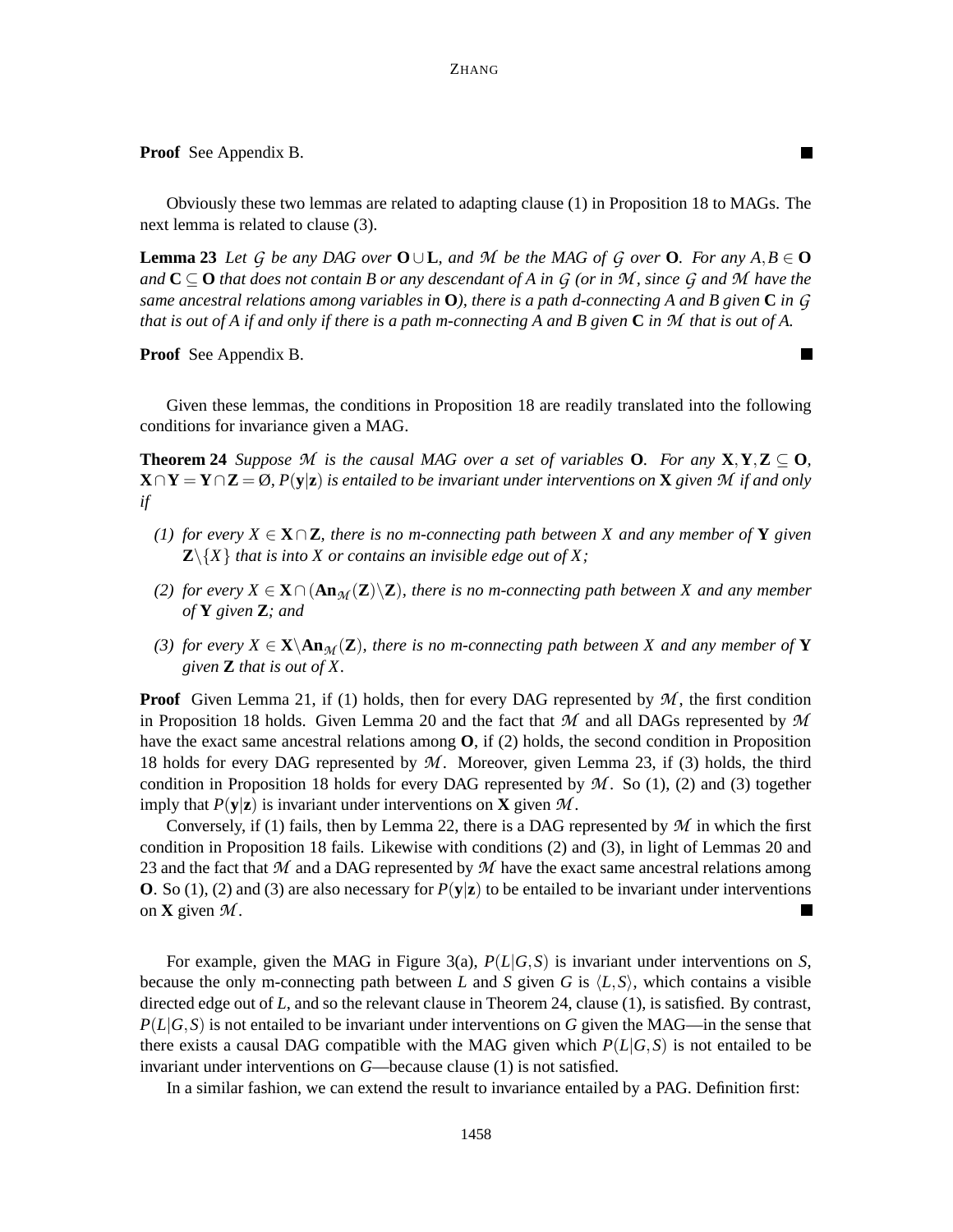**Proof** See Appendix B. ∎

Obviously these two lemmas are related to adapting clause (1) in Proposition 18 to MAGs. The next lemma is related to clause (3).

**Lemma 23** *Let $\mathcal{G}$ be any DAG over $\mathbf{O} \cup \mathbf{L}$, and $\mathcal{M}$ be the MAG of $\mathcal{G}$ over $\mathbf{O}$. For any $A, B \in \mathbf{O}$ and $\mathbf{C} \subseteq \mathbf{O}$ that does not contain $B$ or any descendant of $A$ in $\mathcal{G}$ (or in $\mathcal{M}$, since $\mathcal{G}$ and $\mathcal{M}$ have the same ancestral relations among variables in $\mathbf{O}$), there is a path d-connecting $A$ and $B$ given $\mathbf{C}$ in $\mathcal{G}$ that is out of $A$ if and only if there is a path m-connecting $A$ and $B$ given $\mathbf{C}$ in $\mathcal{M}$ that is out of $A$.*

**Proof** See Appendix B. ∎

Given these lemmas, the conditions in Proposition 18 are readily translated into the following conditions for invariance given a MAG.

**Theorem 24** *Suppose $\mathcal{M}$ is the causal MAG over a set of variables $\mathbf{O}$. For any $\mathbf{X}, \mathbf{Y}, \mathbf{Z} \subseteq \mathbf{O}$, $\mathbf{X} \cap \mathbf{Y} = \mathbf{Y} \cap \mathbf{Z} = \varnothing$, $P(\mathbf{y}|\mathbf{z})$ is entailed to be invariant under interventions on $\mathbf{X}$ given $\mathcal{M}$ if and only if*

*(1) for every $X \in \mathbf{X} \cap \mathbf{Z}$, there is no m-connecting path between $X$ and any member of $\mathbf{Y}$ given $\mathbf{Z} \backslash \{X\}$ that is into $X$ or contains an invisible edge out of $X$;*

*(2) for every $X \in \mathbf{X} \cap (\mathbf{An}_{\mathcal{M}}(\mathbf{Z}) \backslash \mathbf{Z})$, there is no m-connecting path between $X$ and any member of $\mathbf{Y}$ given $\mathbf{Z}$; and*

*(3) for every $X \in \mathbf{X} \backslash \mathbf{An}_{\mathcal{M}}(\mathbf{Z})$, there is no m-connecting path between $X$ and any member of $\mathbf{Y}$ given $\mathbf{Z}$ that is out of $X$.*

**Proof** Given Lemma 21, if (1) holds, then for every DAG represented by $\mathcal{M}$, the first condition in Proposition 18 holds. Given Lemma 20 and the fact that $\mathcal{M}$ and all DAGs represented by $\mathcal{M}$ have the exact same ancestral relations among $\mathbf{O}$, if (2) holds, the second condition in Proposition 18 holds for every DAG represented by $\mathcal{M}$. Moreover, given Lemma 23, if (3) holds, the third condition in Proposition 18 holds for every DAG represented by $\mathcal{M}$. So (1), (2) and (3) together imply that $P(\mathbf{y}|\mathbf{z})$ is invariant under interventions on $\mathbf{X}$ given $\mathcal{M}$.

Conversely, if (1) fails, then by Lemma 22, there is a DAG represented by $\mathcal{M}$ in which the first condition in Proposition 18 fails. Likewise with conditions (2) and (3), in light of Lemmas 20 and 23 and the fact that $\mathcal{M}$ and a DAG represented by $\mathcal{M}$ have the exact same ancestral relations among $\mathbf{O}$. So (1), (2) and (3) are also necessary for $P(\mathbf{y}|\mathbf{z})$ to be entailed to be invariant under interventions on $\mathbf{X}$ given $\mathcal{M}$. ∎

For example, given the MAG in Figure 3(a), $P(L|G,S)$ is invariant under interventions on $S$, because the only m-connecting path between $L$ and $S$ given $G$ is $\langle L, S \rangle$, which contains a visible directed edge out of $L$, and so the relevant clause in Theorem 24, clause (1), is satisfied. By contrast, $P(L|G,S)$ is not entailed to be invariant under interventions on $G$ given the MAG—in the sense that there exists a causal DAG compatible with the MAG given which $P(L|G,S)$ is not entailed to be invariant under interventions on $G$—because clause (1) is not satisfied.

In a similar fashion, we can extend the result to invariance entailed by a PAG. Definition first: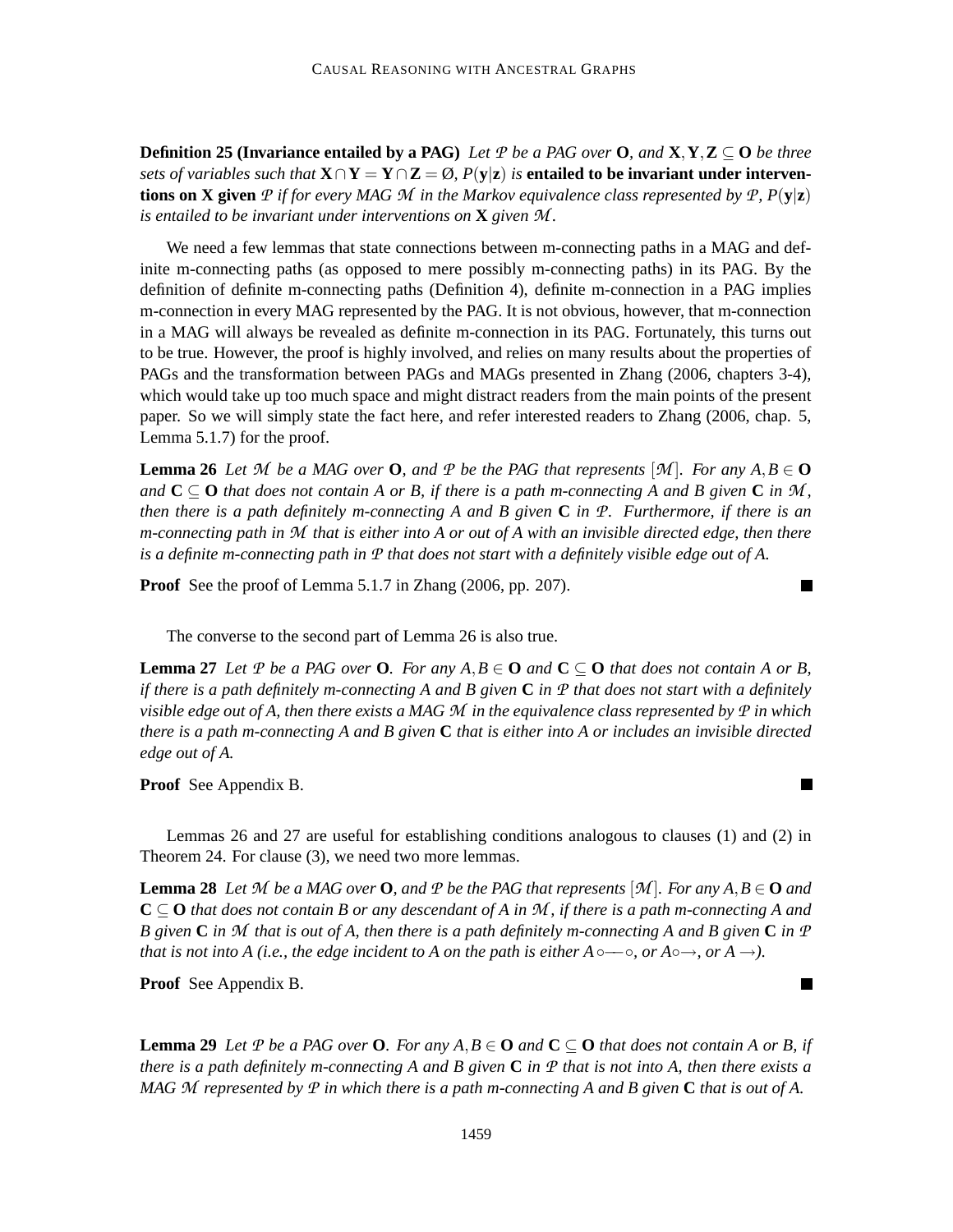**Definition 25 (Invariance entailed by a PAG)** *Let $\mathcal{P}$ be a PAG over* $\mathbf{O}$*, and* $\mathbf{X}, \mathbf{Y}, \mathbf{Z} \subseteq \mathbf{O}$ *be three sets of variables such that* $\mathbf{X} \cap \mathbf{Y} = \mathbf{Y} \cap \mathbf{Z} = \varnothing$*,* $P(\mathbf{y}|\mathbf{z})$ *is* **entailed to be invariant under interventions on X given** *$\mathcal{P}$ if for every MAG $\mathcal{M}$ in the Markov equivalence class represented by $\mathcal{P}$,* $P(\mathbf{y}|\mathbf{z})$ *is entailed to be invariant under interventions on* $\mathbf{X}$ *given $\mathcal{M}$.*

We need a few lemmas that state connections between m-connecting paths in a MAG and definite m-connecting paths (as opposed to mere possibly m-connecting paths) in its PAG. By the definition of definite m-connecting paths (Definition 4), definite m-connection in a PAG implies m-connection in every MAG represented by the PAG. It is not obvious, however, that m-connection in a MAG will always be revealed as definite m-connection in its PAG. Fortunately, this turns out to be true. However, the proof is highly involved, and relies on many results about the properties of PAGs and the transformation between PAGs and MAGs presented in Zhang (2006, chapters 3-4), which would take up too much space and might distract readers from the main points of the present paper. So we will simply state the fact here, and refer interested readers to Zhang (2006, chap. 5, Lemma 5.1.7) for the proof.

**Lemma 26** *Let $\mathcal{M}$ be a MAG over* $\mathbf{O}$*, and $\mathcal{P}$ be the PAG that represents $[\mathcal{M}]$. For any $A, B \in$* $\mathbf{O}$ *and* $\mathbf{C} \subseteq \mathbf{O}$ *that does not contain A or B, if there is a path m-connecting A and B given* $\mathbf{C}$ *in $\mathcal{M}$, then there is a path definitely m-connecting A and B given* $\mathbf{C}$ *in $\mathcal{P}$. Furthermore, if there is an m-connecting path in $\mathcal{M}$ that is either into A or out of A with an invisible directed edge, then there is a definite m-connecting path in $\mathcal{P}$ that does not start with a definitely visible edge out of A.*

**Proof** See the proof of Lemma 5.1.7 in Zhang (2006, pp. 207). ∎

The converse to the second part of Lemma 26 is also true.

**Lemma 27** *Let $\mathcal{P}$ be a PAG over* $\mathbf{O}$*. For any $A, B \in$* $\mathbf{O}$ *and* $\mathbf{C} \subseteq \mathbf{O}$ *that does not contain A or B, if there is a path definitely m-connecting A and B given* $\mathbf{C}$ *in $\mathcal{P}$ that does not start with a definitely visible edge out of A, then there exists a MAG $\mathcal{M}$ in the equivalence class represented by $\mathcal{P}$ in which there is a path m-connecting A and B given* $\mathbf{C}$ *that is either into A or includes an invisible directed edge out of A.*

**Proof** See Appendix B. ∎

Lemmas 26 and 27 are useful for establishing conditions analogous to clauses (1) and (2) in Theorem 24. For clause (3), we need two more lemmas.

**Lemma 28** *Let $\mathcal{M}$ be a MAG over* $\mathbf{O}$*, and $\mathcal{P}$ be the PAG that represents $[\mathcal{M}]$. For any $A, B \in$* $\mathbf{O}$ *and* $\mathbf{C} \subseteq \mathbf{O}$ *that does not contain B or any descendant of A in $\mathcal{M}$, if there is a path m-connecting A and B given* $\mathbf{C}$ *in $\mathcal{M}$ that is out of A, then there is a path definitely m-connecting A and B given* $\mathbf{C}$ *in $\mathcal{P}$ that is not into A (i.e., the edge incident to A on the path is either $A \circ\!\!-\!\!\circ$, or $A \circ\!\!\rightarrow$, or $A \rightarrow$).*

**Proof** See Appendix B. ∎

**Lemma 29** *Let $\mathcal{P}$ be a PAG over* $\mathbf{O}$*. For any $A, B \in$* $\mathbf{O}$ *and* $\mathbf{C} \subseteq \mathbf{O}$ *that does not contain A or B, if there is a path definitely m-connecting A and B given* $\mathbf{C}$ *in $\mathcal{P}$ that is not into A, then there exists a MAG $\mathcal{M}$ represented by $\mathcal{P}$ in which there is a path m-connecting A and B given* $\mathbf{C}$ *that is out of A.*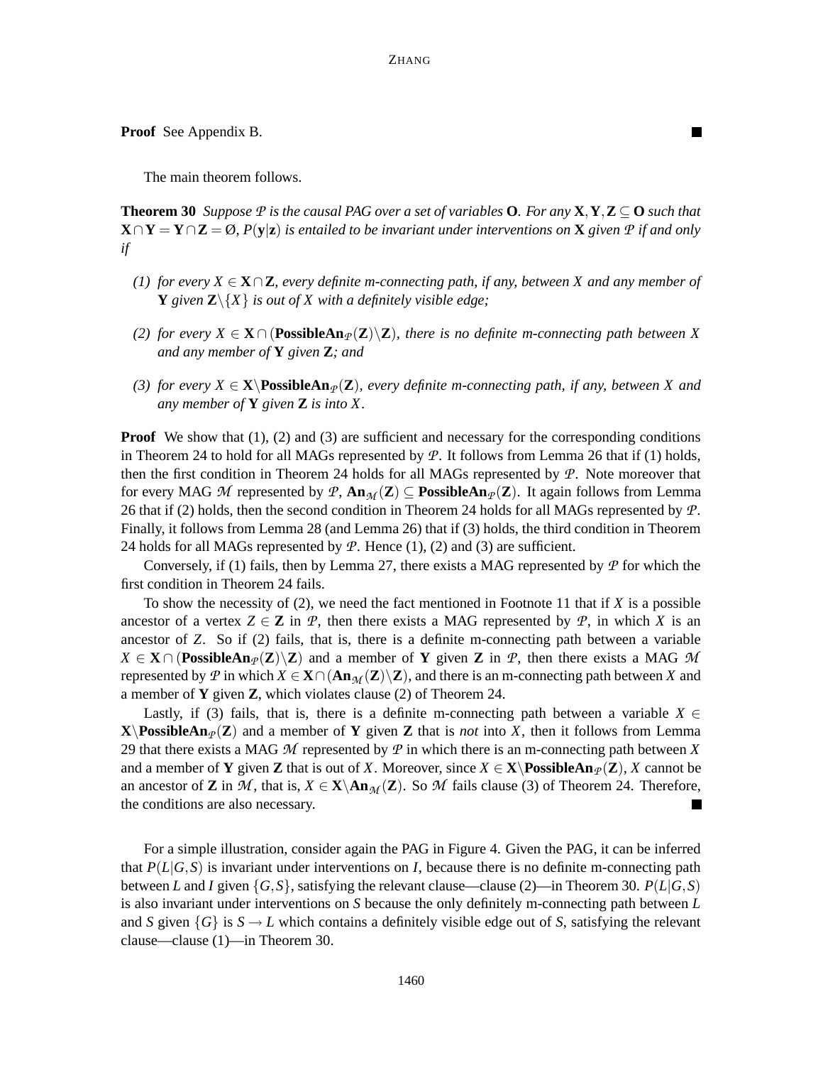**Proof** See Appendix B. ∎

The main theorem follows.

**Theorem 30** *Suppose $\mathcal{P}$ is the causal PAG over a set of variables $\mathbf{O}$. For any $\mathbf{X},\mathbf{Y},\mathbf{Z} \subseteq \mathbf{O}$ such that $\mathbf{X} \cap \mathbf{Y} = \mathbf{Y} \cap \mathbf{Z} = \emptyset$, $P(\mathbf{y}|\mathbf{z})$ is entailed to be invariant under interventions on $\mathbf{X}$ given $\mathcal{P}$ if and only if*

*(1) for every $X \in \mathbf{X} \cap \mathbf{Z}$, every definite m-connecting path, if any, between $X$ and any member of $\mathbf{Y}$ given $\mathbf{Z} \backslash \{X\}$ is out of $X$ with a definitely visible edge;*

*(2) for every $X \in \mathbf{X} \cap (\mathbf{PossibleAn}_{\mathcal{P}}(\mathbf{Z}) \backslash \mathbf{Z})$, there is no definite m-connecting path between $X$ and any member of $\mathbf{Y}$ given $\mathbf{Z}$; and*

*(3) for every $X \in \mathbf{X} \backslash \mathbf{PossibleAn}_{\mathcal{P}}(\mathbf{Z})$, every definite m-connecting path, if any, between $X$ and any member of $\mathbf{Y}$ given $\mathbf{Z}$ is into $X$.*

**Proof** We show that (1), (2) and (3) are sufficient and necessary for the corresponding conditions in Theorem 24 to hold for all MAGs represented by $\mathcal{P}$. It follows from Lemma 26 that if (1) holds, then the first condition in Theorem 24 holds for all MAGs represented by $\mathcal{P}$. Note moreover that for every MAG $\mathcal{M}$ represented by $\mathcal{P}$, $\mathbf{An}_{\mathcal{M}}(\mathbf{Z}) \subseteq \mathbf{PossibleAn}_{\mathcal{P}}(\mathbf{Z})$. It again follows from Lemma 26 that if (2) holds, then the second condition in Theorem 24 holds for all MAGs represented by $\mathcal{P}$. Finally, it follows from Lemma 28 (and Lemma 26) that if (3) holds, the third condition in Theorem 24 holds for all MAGs represented by $\mathcal{P}$. Hence (1), (2) and (3) are sufficient.

Conversely, if (1) fails, then by Lemma 27, there exists a MAG represented by $\mathcal{P}$ for which the first condition in Theorem 24 fails.

To show the necessity of (2), we need the fact mentioned in Footnote 11 that if $X$ is a possible ancestor of a vertex $Z \in \mathbf{Z}$ in $\mathcal{P}$, then there exists a MAG represented by $\mathcal{P}$, in which $X$ is an ancestor of $Z$. So if (2) fails, that is, there is a definite m-connecting path between a variable $X \in \mathbf{X} \cap (\mathbf{PossibleAn}_{\mathcal{P}}(\mathbf{Z}) \backslash \mathbf{Z})$ and a member of $\mathbf{Y}$ given $\mathbf{Z}$ in $\mathcal{P}$, then there exists a MAG $\mathcal{M}$ represented by $\mathcal{P}$ in which $X \in \mathbf{X} \cap (\mathbf{An}_{\mathcal{M}}(\mathbf{Z}) \backslash \mathbf{Z})$, and there is an m-connecting path between $X$ and a member of $\mathbf{Y}$ given $\mathbf{Z}$, which violates clause (2) of Theorem 24.

Lastly, if (3) fails, that is, there is a definite m-connecting path between a variable $X \in \mathbf{X} \backslash \mathbf{PossibleAn}_{\mathcal{P}}(\mathbf{Z})$ and a member of $\mathbf{Y}$ given $\mathbf{Z}$ that is *not* into $X$, then it follows from Lemma 29 that there exists a MAG $\mathcal{M}$ represented by $\mathcal{P}$ in which there is an m-connecting path between $X$ and a member of $\mathbf{Y}$ given $\mathbf{Z}$ that is out of $X$. Moreover, since $X \in \mathbf{X} \backslash \mathbf{PossibleAn}_{\mathcal{P}}(\mathbf{Z})$, $X$ cannot be an ancestor of $\mathbf{Z}$ in $\mathcal{M}$, that is, $X \in \mathbf{X} \backslash \mathbf{An}_{\mathcal{M}}(\mathbf{Z})$. So $\mathcal{M}$ fails clause (3) of Theorem 24. Therefore, the conditions are also necessary. ∎

For a simple illustration, consider again the PAG in Figure 4. Given the PAG, it can be inferred that $P(L|G,S)$ is invariant under interventions on $I$, because there is no definite m-connecting path between $L$ and $I$ given $\{G,S\}$, satisfying the relevant clause—clause (2)—in Theorem 30. $P(L|G,S)$ is also invariant under interventions on $S$ because the only definitely m-connecting path between $L$ and $S$ given $\{G\}$ is $S \to L$ which contains a definitely visible edge out of $S$, satisfying the relevant clause—clause (1)—in Theorem 30.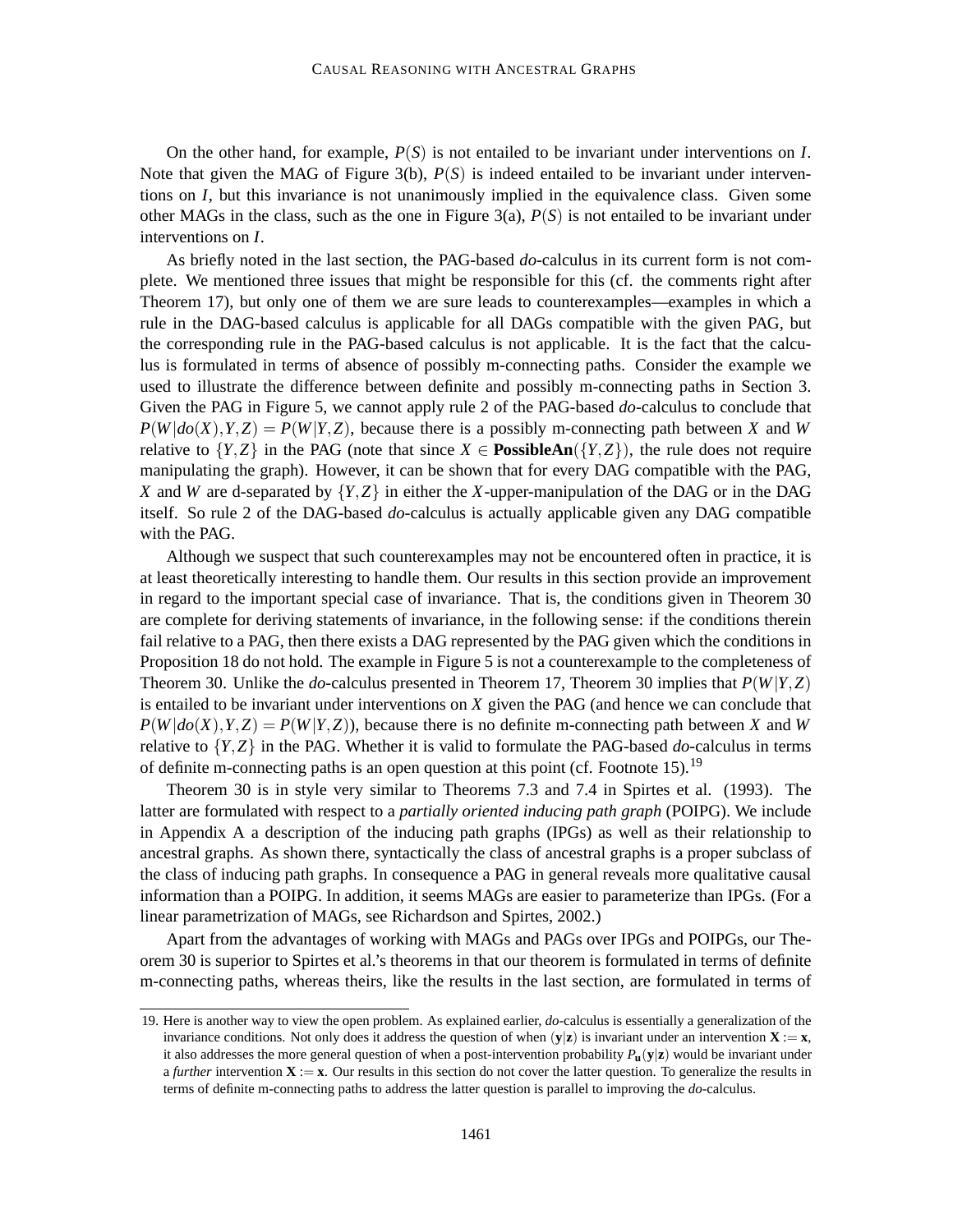On the other hand, for example, $P(S)$ is not entailed to be invariant under interventions on $I$. Note that given the MAG of Figure 3(b), $P(S)$ is indeed entailed to be invariant under interventions on $I$, but this invariance is not unanimously implied in the equivalence class. Given some other MAGs in the class, such as the one in Figure 3(a), $P(S)$ is not entailed to be invariant under interventions on $I$.

As briefly noted in the last section, the PAG-based *do*-calculus in its current form is not complete. We mentioned three issues that might be responsible for this (cf. the comments right after Theorem 17), but only one of them we are sure leads to counterexamples—examples in which a rule in the DAG-based calculus is applicable for all DAGs compatible with the given PAG, but the corresponding rule in the PAG-based calculus is not applicable. It is the fact that the calculus is formulated in terms of absence of possibly m-connecting paths. Consider the example we used to illustrate the difference between definite and possibly m-connecting paths in Section 3. Given the PAG in Figure 5, we cannot apply rule 2 of the PAG-based *do*-calculus to conclude that $P(W|do(X),Y,Z) = P(W|Y,Z)$, because there is a possibly m-connecting path between $X$ and $W$ relative to $\{Y,Z\}$ in the PAG (note that since $X \in \mathbf{PossibleAn}(\{Y,Z\})$, the rule does not require manipulating the graph). However, it can be shown that for every DAG compatible with the PAG, $X$ and $W$ are d-separated by $\{Y,Z\}$ in either the $X$-upper-manipulation of the DAG or in the DAG itself. So rule 2 of the DAG-based *do*-calculus is actually applicable given any DAG compatible with the PAG.

Although we suspect that such counterexamples may not be encountered often in practice, it is at least theoretically interesting to handle them. Our results in this section provide an improvement in regard to the important special case of invariance. That is, the conditions given in Theorem 30 are complete for deriving statements of invariance, in the following sense: if the conditions therein fail relative to a PAG, then there exists a DAG represented by the PAG given which the conditions in Proposition 18 do not hold. The example in Figure 5 is not a counterexample to the completeness of Theorem 30. Unlike the *do*-calculus presented in Theorem 17, Theorem 30 implies that $P(W|Y,Z)$ is entailed to be invariant under interventions on $X$ given the PAG (and hence we can conclude that $P(W|do(X),Y,Z) = P(W|Y,Z)$), because there is no definite m-connecting path between $X$ and $W$ relative to $\{Y,Z\}$ in the PAG. Whether it is valid to formulate the PAG-based *do*-calculus in terms of definite m-connecting paths is an open question at this point (cf. Footnote 15).[19]

Theorem 30 is in style very similar to Theorems 7.3 and 7.4 in Spirtes et al. (1993). The latter are formulated with respect to a *partially oriented inducing path graph* (POIPG). We include in Appendix A a description of the inducing path graphs (IPGs) as well as their relationship to ancestral graphs. As shown there, syntactically the class of ancestral graphs is a proper subclass of the class of inducing path graphs. In consequence a PAG in general reveals more qualitative causal information than a POIPG. In addition, it seems MAGs are easier to parameterize than IPGs. (For a linear parametrization of MAGs, see Richardson and Spirtes, 2002.)

Apart from the advantages of working with MAGs and PAGs over IPGs and POIPGs, our Theorem 30 is superior to Spirtes et al.'s theorems in that our theorem is formulated in terms of definite m-connecting paths, whereas theirs, like the results in the last section, are formulated in terms of

19. Here is another way to view the open problem. As explained earlier, *do*-calculus is essentially a generalization of the invariance conditions. Not only does it address the question of when $(\mathbf{y}|\mathbf{z})$ is invariant under an intervention $\mathbf{X} := \mathbf{x}$, it also addresses the more general question of when a post-intervention probability $P_{\mathbf{u}}(\mathbf{y}|\mathbf{z})$ would be invariant under a *further* intervention $\mathbf{X} := \mathbf{x}$. Our results in this section do not cover the latter question. To generalize the results in terms of definite m-connecting paths to address the latter question is parallel to improving the *do*-calculus.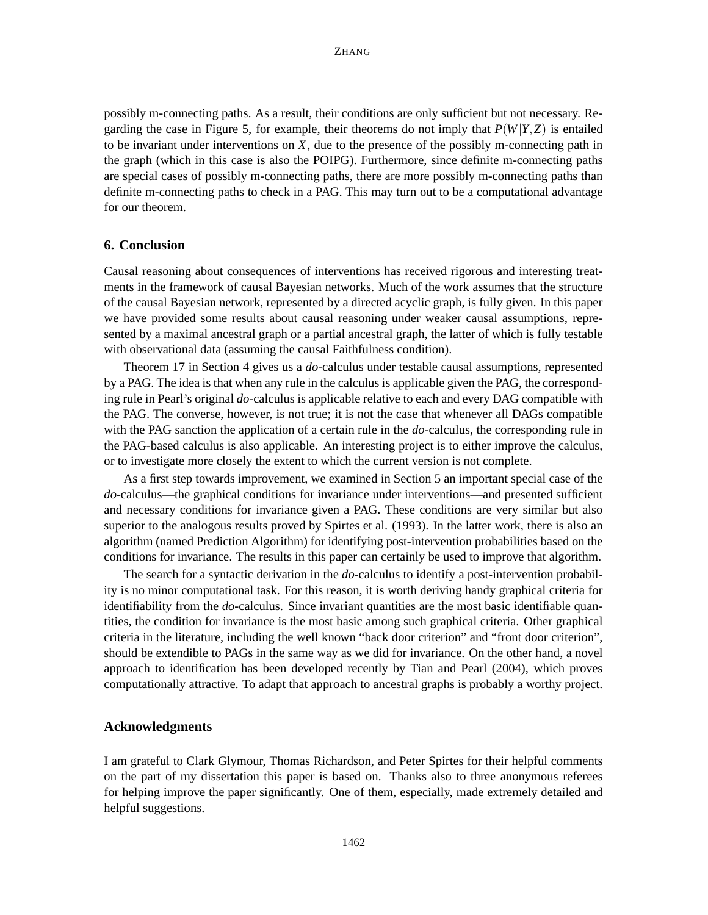possibly m-connecting paths. As a result, their conditions are only sufficient but not necessary. Regarding the case in Figure 5, for example, their theorems do not imply that $P(W|Y,Z)$ is entailed to be invariant under interventions on $X$, due to the presence of the possibly m-connecting path in the graph (which in this case is also the POIPG). Furthermore, since definite m-connecting paths are special cases of possibly m-connecting paths, there are more possibly m-connecting paths than definite m-connecting paths to check in a PAG. This may turn out to be a computational advantage for our theorem.

## 6. Conclusion

Causal reasoning about consequences of interventions has received rigorous and interesting treatments in the framework of causal Bayesian networks. Much of the work assumes that the structure of the causal Bayesian network, represented by a directed acyclic graph, is fully given. In this paper we have provided some results about causal reasoning under weaker causal assumptions, represented by a maximal ancestral graph or a partial ancestral graph, the latter of which is fully testable with observational data (assuming the causal Faithfulness condition).

Theorem 17 in Section 4 gives us a *do*-calculus under testable causal assumptions, represented by a PAG. The idea is that when any rule in the calculus is applicable given the PAG, the corresponding rule in Pearl's original *do*-calculus is applicable relative to each and every DAG compatible with the PAG. The converse, however, is not true; it is not the case that whenever all DAGs compatible with the PAG sanction the application of a certain rule in the *do*-calculus, the corresponding rule in the PAG-based calculus is also applicable. An interesting project is to either improve the calculus, or to investigate more closely the extent to which the current version is not complete.

As a first step towards improvement, we examined in Section 5 an important special case of the *do*-calculus—the graphical conditions for invariance under interventions—and presented sufficient and necessary conditions for invariance given a PAG. These conditions are very similar but also superior to the analogous results proved by Spirtes et al. (1993). In the latter work, there is also an algorithm (named Prediction Algorithm) for identifying post-intervention probabilities based on the conditions for invariance. The results in this paper can certainly be used to improve that algorithm.

The search for a syntactic derivation in the *do*-calculus to identify a post-intervention probability is no minor computational task. For this reason, it is worth deriving handy graphical criteria for identifiability from the *do*-calculus. Since invariant quantities are the most basic identifiable quantities, the condition for invariance is the most basic among such graphical criteria. Other graphical criteria in the literature, including the well known "back door criterion" and "front door criterion", should be extendible to PAGs in the same way as we did for invariance. On the other hand, a novel approach to identification has been developed recently by Tian and Pearl (2004), which proves computationally attractive. To adapt that approach to ancestral graphs is probably a worthy project.

## Acknowledgments

I am grateful to Clark Glymour, Thomas Richardson, and Peter Spirtes for their helpful comments on the part of my dissertation this paper is based on. Thanks also to three anonymous referees for helping improve the paper significantly. One of them, especially, made extremely detailed and helpful suggestions.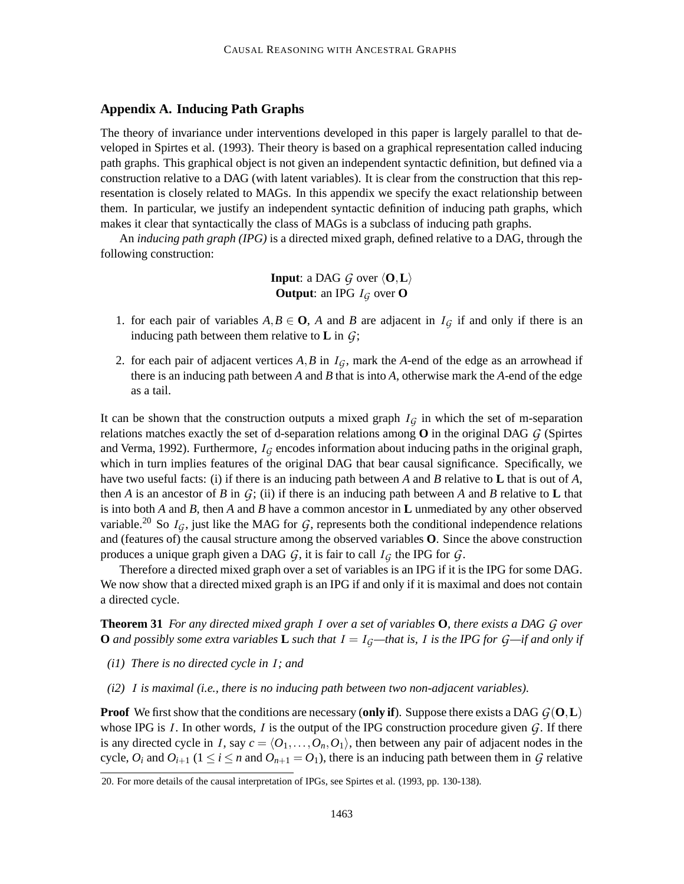## Appendix A. Inducing Path Graphs

The theory of invariance under interventions developed in this paper is largely parallel to that developed in Spirtes et al. (1993). Their theory is based on a graphical representation called inducing path graphs. This graphical object is not given an independent syntactic definition, but defined via a construction relative to a DAG (with latent variables). It is clear from the construction that this representation is closely related to MAGs. In this appendix we specify the exact relationship between them. In particular, we justify an independent syntactic definition of inducing path graphs, which makes it clear that syntactically the class of MAGs is a subclass of inducing path graphs.

An *inducing path graph (IPG)* is a directed mixed graph, defined relative to a DAG, through the following construction:

**Input**: a DAG $\mathcal{G}$ over $\langle \mathbf{O}, \mathbf{L} \rangle$
**Output**: an IPG $\mathcal{I}_{\mathcal{G}}$ over $\mathbf{O}$

1. for each pair of variables $A, B \in \mathbf{O}$, $A$ and $B$ are adjacent in $\mathcal{I}_{\mathcal{G}}$ if and only if there is an inducing path between them relative to $\mathbf{L}$ in $\mathcal{G}$;
2. for each pair of adjacent vertices $A, B$ in $\mathcal{I}_{\mathcal{G}}$, mark the $A$-end of the edge as an arrowhead if there is an inducing path between $A$ and $B$ that is into $A$, otherwise mark the $A$-end of the edge as a tail.

It can be shown that the construction outputs a mixed graph $\mathcal{I}_{\mathcal{G}}$ in which the set of m-separation relations matches exactly the set of d-separation relations among $\mathbf{O}$ in the original DAG $\mathcal{G}$ (Spirtes and Verma, 1992). Furthermore, $\mathcal{I}_{\mathcal{G}}$ encodes information about inducing paths in the original graph, which in turn implies features of the original DAG that bear causal significance. Specifically, we have two useful facts: (i) if there is an inducing path between $A$ and $B$ relative to $\mathbf{L}$ that is out of $A$, then $A$ is an ancestor of $B$ in $\mathcal{G}$; (ii) if there is an inducing path between $A$ and $B$ relative to $\mathbf{L}$ that is into both $A$ and $B$, then $A$ and $B$ have a common ancestor in $\mathbf{L}$ unmediated by any other observed variable.[20] So $\mathcal{I}_{\mathcal{G}}$, just like the MAG for $\mathcal{G}$, represents both the conditional independence relations and (features of) the causal structure among the observed variables $\mathbf{O}$. Since the above construction produces a unique graph given a DAG $\mathcal{G}$, it is fair to call $\mathcal{I}_{\mathcal{G}}$ the IPG for $\mathcal{G}$.

Therefore a directed mixed graph over a set of variables is an IPG if it is the IPG for some DAG. We now show that a directed mixed graph is an IPG if and only if it is maximal and does not contain a directed cycle.

**Theorem 31** *For any directed mixed graph $\mathcal{I}$ over a set of variables $\mathbf{O}$, there exists a DAG $\mathcal{G}$ over $\mathbf{O}$ and possibly some extra variables $\mathbf{L}$ such that $\mathcal{I} = \mathcal{I}_{\mathcal{G}}$—that is, $\mathcal{I}$ is the IPG for $\mathcal{G}$—if and only if*

- *(i1) There is no directed cycle in $\mathcal{I}$; and*
- *(i2) $\mathcal{I}$ is maximal (i.e., there is no inducing path between two non-adjacent variables).*

**Proof** We first show that the conditions are necessary (**only if**). Suppose there exists a DAG $\mathcal{G}(\mathbf{O}, \mathbf{L})$ whose IPG is $\mathcal{I}$. In other words, $\mathcal{I}$ is the output of the IPG construction procedure given $\mathcal{G}$. If there is any directed cycle in $\mathcal{I}$, say $c = \langle O_1, \ldots, O_n, O_1 \rangle$, then between any pair of adjacent nodes in the cycle, $O_i$ and $O_{i+1}$ ($1 \leq i \leq n$ and $O_{n+1} = O_1$), there is an inducing path between them in $\mathcal{G}$ relative

20. For more details of the causal interpretation of IPGs, see Spirtes et al. (1993, pp. 130-138).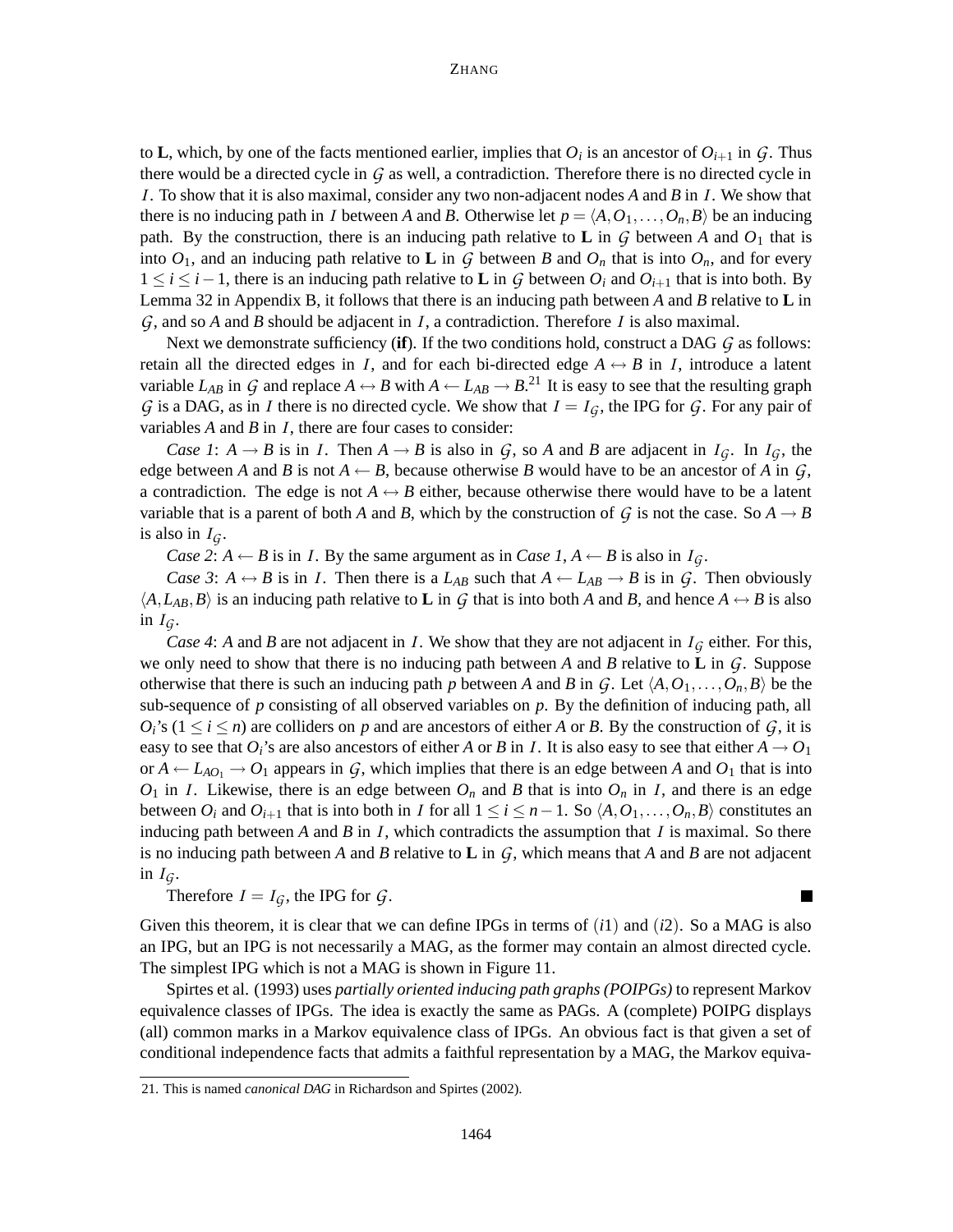to $\mathbf{L}$, which, by one of the facts mentioned earlier, implies that $O_i$ is an ancestor of $O_{i+1}$ in $\mathcal{G}$. Thus there would be a directed cycle in $\mathcal{G}$ as well, a contradiction. Therefore there is no directed cycle in $\mathcal{I}$. To show that it is also maximal, consider any two non-adjacent nodes $A$ and $B$ in $\mathcal{I}$. We show that there is no inducing path in $\mathcal{I}$ between $A$ and $B$. Otherwise let $p = \langle A, O_1, \ldots, O_n, B \rangle$ be an inducing path. By the construction, there is an inducing path relative to $\mathbf{L}$ in $\mathcal{G}$ between $A$ and $O_1$ that is into $O_1$, and an inducing path relative to $\mathbf{L}$ in $\mathcal{G}$ between $B$ and $O_n$ that is into $O_n$, and for every $1 \leq i \leq i-1$, there is an inducing path relative to $\mathbf{L}$ in $\mathcal{G}$ between $O_i$ and $O_{i+1}$ that is into both. By Lemma 32 in Appendix B, it follows that there is an inducing path between $A$ and $B$ relative to $\mathbf{L}$ in $\mathcal{G}$, and so $A$ and $B$ should be adjacent in $\mathcal{I}$, a contradiction. Therefore $\mathcal{I}$ is also maximal.

Next we demonstrate sufficiency (**if**). If the two conditions hold, construct a DAG $\mathcal{G}$ as follows: retain all the directed edges in $\mathcal{I}$, and for each bi-directed edge $A \leftrightarrow B$ in $\mathcal{I}$, introduce a latent variable $L_{AB}$ in $\mathcal{G}$ and replace $A \leftrightarrow B$ with $A \leftarrow L_{AB} \rightarrow B$.[21] It is easy to see that the resulting graph $\mathcal{G}$ is a DAG, as in $\mathcal{I}$ there is no directed cycle. We show that $\mathcal{I} = \mathcal{I}_{\mathcal{G}}$, the IPG for $\mathcal{G}$. For any pair of variables $A$ and $B$ in $\mathcal{I}$, there are four cases to consider:

*Case 1*: $A \rightarrow B$ is in $\mathcal{I}$. Then $A \rightarrow B$ is also in $\mathcal{G}$, so $A$ and $B$ are adjacent in $\mathcal{I}_{\mathcal{G}}$. In $\mathcal{I}_{\mathcal{G}}$, the edge between $A$ and $B$ is not $A \leftarrow B$, because otherwise $B$ would have to be an ancestor of $A$ in $\mathcal{G}$, a contradiction. The edge is not $A \leftrightarrow B$ either, because otherwise there would have to be a latent variable that is a parent of both $A$ and $B$, which by the construction of $\mathcal{G}$ is not the case. So $A \rightarrow B$ is also in $\mathcal{I}_{\mathcal{G}}$.

*Case 2*: $A \leftarrow B$ is in $\mathcal{I}$. By the same argument as in *Case 1*, $A \leftarrow B$ is also in $\mathcal{I}_{\mathcal{G}}$.

*Case 3*: $A \leftrightarrow B$ is in $\mathcal{I}$. Then there is a $L_{AB}$ such that $A \leftarrow L_{AB} \rightarrow B$ is in $\mathcal{G}$. Then obviously $\langle A, L_{AB}, B \rangle$ is an inducing path relative to $\mathbf{L}$ in $\mathcal{G}$ that is into both $A$ and $B$, and hence $A \leftrightarrow B$ is also in $\mathcal{I}_{\mathcal{G}}$.

*Case 4*: $A$ and $B$ are not adjacent in $\mathcal{I}$. We show that they are not adjacent in $\mathcal{I}_{\mathcal{G}}$ either. For this, we only need to show that there is no inducing path between $A$ and $B$ relative to $\mathbf{L}$ in $\mathcal{G}$. Suppose otherwise that there is such an inducing path $p$ between $A$ and $B$ in $\mathcal{G}$. Let $\langle A, O_1, \ldots, O_n, B \rangle$ be the sub-sequence of $p$ consisting of all observed variables on $p$. By the definition of inducing path, all $O_i$'s ($1 \leq i \leq n$) are colliders on $p$ and are ancestors of either $A$ or $B$. By the construction of $\mathcal{G}$, it is easy to see that $O_i$'s are also ancestors of either $A$ or $B$ in $\mathcal{I}$. It is also easy to see that either $A \rightarrow O_1$ or $A \leftarrow L_{AO_1} \rightarrow O_1$ appears in $\mathcal{G}$, which implies that there is an edge between $A$ and $O_1$ that is into $O_1$ in $\mathcal{I}$. Likewise, there is an edge between $O_n$ and $B$ that is into $O_n$ in $\mathcal{I}$, and there is an edge between $O_i$ and $O_{i+1}$ that is into both in $\mathcal{I}$ for all $1 \leq i \leq n-1$. So $\langle A, O_1, \ldots, O_n, B \rangle$ constitutes an inducing path between $A$ and $B$ in $\mathcal{I}$, which contradicts the assumption that $\mathcal{I}$ is maximal. So there is no inducing path between $A$ and $B$ relative to $\mathbf{L}$ in $\mathcal{G}$, which means that $A$ and $B$ are not adjacent in $\mathcal{I}_{\mathcal{G}}$.

Therefore $\mathcal{I} = \mathcal{I}_{\mathcal{G}}$, the IPG for $\mathcal{G}$. ■

Given this theorem, it is clear that we can define IPGs in terms of $(i1)$ and $(i2)$. So a MAG is also an IPG, but an IPG is not necessarily a MAG, as the former may contain an almost directed cycle. The simplest IPG which is not a MAG is shown in Figure 11.

Spirtes et al. (1993) uses *partially oriented inducing path graphs (POIPGs)* to represent Markov equivalence classes of IPGs. The idea is exactly the same as PAGs. A (complete) POIPG displays (all) common marks in a Markov equivalence class of IPGs. An obvious fact is that given a set of conditional independence facts that admits a faithful representation by a MAG, the Markov equiva-

21. This is named *canonical DAG* in Richardson and Spirtes (2002).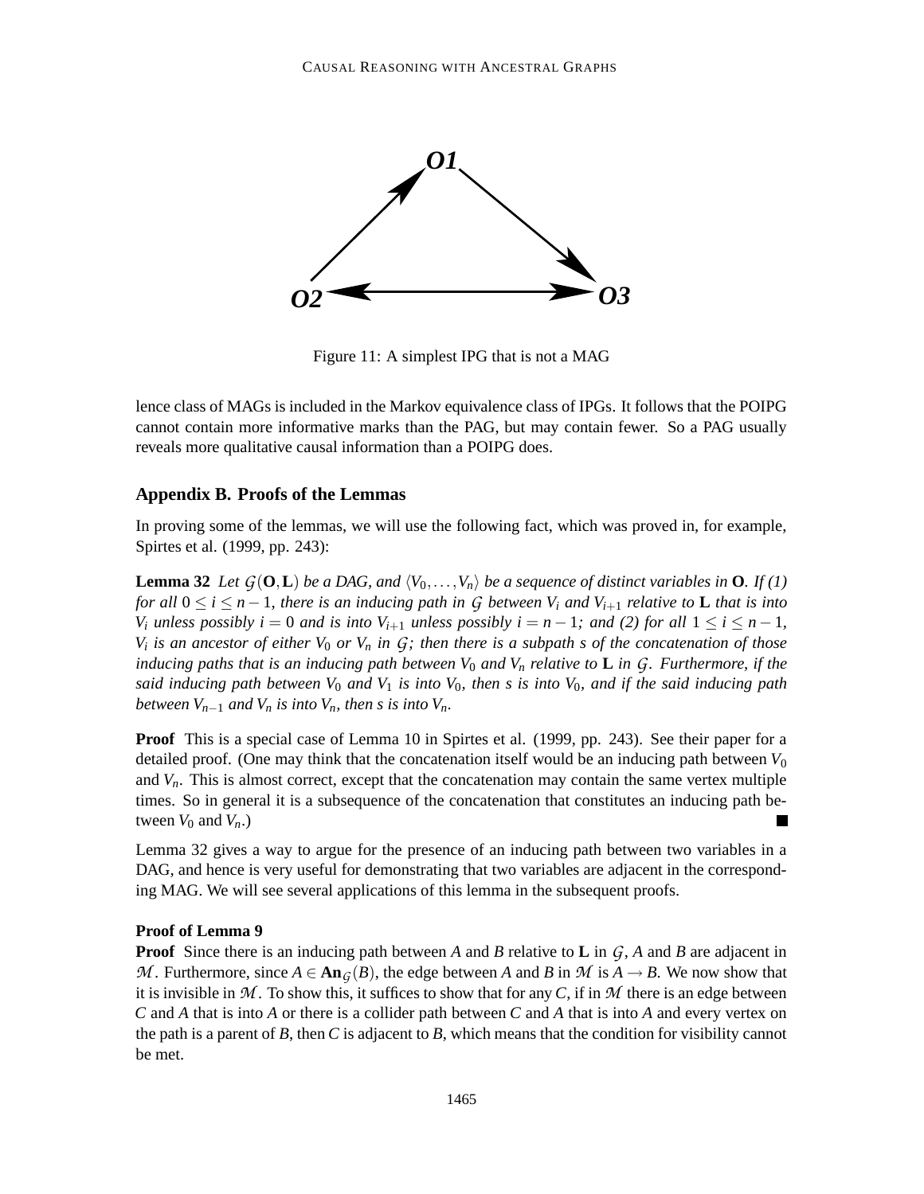Figure 11: A simplest IPG that is not a MAG

lence class of MAGs is included in the Markov equivalence class of IPGs. It follows that the POIPG cannot contain more informative marks than the PAG, but may contain fewer. So a PAG usually reveals more qualitative causal information than a POIPG does.

## Appendix B. Proofs of the Lemmas

In proving some of the lemmas, we will use the following fact, which was proved in, for example, Spirtes et al. (1999, pp. 243):

**Lemma 32** *Let $\mathcal{G}(\mathbf{O},\mathbf{L})$ be a DAG, and $\langle V_0,\ldots,V_n\rangle$ be a sequence of distinct variables in $\mathbf{O}$. If (1) for all $0 \leq i \leq n-1$, there is an inducing path in $\mathcal{G}$ between $V_i$ and $V_{i+1}$ relative to $\mathbf{L}$ that is into $V_i$ unless possibly $i = 0$ and is into $V_{i+1}$ unless possibly $i = n-1$; and (2) for all $1 \leq i \leq n-1$, $V_i$ is an ancestor of either $V_0$ or $V_n$ in $\mathcal{G}$; then there is a subpath $s$ of the concatenation of those inducing paths that is an inducing path between $V_0$ and $V_n$ relative to $\mathbf{L}$ in $\mathcal{G}$. Furthermore, if the said inducing path between $V_0$ and $V_1$ is into $V_0$, then $s$ is into $V_0$, and if the said inducing path between $V_{n-1}$ and $V_n$ is into $V_n$, then $s$ is into $V_n$.*

**Proof** This is a special case of Lemma 10 in Spirtes et al. (1999, pp. 243). See their paper for a detailed proof. (One may think that the concatenation itself would be an inducing path between $V_0$ and $V_n$. This is almost correct, except that the concatenation may contain the same vertex multiple times. So in general it is a subsequence of the concatenation that constitutes an inducing path between $V_0$ and $V_n$.) ■

Lemma 32 gives a way to argue for the presence of an inducing path between two variables in a DAG, and hence is very useful for demonstrating that two variables are adjacent in the corresponding MAG. We will see several applications of this lemma in the subsequent proofs.

**Proof of Lemma 9**

**Proof** Since there is an inducing path between $A$ and $B$ relative to $\mathbf{L}$ in $\mathcal{G}$, $A$ and $B$ are adjacent in $\mathcal{M}$. Furthermore, since $A \in \mathbf{An}_{\mathcal{G}}(B)$, the edge between $A$ and $B$ in $\mathcal{M}$ is $A \to B$. We now show that it is invisible in $\mathcal{M}$. To show this, it suffices to show that for any $C$, if in $\mathcal{M}$ there is an edge between $C$ and $A$ that is into $A$ or there is a collider path between $C$ and $A$ that is into $A$ and every vertex on the path is a parent of $B$, then $C$ is adjacent to $B$, which means that the condition for visibility cannot be met.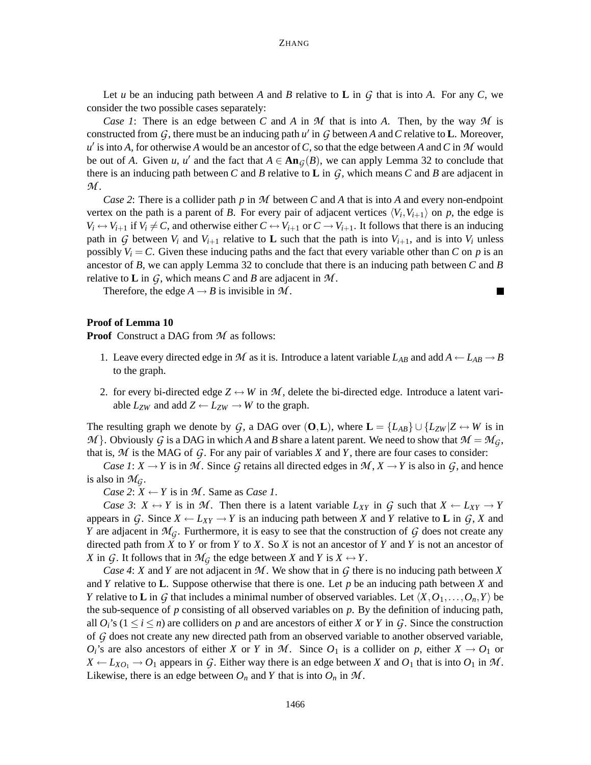Let $u$ be an inducing path between $A$ and $B$ relative to $\mathbf{L}$ in $\mathcal{G}$ that is into $A$. For any $C$, we consider the two possible cases separately:

*Case 1*: There is an edge between $C$ and $A$ in $\mathcal{M}$ that is into $A$. Then, by the way $\mathcal{M}$ is constructed from $\mathcal{G}$, there must be an inducing path $u'$ in $\mathcal{G}$ between $A$ and $C$ relative to $\mathbf{L}$. Moreover, $u'$ is into $A$, for otherwise $A$ would be an ancestor of $C$, so that the edge between $A$ and $C$ in $\mathcal{M}$ would be out of $A$. Given $u$, $u'$ and the fact that $A \in \mathbf{An}_{\mathcal{G}}(B)$, we can apply Lemma 32 to conclude that there is an inducing path between $C$ and $B$ relative to $\mathbf{L}$ in $\mathcal{G}$, which means $C$ and $B$ are adjacent in $\mathcal{M}$.

*Case 2*: There is a collider path $p$ in $\mathcal{M}$ between $C$ and $A$ that is into $A$ and every non-endpoint vertex on the path is a parent of $B$. For every pair of adjacent vertices $\langle V_i, V_{i+1} \rangle$ on $p$, the edge is $V_i \leftrightarrow V_{i+1}$ if $V_i \neq C$, and otherwise either $C \leftrightarrow V_{i+1}$ or $C \rightarrow V_{i+1}$. It follows that there is an inducing path in $\mathcal{G}$ between $V_i$ and $V_{i+1}$ relative to $\mathbf{L}$ such that the path is into $V_{i+1}$, and is into $V_i$ unless possibly $V_i = C$. Given these inducing paths and the fact that every variable other than $C$ on $p$ is an ancestor of $B$, we can apply Lemma 32 to conclude that there is an inducing path between $C$ and $B$ relative to $\mathbf{L}$ in $\mathcal{G}$, which means $C$ and $B$ are adjacent in $\mathcal{M}$.

Therefore, the edge $A \rightarrow B$ is invisible in $\mathcal{M}$. ■

**Proof of Lemma 10**

**Proof** Construct a DAG from $\mathcal{M}$ as follows:

1. Leave every directed edge in $\mathcal{M}$ as it is. Introduce a latent variable $L_{AB}$ and add $A \leftarrow L_{AB} \rightarrow B$ to the graph.
2. for every bi-directed edge $Z \leftrightarrow W$ in $\mathcal{M}$, delete the bi-directed edge. Introduce a latent variable $L_{ZW}$ and add $Z \leftarrow L_{ZW} \rightarrow W$ to the graph.

The resulting graph we denote by $\mathcal{G}$, a DAG over $(\mathbf{O}, \mathbf{L})$, where $\mathbf{L} = \{L_{AB}\} \cup \{L_{ZW} | Z \leftrightarrow W \text{ is in } \mathcal{M}\}$. Obviously $\mathcal{G}$ is a DAG in which $A$ and $B$ share a latent parent. We need to show that $\mathcal{M} = \mathcal{M}_{\mathcal{G}}$, that is, $\mathcal{M}$ is the MAG of $\mathcal{G}$. For any pair of variables $X$ and $Y$, there are four cases to consider:

*Case 1*: $X \rightarrow Y$ is in $\mathcal{M}$. Since $\mathcal{G}$ retains all directed edges in $\mathcal{M}$, $X \rightarrow Y$ is also in $\mathcal{G}$, and hence is also in $\mathcal{M}_{\mathcal{G}}$.

*Case 2*: $X \leftarrow Y$ is in $\mathcal{M}$. Same as *Case 1*.

*Case 3*: $X \leftrightarrow Y$ is in $\mathcal{M}$. Then there is a latent variable $L_{XY}$ in $\mathcal{G}$ such that $X \leftarrow L_{XY} \rightarrow Y$ appears in $\mathcal{G}$. Since $X \leftarrow L_{XY} \rightarrow Y$ is an inducing path between $X$ and $Y$ relative to $\mathbf{L}$ in $\mathcal{G}$, $X$ and $Y$ are adjacent in $\mathcal{M}_{\mathcal{G}}$. Furthermore, it is easy to see that the construction of $\mathcal{G}$ does not create any directed path from $X$ to $Y$ or from $Y$ to $X$. So $X$ is not an ancestor of $Y$ and $Y$ is not an ancestor of $X$ in $\mathcal{G}$. It follows that in $\mathcal{M}_{\mathcal{G}}$ the edge between $X$ and $Y$ is $X \leftrightarrow Y$.

*Case 4*: $X$ and $Y$ are not adjacent in $\mathcal{M}$. We show that in $\mathcal{G}$ there is no inducing path between $X$ and $Y$ relative to $\mathbf{L}$. Suppose otherwise that there is one. Let $p$ be an inducing path between $X$ and $Y$ relative to $\mathbf{L}$ in $\mathcal{G}$ that includes a minimal number of observed variables. Let $\langle X, O_1, \ldots, O_n, Y \rangle$ be the sub-sequence of $p$ consisting of all observed variables on $p$. By the definition of inducing path, all $O_i$'s ($1 \leq i \leq n$) are colliders on $p$ and are ancestors of either $X$ or $Y$ in $\mathcal{G}$. Since the construction of $\mathcal{G}$ does not create any new directed path from an observed variable to another observed variable, $O_i$'s are also ancestors of either $X$ or $Y$ in $\mathcal{M}$. Since $O_1$ is a collider on $p$, either $X \rightarrow O_1$ or $X \leftarrow L_{XO_1} \rightarrow O_1$ appears in $\mathcal{G}$. Either way there is an edge between $X$ and $O_1$ that is into $O_1$ in $\mathcal{M}$. Likewise, there is an edge between $O_n$ and $Y$ that is into $O_n$ in $\mathcal{M}$.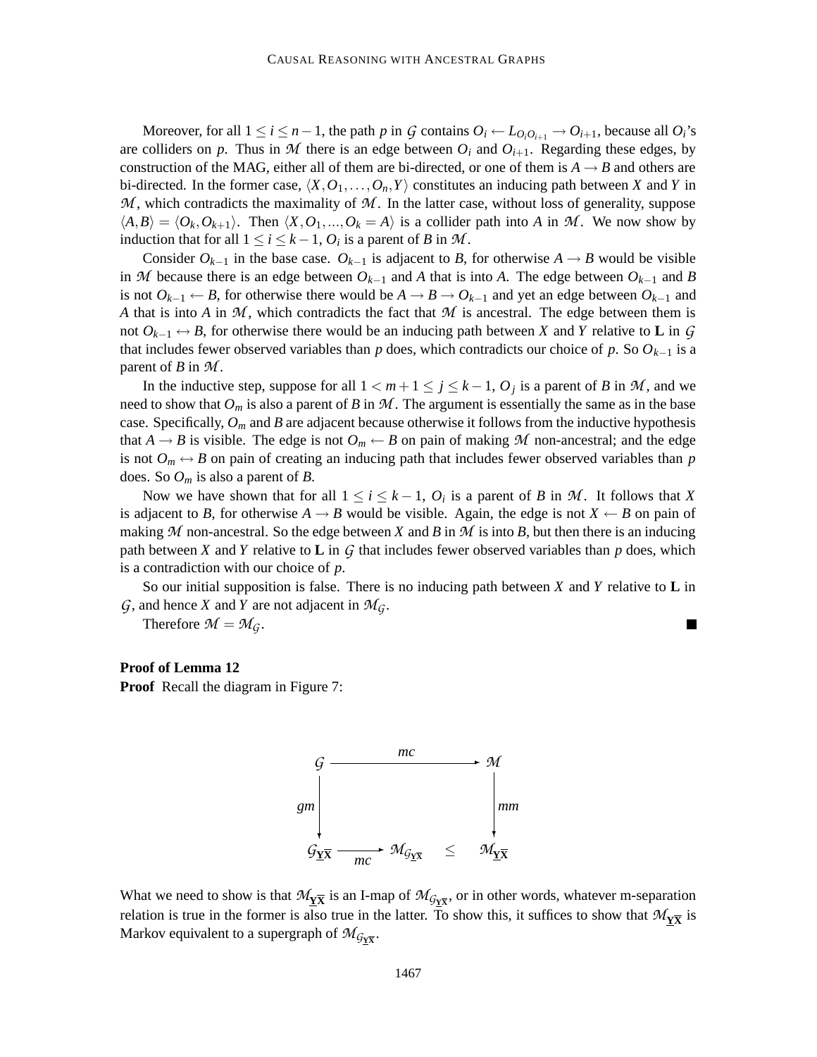Moreover, for all $1 \leq i \leq n-1$, the path $p$ in $\mathcal{G}$ contains $O_i \leftarrow L_{O_iO_{i+1}} \rightarrow O_{i+1}$, because all $O_i$'s are colliders on $p$. Thus in $\mathcal{M}$ there is an edge between $O_i$ and $O_{i+1}$. Regarding these edges, by construction of the MAG, either all of them are bi-directed, or one of them is $A \rightarrow B$ and others are bi-directed. In the former case, $\langle X, O_1, \ldots, O_n, Y \rangle$ constitutes an inducing path between $X$ and $Y$ in $\mathcal{M}$, which contradicts the maximality of $\mathcal{M}$. In the latter case, without loss of generality, suppose $\langle A, B \rangle = \langle O_k, O_{k+1} \rangle$. Then $\langle X, O_1, ..., O_k = A \rangle$ is a collider path into $A$ in $\mathcal{M}$. We now show by induction that for all $1 \leq i \leq k-1$, $O_i$ is a parent of $B$ in $\mathcal{M}$.

Consider $O_{k-1}$ in the base case. $O_{k-1}$ is adjacent to $B$, for otherwise $A \rightarrow B$ would be visible in $\mathcal{M}$ because there is an edge between $O_{k-1}$ and $A$ that is into $A$. The edge between $O_{k-1}$ and $B$ is not $O_{k-1} \leftarrow B$, for otherwise there would be $A \rightarrow B \rightarrow O_{k-1}$ and yet an edge between $O_{k-1}$ and $A$ that is into $A$ in $\mathcal{M}$, which contradicts the fact that $\mathcal{M}$ is ancestral. The edge between them is not $O_{k-1} \leftrightarrow B$, for otherwise there would be an inducing path between $X$ and $Y$ relative to $\mathbf{L}$ in $\mathcal{G}$ that includes fewer observed variables than $p$ does, which contradicts our choice of $p$. So $O_{k-1}$ is a parent of $B$ in $\mathcal{M}$.

In the inductive step, suppose for all $1 < m+1 \leq j \leq k-1$, $O_j$ is a parent of $B$ in $\mathcal{M}$, and we need to show that $O_m$ is also a parent of $B$ in $\mathcal{M}$. The argument is essentially the same as in the base case. Specifically, $O_m$ and $B$ are adjacent because otherwise it follows from the inductive hypothesis that $A \rightarrow B$ is visible. The edge is not $O_m \leftarrow B$ on pain of making $\mathcal{M}$ non-ancestral; and the edge is not $O_m \leftrightarrow B$ on pain of creating an inducing path that includes fewer observed variables than $p$ does. So $O_m$ is also a parent of $B$.

Now we have shown that for all $1 \leq i \leq k-1$, $O_i$ is a parent of $B$ in $\mathcal{M}$. It follows that $X$ is adjacent to $B$, for otherwise $A \rightarrow B$ would be visible. Again, the edge is not $X \leftarrow B$ on pain of making $\mathcal{M}$ non-ancestral. So the edge between $X$ and $B$ in $\mathcal{M}$ is into $B$, but then there is an inducing path between $X$ and $Y$ relative to $\mathbf{L}$ in $\mathcal{G}$ that includes fewer observed variables than $p$ does, which is a contradiction with our choice of $p$.

So our initial supposition is false. There is no inducing path between $X$ and $Y$ relative to $\mathbf{L}$ in $\mathcal{G}$, and hence $X$ and $Y$ are not adjacent in $\mathcal{M}_{\mathcal{G}}$.

Therefore $\mathcal{M} = \mathcal{M}_{\mathcal{G}}$. ∎

**Proof of Lemma 12**

**Proof** Recall the diagram in Figure 7:

$$
\begin{array}{ccc}
\mathcal{G} & \xrightarrow{\quad mc \quad} & \mathcal{M} \\
\Big\downarrow gm & & \Big\downarrow mm \\
\mathcal{G}_{\underline{\mathbf{Y}}\overline{\mathbf{X}}} \xrightarrow[mc]{} \mathcal{M}_{\mathcal{G}_{\underline{\mathbf{Y}}\overline{\mathbf{X}}}} & \leq & \mathcal{M}_{\underline{\mathbf{Y}}\overline{\mathbf{X}}}
\end{array}
$$

What we need to show is that $\mathcal{M}_{\underline{\mathbf{Y}}\overline{\mathbf{X}}}$ is an I-map of $\mathcal{M}_{\mathcal{G}_{\underline{\mathbf{Y}}\overline{\mathbf{X}}}}$, or in other words, whatever m-separation relation is true in the former is also true in the latter. To show this, it suffices to show that $\mathcal{M}_{\underline{\mathbf{Y}}\overline{\mathbf{X}}}$ is Markov equivalent to a supergraph of $\mathcal{M}_{\mathcal{G}_{\underline{\mathbf{Y}}\overline{\mathbf{X}}}}$.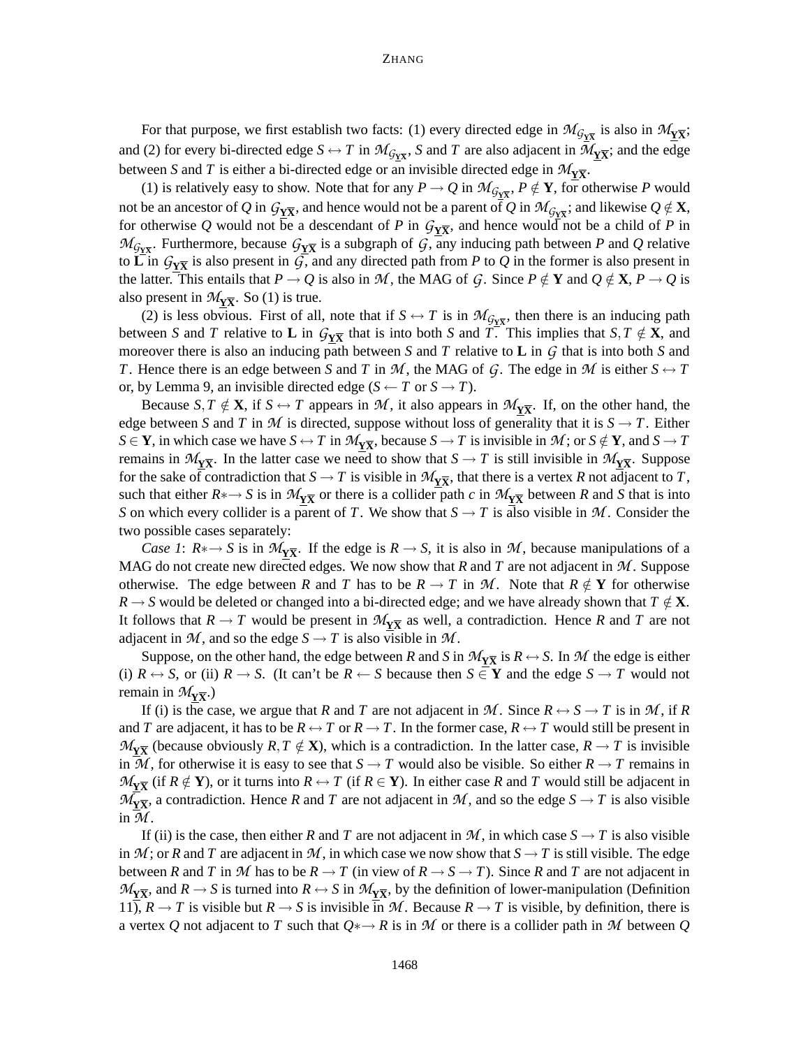For that purpose, we first establish two facts: (1) every directed edge in $\mathcal{M}_{\mathcal{G}_{\underline{\mathbf{Y}}\overline{\mathbf{X}}}}$ is also in $\mathcal{M}_{\underline{\mathbf{Y}}\overline{\mathbf{X}}}$; and (2) for every bi-directed edge $S \leftrightarrow T$ in $\mathcal{M}_{\mathcal{G}_{\underline{\mathbf{Y}}\overline{\mathbf{X}}}}$, $S$ and $T$ are also adjacent in $\mathcal{M}_{\underline{\mathbf{Y}}\overline{\mathbf{X}}}$; and the edge between $S$ and $T$ is either a bi-directed edge or an invisible directed edge in $\mathcal{M}_{\underline{\mathbf{Y}}\overline{\mathbf{X}}}$.

(1) is relatively easy to show. Note that for any $P \rightarrow Q$ in $\mathcal{M}_{\mathcal{G}_{\underline{\mathbf{Y}}\overline{\mathbf{X}}}}$, $P \notin \mathbf{Y}$, for otherwise $P$ would not be an ancestor of $Q$ in $\mathcal{G}_{\underline{\mathbf{Y}}\overline{\mathbf{X}}}$, and hence would not be a parent of $Q$ in $\mathcal{M}_{\mathcal{G}_{\underline{\mathbf{Y}}\overline{\mathbf{X}}}}$; and likewise $Q \notin \mathbf{X}$, for otherwise $Q$ would not be a descendant of $P$ in $\mathcal{G}_{\underline{\mathbf{Y}}\overline{\mathbf{X}}}$, and hence would not be a child of $P$ in $\mathcal{M}_{\mathcal{G}_{\underline{\mathbf{Y}}\overline{\mathbf{X}}}}$. Furthermore, because $\mathcal{G}_{\underline{\mathbf{Y}}\overline{\mathbf{X}}}$ is a subgraph of $\mathcal{G}$, any inducing path between $P$ and $Q$ relative to $\mathbf{L}$ in $\mathcal{G}_{\underline{\mathbf{Y}}\overline{\mathbf{X}}}$ is also present in $\mathcal{G}$, and any directed path from $P$ to $Q$ in the former is also present in the latter. This entails that $P \rightarrow Q$ is also in $\mathcal{M}$, the MAG of $\mathcal{G}$. Since $P \notin \mathbf{Y}$ and $Q \notin \mathbf{X}$, $P \rightarrow Q$ is also present in $\mathcal{M}_{\underline{\mathbf{Y}}\overline{\mathbf{X}}}$. So (1) is true.

(2) is less obvious. First of all, note that if $S \leftrightarrow T$ is in $\mathcal{M}_{\mathcal{G}_{\underline{\mathbf{Y}}\overline{\mathbf{X}}}}$, then there is an inducing path between $S$ and $T$ relative to $\mathbf{L}$ in $\mathcal{G}_{\underline{\mathbf{Y}}\overline{\mathbf{X}}}$ that is into both $S$ and $T$. This implies that $S, T \notin \mathbf{X}$, and moreover there is also an inducing path between $S$ and $T$ relative to $\mathbf{L}$ in $\mathcal{G}$ that is into both $S$ and $T$. Hence there is an edge between $S$ and $T$ in $\mathcal{M}$, the MAG of $\mathcal{G}$. The edge in $\mathcal{M}$ is either $S \leftrightarrow T$ or, by Lemma 9, an invisible directed edge ($S \leftarrow T$ or $S \rightarrow T$).

Because $S, T \notin \mathbf{X}$, if $S \leftrightarrow T$ appears in $\mathcal{M}$, it also appears in $\mathcal{M}_{\underline{\mathbf{Y}}\overline{\mathbf{X}}}$. If, on the other hand, the edge between $S$ and $T$ in $\mathcal{M}$ is directed, suppose without loss of generality that it is $S \rightarrow T$. Either $S \in \mathbf{Y}$, in which case we have $S \leftrightarrow T$ in $\mathcal{M}_{\underline{\mathbf{Y}}\overline{\mathbf{X}}}$, because $S \rightarrow T$ is invisible in $\mathcal{M}$; or $S \notin \mathbf{Y}$, and $S \rightarrow T$ remains in $\mathcal{M}_{\underline{\mathbf{Y}}\overline{\mathbf{X}}}$. In the latter case we need to show that $S \rightarrow T$ is still invisible in $\mathcal{M}_{\underline{\mathbf{Y}}\overline{\mathbf{X}}}$. Suppose for the sake of contradiction that $S \rightarrow T$ is visible in $\mathcal{M}_{\underline{\mathbf{Y}}\overline{\mathbf{X}}}$, that there is a vertex $R$ not adjacent to $T$, such that either $R {*\!\!\rightarrow} S$ is in $\mathcal{M}_{\underline{\mathbf{Y}}\overline{\mathbf{X}}}$ or there is a collider path $c$ in $\mathcal{M}_{\underline{\mathbf{Y}}\overline{\mathbf{X}}}$ between $R$ and $S$ that is into $S$ on which every collider is a parent of $T$. We show that $S \rightarrow T$ is also visible in $\mathcal{M}$. Consider the two possible cases separately:

*Case 1*: $R {*\!\!\rightarrow} S$ is in $\mathcal{M}_{\underline{\mathbf{Y}}\overline{\mathbf{X}}}$. If the edge is $R \rightarrow S$, it is also in $\mathcal{M}$, because manipulations of a MAG do not create new directed edges. We now show that $R$ and $T$ are not adjacent in $\mathcal{M}$. Suppose otherwise. The edge between $R$ and $T$ has to be $R \rightarrow T$ in $\mathcal{M}$. Note that $R \notin \mathbf{Y}$ for otherwise $R \rightarrow S$ would be deleted or changed into a bi-directed edge; and we have already shown that $T \notin \mathbf{X}$. It follows that $R \rightarrow T$ would be present in $\mathcal{M}_{\underline{\mathbf{Y}}\overline{\mathbf{X}}}$ as well, a contradiction. Hence $R$ and $T$ are not adjacent in $\mathcal{M}$, and so the edge $S \rightarrow T$ is also visible in $\mathcal{M}$.

Suppose, on the other hand, the edge between $R$ and $S$ in $\mathcal{M}_{\underline{\mathbf{Y}}\overline{\mathbf{X}}}$ is $R \leftrightarrow S$. In $\mathcal{M}$ the edge is either (i) $R \leftrightarrow S$, or (ii) $R \rightarrow S$. (It can't be $R \leftarrow S$ because then $S \in \mathbf{Y}$ and the edge $S \rightarrow T$ would not remain in $\mathcal{M}_{\underline{\mathbf{Y}}\overline{\mathbf{X}}}$.)

If (i) is the case, we argue that $R$ and $T$ are not adjacent in $\mathcal{M}$. Since $R \leftrightarrow S \rightarrow T$ is in $\mathcal{M}$, if $R$ and $T$ are adjacent, it has to be $R \leftrightarrow T$ or $R \rightarrow T$. In the former case, $R \leftrightarrow T$ would still be present in $\mathcal{M}_{\underline{\mathbf{Y}}\overline{\mathbf{X}}}$ (because obviously $R, T \notin \mathbf{X}$), which is a contradiction. In the latter case, $R \rightarrow T$ is invisible in $\mathcal{M}$, for otherwise it is easy to see that $S \rightarrow T$ would also be visible. So either $R \rightarrow T$ remains in $\mathcal{M}_{\underline{\mathbf{Y}}\overline{\mathbf{X}}}$ (if $R \notin \mathbf{Y}$), or it turns into $R \leftrightarrow T$ (if $R \in \mathbf{Y}$). In either case $R$ and $T$ would still be adjacent in $\mathcal{M}_{\underline{\mathbf{Y}}\overline{\mathbf{X}}}$, a contradiction. Hence $R$ and $T$ are not adjacent in $\mathcal{M}$, and so the edge $S \rightarrow T$ is also visible in $\mathcal{M}$.

If (ii) is the case, then either $R$ and $T$ are not adjacent in $\mathcal{M}$, in which case $S \rightarrow T$ is also visible in $\mathcal{M}$; or $R$ and $T$ are adjacent in $\mathcal{M}$, in which case we now show that $S \rightarrow T$ is still visible. The edge between $R$ and $T$ in $\mathcal{M}$ has to be $R \rightarrow T$ (in view of $R \rightarrow S \rightarrow T$). Since $R$ and $T$ are not adjacent in $\mathcal{M}_{\underline{\mathbf{Y}}\overline{\mathbf{X}}}$, and $R \rightarrow S$ is turned into $R \leftrightarrow S$ in $\mathcal{M}_{\underline{\mathbf{Y}}\overline{\mathbf{X}}}$, by the definition of lower-manipulation (Definition 11), $R \rightarrow T$ is visible but $R \rightarrow S$ is invisible in $\mathcal{M}$. Because $R \rightarrow T$ is visible, by definition, there is a vertex $Q$ not adjacent to $T$ such that $Q {*\!\!\rightarrow} R$ is in $\mathcal{M}$ or there is a collider path in $\mathcal{M}$ between $Q$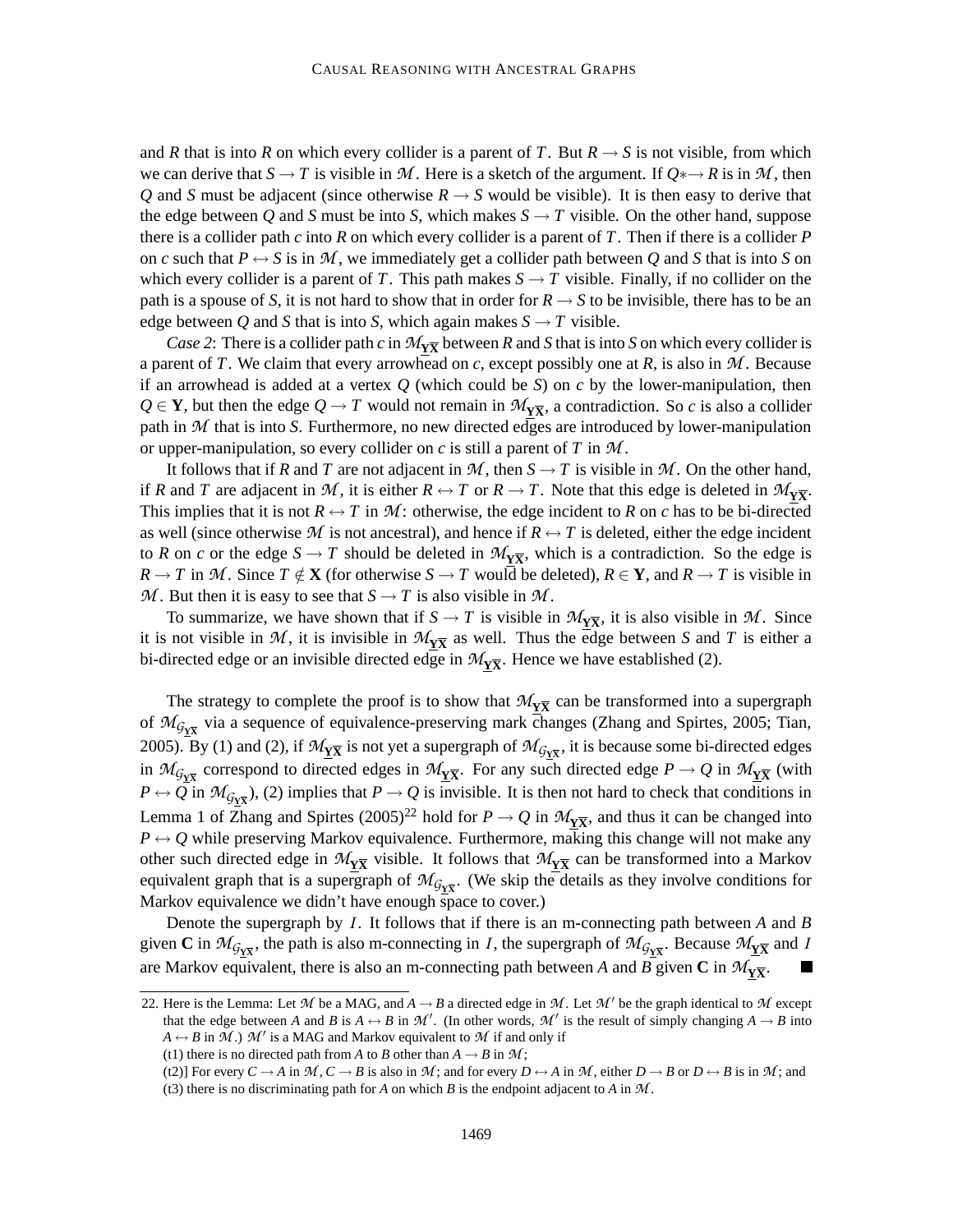and $R$ that is into $R$ on which every collider is a parent of $T$. But $R \to S$ is not visible, from which we can derive that $S \to T$ is visible in $\mathcal{M}$. Here is a sketch of the argument. If $Q{*\!\!\to} R$ is in $\mathcal{M}$, then $Q$ and $S$ must be adjacent (since otherwise $R \to S$ would be visible). It is then easy to derive that the edge between $Q$ and $S$ must be into $S$, which makes $S \to T$ visible. On the other hand, suppose there is a collider path $c$ into $R$ on which every collider is a parent of $T$. Then if there is a collider $P$ on $c$ such that $P \leftrightarrow S$ is in $\mathcal{M}$, we immediately get a collider path between $Q$ and $S$ that is into $S$ on which every collider is a parent of $T$. This path makes $S \to T$ visible. Finally, if no collider on the path is a spouse of $S$, it is not hard to show that in order for $R \to S$ to be invisible, there has to be an edge between $Q$ and $S$ that is into $S$, which again makes $S \to T$ visible.

*Case 2*: There is a collider path $c$ in $\mathcal{M}_{\underline{\mathbf{Y}}\overline{\mathbf{X}}}$ between $R$ and $S$ that is into $S$ on which every collider is a parent of $T$. We claim that every arrowhead on $c$, except possibly one at $R$, is also in $\mathcal{M}$. Because if an arrowhead is added at a vertex $Q$ (which could be $S$) on $c$ by the lower-manipulation, then $Q \in \mathbf{Y}$, but then the edge $Q \to T$ would not remain in $\mathcal{M}_{\underline{\mathbf{Y}}\overline{\mathbf{X}}}$, a contradiction. So $c$ is also a collider path in $\mathcal{M}$ that is into $S$. Furthermore, no new directed edges are introduced by lower-manipulation or upper-manipulation, so every collider on $c$ is still a parent of $T$ in $\mathcal{M}$.

It follows that if $R$ and $T$ are not adjacent in $\mathcal{M}$, then $S \to T$ is visible in $\mathcal{M}$. On the other hand, if $R$ and $T$ are adjacent in $\mathcal{M}$, it is either $R \leftrightarrow T$ or $R \to T$. Note that this edge is deleted in $\mathcal{M}_{\underline{\mathbf{Y}}\overline{\mathbf{X}}}$. This implies that it is not $R \leftrightarrow T$ in $\mathcal{M}$: otherwise, the edge incident to $R$ on $c$ has to be bi-directed as well (since otherwise $\mathcal{M}$ is not ancestral), and hence if $R \leftrightarrow T$ is deleted, either the edge incident to $R$ on $c$ or the edge $S \to T$ should be deleted in $\mathcal{M}_{\underline{\mathbf{Y}}\overline{\mathbf{X}}}$, which is a contradiction. So the edge is $R \to T$ in $\mathcal{M}$. Since $T \notin \mathbf{X}$ (for otherwise $S \to T$ would be deleted), $R \in \mathbf{Y}$, and $R \to T$ is visible in $\mathcal{M}$. But then it is easy to see that $S \to T$ is also visible in $\mathcal{M}$.

To summarize, we have shown that if $S \to T$ is visible in $\mathcal{M}_{\underline{\mathbf{Y}}\overline{\mathbf{X}}}$, it is also visible in $\mathcal{M}$. Since it is not visible in $\mathcal{M}$, it is invisible in $\mathcal{M}_{\underline{\mathbf{Y}}\overline{\mathbf{X}}}$ as well. Thus the edge between $S$ and $T$ is either a bi-directed edge or an invisible directed edge in $\mathcal{M}_{\underline{\mathbf{Y}}\overline{\mathbf{X}}}$. Hence we have established (2).

The strategy to complete the proof is to show that $\mathcal{M}_{\underline{\mathbf{Y}}\overline{\mathbf{X}}}$ can be transformed into a supergraph of $\mathcal{M}_{\mathcal{G}_{\underline{\mathbf{Y}}\overline{\mathbf{X}}}}$ via a sequence of equivalence-preserving mark changes (Zhang and Spirtes, 2005; Tian, 2005). By (1) and (2), if $\mathcal{M}_{\underline{\mathbf{Y}}\overline{\mathbf{X}}}$ is not yet a supergraph of $\mathcal{M}_{\mathcal{G}_{\underline{\mathbf{Y}}\overline{\mathbf{X}}}}$, it is because some bi-directed edges in $\mathcal{M}_{\mathcal{G}_{\underline{\mathbf{Y}}\overline{\mathbf{X}}}}$ correspond to directed edges in $\mathcal{M}_{\underline{\mathbf{Y}}\overline{\mathbf{X}}}$. For any such directed edge $P \to Q$ in $\mathcal{M}_{\underline{\mathbf{Y}}\overline{\mathbf{X}}}$ (with $P \leftrightarrow Q$ in $\mathcal{M}_{\mathcal{G}_{\underline{\mathbf{Y}}\overline{\mathbf{X}}}}$), (2) implies that $P \to Q$ is invisible. It is then not hard to check that conditions in Lemma 1 of Zhang and Spirtes (2005)[22] hold for $P \to Q$ in $\mathcal{M}_{\underline{\mathbf{Y}}\overline{\mathbf{X}}}$, and thus it can be changed into $P \leftrightarrow Q$ while preserving Markov equivalence. Furthermore, making this change will not make any other such directed edge in $\mathcal{M}_{\underline{\mathbf{Y}}\overline{\mathbf{X}}}$ visible. It follows that $\mathcal{M}_{\underline{\mathbf{Y}}\overline{\mathbf{X}}}$ can be transformed into a Markov equivalent graph that is a supergraph of $\mathcal{M}_{\mathcal{G}_{\underline{\mathbf{Y}}\overline{\mathbf{X}}}}$. (We skip the details as they involve conditions for Markov equivalence we didn't have enough space to cover.)

Denote the supergraph by $\mathcal{I}$. It follows that if there is an m-connecting path between $A$ and $B$ given $\mathbf{C}$ in $\mathcal{M}_{\mathcal{G}_{\underline{\mathbf{Y}}\overline{\mathbf{X}}}}$, the path is also m-connecting in $\mathcal{I}$, the supergraph of $\mathcal{M}_{\mathcal{G}_{\underline{\mathbf{Y}}\overline{\mathbf{X}}}}$. Because $\mathcal{M}_{\underline{\mathbf{Y}}\overline{\mathbf{X}}}$ and $\mathcal{I}$ are Markov equivalent, there is also an m-connecting path between $A$ and $B$ given $\mathbf{C}$ in $\mathcal{M}_{\underline{\mathbf{Y}}\overline{\mathbf{X}}}$. ■

22. Here is the Lemma: Let $\mathcal{M}$ be a MAG, and $A \to B$ a directed edge in $\mathcal{M}$. Let $\mathcal{M}'$ be the graph identical to $\mathcal{M}$ except that the edge between $A$ and $B$ is $A \leftrightarrow B$ in $\mathcal{M}'$. (In other words, $\mathcal{M}'$ is the result of simply changing $A \to B$ into $A \leftrightarrow B$ in $\mathcal{M}$.) $\mathcal{M}'$ is a MAG and Markov equivalent to $\mathcal{M}$ if and only if
(t1) there is no directed path from $A$ to $B$ other than $A \to B$ in $\mathcal{M}$;
(t2)] For every $C \to A$ in $\mathcal{M}$, $C \to B$ is also in $\mathcal{M}$; and for every $D \leftrightarrow A$ in $\mathcal{M}$, either $D \to B$ or $D \leftrightarrow B$ is in $\mathcal{M}$; and
(t3) there is no discriminating path for $A$ on which $B$ is the endpoint adjacent to $A$ in $\mathcal{M}$.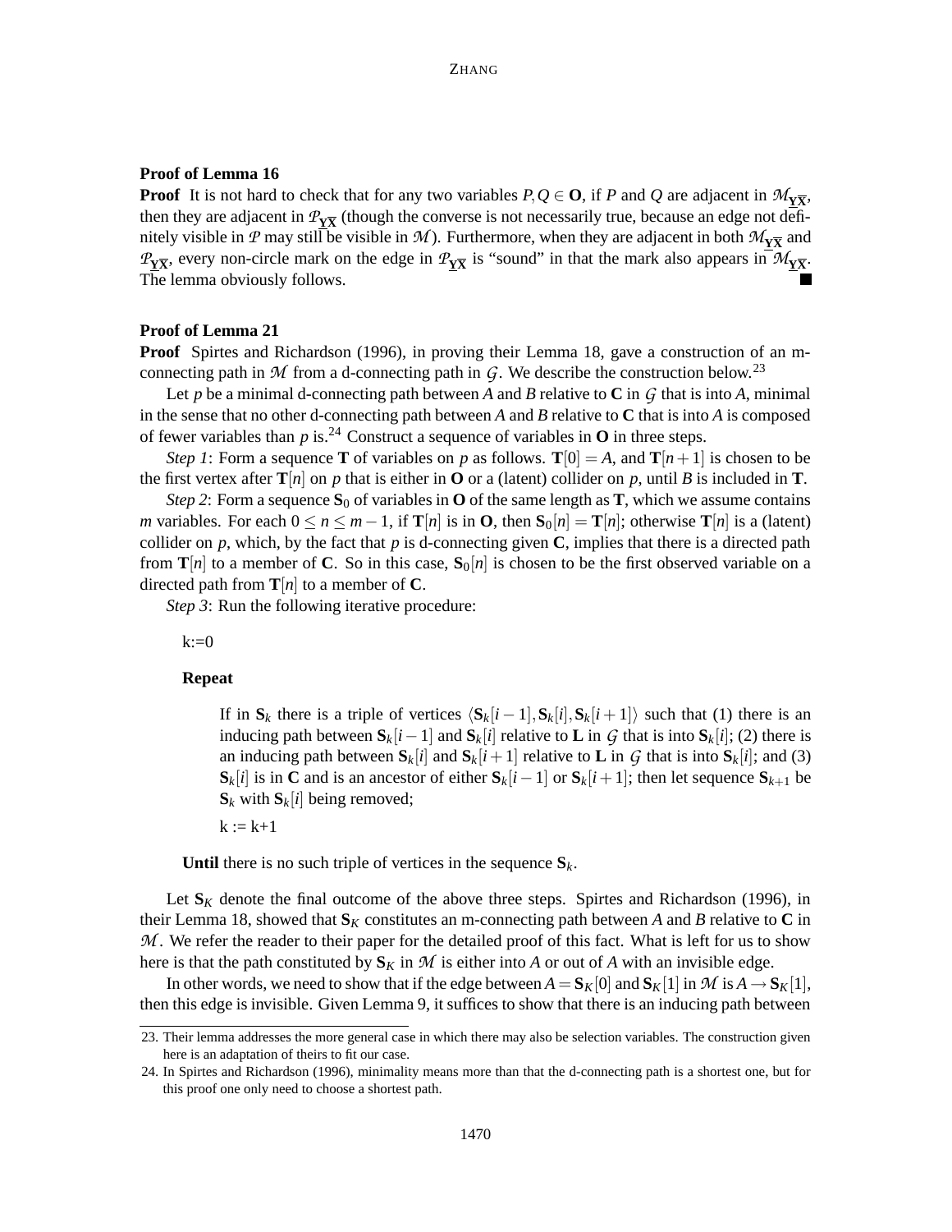### Proof of Lemma 16

**Proof** It is not hard to check that for any two variables $P,Q \in \mathbf{O}$, if $P$ and $Q$ are adjacent in $\mathcal{M}_{\underline{\mathbf{Y}}\overline{\mathbf{X}}}$, then they are adjacent in $\mathcal{P}_{\underline{\mathbf{Y}}\overline{\mathbf{X}}}$ (though the converse is not necessarily true, because an edge not definitely visible in $\mathcal{P}$ may still be visible in $\mathcal{M}$). Furthermore, when they are adjacent in both $\mathcal{M}_{\underline{\mathbf{Y}}\overline{\mathbf{X}}}$ and $\mathcal{P}_{\underline{\mathbf{Y}}\overline{\mathbf{X}}}$, every non-circle mark on the edge in $\mathcal{P}_{\underline{\mathbf{Y}}\overline{\mathbf{X}}}$ is "sound" in that the mark also appears in $\mathcal{M}_{\underline{\mathbf{Y}}\overline{\mathbf{X}}}$. The lemma obviously follows. ∎

### Proof of Lemma 21

**Proof** Spirtes and Richardson (1996), in proving their Lemma 18, gave a construction of an m-connecting path in $\mathcal{M}$ from a d-connecting path in $\mathcal{G}$. We describe the construction below.[23]

Let $p$ be a minimal d-connecting path between $A$ and $B$ relative to $\mathbf{C}$ in $\mathcal{G}$ that is into $A$, minimal in the sense that no other d-connecting path between $A$ and $B$ relative to $\mathbf{C}$ that is into $A$ is composed of fewer variables than $p$ is.[24] Construct a sequence of variables in $\mathbf{O}$ in three steps.

*Step 1*: Form a sequence $\mathbf{T}$ of variables on $p$ as follows. $\mathbf{T}[0] = A$, and $\mathbf{T}[n+1]$ is chosen to be the first vertex after $\mathbf{T}[n]$ on $p$ that is either in $\mathbf{O}$ or a (latent) collider on $p$, until $B$ is included in $\mathbf{T}$.

*Step 2*: Form a sequence $\mathbf{S}_0$ of variables in $\mathbf{O}$ of the same length as $\mathbf{T}$, which we assume contains $m$ variables. For each $0 \leq n \leq m-1$, if $\mathbf{T}[n]$ is in $\mathbf{O}$, then $\mathbf{S}_0[n] = \mathbf{T}[n]$; otherwise $\mathbf{T}[n]$ is a (latent) collider on $p$, which, by the fact that $p$ is d-connecting given $\mathbf{C}$, implies that there is a directed path from $\mathbf{T}[n]$ to a member of $\mathbf{C}$. So in this case, $\mathbf{S}_0[n]$ is chosen to be the first observed variable on a directed path from $\mathbf{T}[n]$ to a member of $\mathbf{C}$.

*Step 3*: Run the following iterative procedure:

k:=0

**Repeat**

> If in $\mathbf{S}_k$ there is a triple of vertices $\langle \mathbf{S}_k[i-1], \mathbf{S}_k[i], \mathbf{S}_k[i+1] \rangle$ such that (1) there is an inducing path between $\mathbf{S}_k[i-1]$ and $\mathbf{S}_k[i]$ relative to $\mathbf{L}$ in $\mathcal{G}$ that is into $\mathbf{S}_k[i]$; (2) there is an inducing path between $\mathbf{S}_k[i]$ and $\mathbf{S}_k[i+1]$ relative to $\mathbf{L}$ in $\mathcal{G}$ that is into $\mathbf{S}_k[i]$; and (3) $\mathbf{S}_k[i]$ is in $\mathbf{C}$ and is an ancestor of either $\mathbf{S}_k[i-1]$ or $\mathbf{S}_k[i+1]$; then let sequence $\mathbf{S}_{k+1}$ be $\mathbf{S}_k$ with $\mathbf{S}_k[i]$ being removed;
>
> k := k+1

**Until** there is no such triple of vertices in the sequence $\mathbf{S}_k$.

Let $\mathbf{S}_K$ denote the final outcome of the above three steps. Spirtes and Richardson (1996), in their Lemma 18, showed that $\mathbf{S}_K$ constitutes an m-connecting path between $A$ and $B$ relative to $\mathbf{C}$ in $\mathcal{M}$. We refer the reader to their paper for the detailed proof of this fact. What is left for us to show here is that the path constituted by $\mathbf{S}_K$ in $\mathcal{M}$ is either into $A$ or out of $A$ with an invisible edge.

In other words, we need to show that if the edge between $A = \mathbf{S}_K[0]$ and $\mathbf{S}_K[1]$ in $\mathcal{M}$ is $A \rightarrow \mathbf{S}_K[1]$, then this edge is invisible. Given Lemma 9, it suffices to show that there is an inducing path between

23. Their lemma addresses the more general case in which there may also be selection variables. The construction given here is an adaptation of theirs to fit our case.

24. In Spirtes and Richardson (1996), minimality means more than that the d-connecting path is a shortest one, but for this proof one only need to choose a shortest path.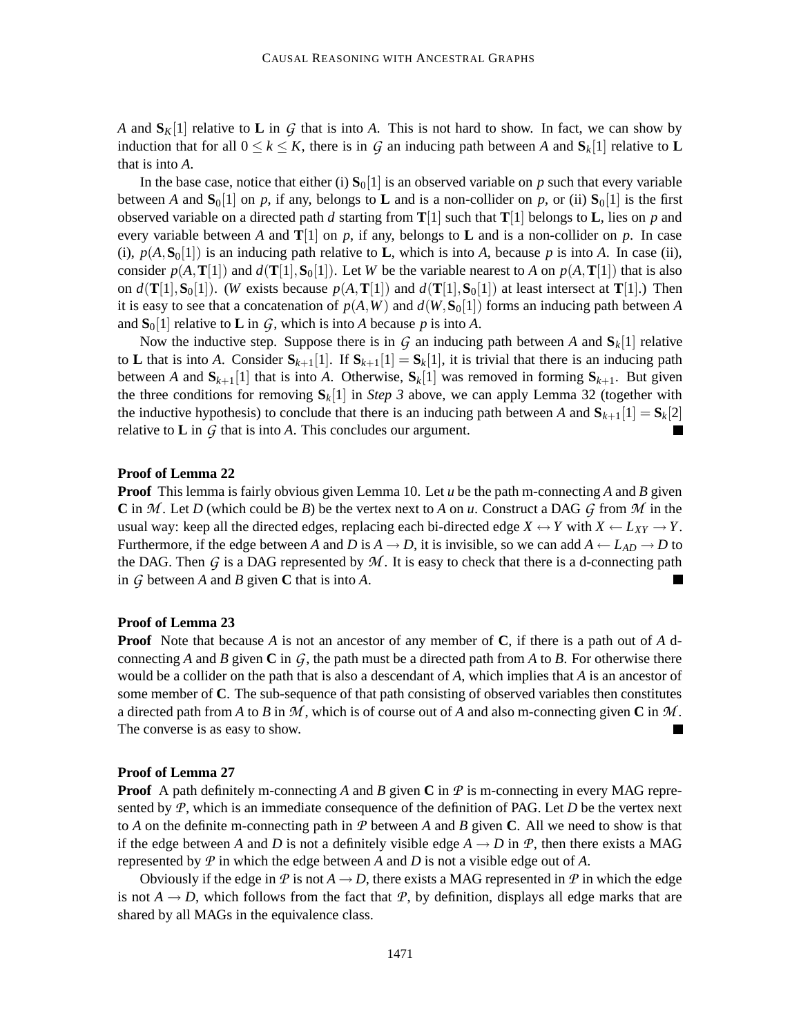$A$ and $\mathbf{S}_K[1]$ relative to $\mathbf{L}$ in $\mathcal{G}$ that is into $A$. This is not hard to show. In fact, we can show by induction that for all $0 \leq k \leq K$, there is in $\mathcal{G}$ an inducing path between $A$ and $\mathbf{S}_k[1]$ relative to $\mathbf{L}$ that is into $A$.

In the base case, notice that either (i) $\mathbf{S}_0[1]$ is an observed variable on $p$ such that every variable between $A$ and $\mathbf{S}_0[1]$ on $p$, if any, belongs to $\mathbf{L}$ and is a non-collider on $p$, or (ii) $\mathbf{S}_0[1]$ is the first observed variable on a directed path $d$ starting from $\mathbf{T}[1]$ such that $\mathbf{T}[1]$ belongs to $\mathbf{L}$, lies on $p$ and every variable between $A$ and $\mathbf{T}[1]$ on $p$, if any, belongs to $\mathbf{L}$ and is a non-collider on $p$. In case (i), $p(A, \mathbf{S}_0[1])$ is an inducing path relative to $\mathbf{L}$, which is into $A$, because $p$ is into $A$. In case (ii), consider $p(A, \mathbf{T}[1])$ and $d(\mathbf{T}[1], \mathbf{S}_0[1])$. Let $W$ be the variable nearest to $A$ on $p(A, \mathbf{T}[1])$ that is also on $d(\mathbf{T}[1], \mathbf{S}_0[1])$. ($W$ exists because $p(A, \mathbf{T}[1])$ and $d(\mathbf{T}[1], \mathbf{S}_0[1])$ at least intersect at $\mathbf{T}[1]$.) Then it is easy to see that a concatenation of $p(A, W)$ and $d(W, \mathbf{S}_0[1])$ forms an inducing path between $A$ and $\mathbf{S}_0[1]$ relative to $\mathbf{L}$ in $\mathcal{G}$, which is into $A$ because $p$ is into $A$.

Now the inductive step. Suppose there is in $\mathcal{G}$ an inducing path between $A$ and $\mathbf{S}_k[1]$ relative to $\mathbf{L}$ that is into $A$. Consider $\mathbf{S}_{k+1}[1]$. If $\mathbf{S}_{k+1}[1] = \mathbf{S}_k[1]$, it is trivial that there is an inducing path between $A$ and $\mathbf{S}_{k+1}[1]$ that is into $A$. Otherwise, $\mathbf{S}_k[1]$ was removed in forming $\mathbf{S}_{k+1}$. But given the three conditions for removing $\mathbf{S}_k[1]$ in *Step 3* above, we can apply Lemma 32 (together with the inductive hypothesis) to conclude that there is an inducing path between $A$ and $\mathbf{S}_{k+1}[1] = \mathbf{S}_k[2]$ relative to $\mathbf{L}$ in $\mathcal{G}$ that is into $A$. This concludes our argument. ■

**Proof of Lemma 22**

**Proof** This lemma is fairly obvious given Lemma 10. Let $u$ be the path m-connecting $A$ and $B$ given $\mathbf{C}$ in $\mathcal{M}$. Let $D$ (which could be $B$) be the vertex next to $A$ on $u$. Construct a DAG $\mathcal{G}$ from $\mathcal{M}$ in the usual way: keep all the directed edges, replacing each bi-directed edge $X \leftrightarrow Y$ with $X \leftarrow L_{XY} \rightarrow Y$. Furthermore, if the edge between $A$ and $D$ is $A \rightarrow D$, it is invisible, so we can add $A \leftarrow L_{AD} \rightarrow D$ to the DAG. Then $\mathcal{G}$ is a DAG represented by $\mathcal{M}$. It is easy to check that there is a d-connecting path in $\mathcal{G}$ between $A$ and $B$ given $\mathbf{C}$ that is into $A$. ■

**Proof of Lemma 23**

**Proof** Note that because $A$ is not an ancestor of any member of $\mathbf{C}$, if there is a path out of $A$ d-connecting $A$ and $B$ given $\mathbf{C}$ in $\mathcal{G}$, the path must be a directed path from $A$ to $B$. For otherwise there would be a collider on the path that is also a descendant of $A$, which implies that $A$ is an ancestor of some member of $\mathbf{C}$. The sub-sequence of that path consisting of observed variables then constitutes a directed path from $A$ to $B$ in $\mathcal{M}$, which is of course out of $A$ and also m-connecting given $\mathbf{C}$ in $\mathcal{M}$. The converse is as easy to show. ■

**Proof of Lemma 27**

**Proof** A path definitely m-connecting $A$ and $B$ given $\mathbf{C}$ in $\mathcal{P}$ is m-connecting in every MAG represented by $\mathcal{P}$, which is an immediate consequence of the definition of PAG. Let $D$ be the vertex next to $A$ on the definite m-connecting path in $\mathcal{P}$ between $A$ and $B$ given $\mathbf{C}$. All we need to show is that if the edge between $A$ and $D$ is not a definitely visible edge $A \rightarrow D$ in $\mathcal{P}$, then there exists a MAG represented by $\mathcal{P}$ in which the edge between $A$ and $D$ is not a visible edge out of $A$.

Obviously if the edge in $\mathcal{P}$ is not $A \rightarrow D$, there exists a MAG represented in $\mathcal{P}$ in which the edge is not $A \rightarrow D$, which follows from the fact that $\mathcal{P}$, by definition, displays all edge marks that are shared by all MAGs in the equivalence class.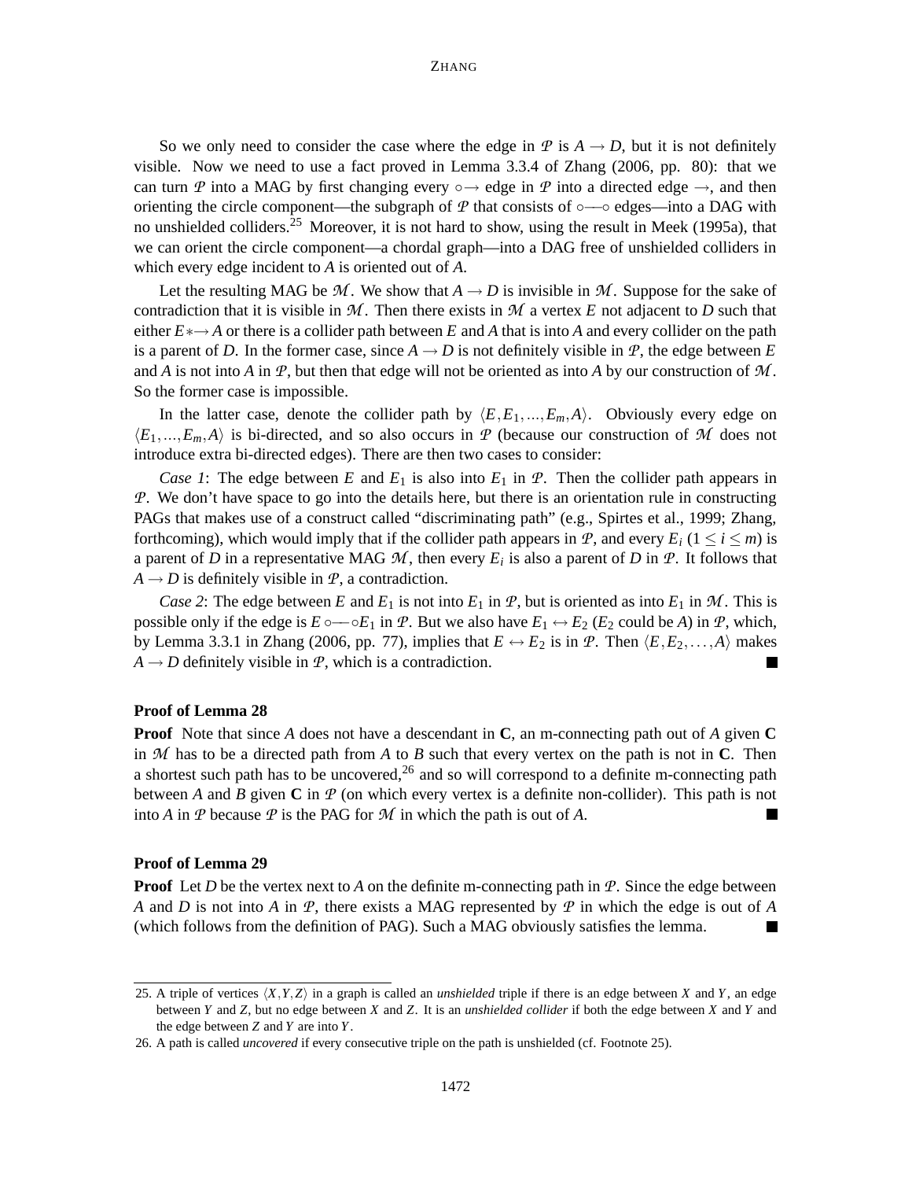So we only need to consider the case where the edge in $\mathcal{P}$ is $A \to D$, but it is not definitely visible. Now we need to use a fact proved in Lemma 3.3.4 of Zhang (2006, pp. 80): that we can turn $\mathcal{P}$ into a MAG by first changing every $\circ\!\!\to$ edge in $\mathcal{P}$ into a directed edge $\to$, and then orienting the circle component—the subgraph of $\mathcal{P}$ that consists of $\circ\!\!-\!\!\circ$ edges—into a DAG with no unshielded colliders.[25] Moreover, it is not hard to show, using the result in Meek (1995a), that we can orient the circle component—a chordal graph—into a DAG free of unshielded colliders in which every edge incident to $A$ is oriented out of $A$.

Let the resulting MAG be $\mathcal{M}$. We show that $A \to D$ is invisible in $\mathcal{M}$. Suppose for the sake of contradiction that it is visible in $\mathcal{M}$. Then there exists in $\mathcal{M}$ a vertex $E$ not adjacent to $D$ such that either $E *\!\!\to A$ or there is a collider path between $E$ and $A$ that is into $A$ and every collider on the path is a parent of $D$. In the former case, since $A \to D$ is not definitely visible in $\mathcal{P}$, the edge between $E$ and $A$ is not into $A$ in $\mathcal{P}$, but then that edge will not be oriented as into $A$ by our construction of $\mathcal{M}$. So the former case is impossible.

In the latter case, denote the collider path by $\langle E, E_1, ..., E_m, A\rangle$. Obviously every edge on $\langle E_1, ..., E_m, A\rangle$ is bi-directed, and so also occurs in $\mathcal{P}$ (because our construction of $\mathcal{M}$ does not introduce extra bi-directed edges). There are then two cases to consider:

*Case 1*: The edge between $E$ and $E_1$ is also into $E_1$ in $\mathcal{P}$. Then the collider path appears in $\mathcal{P}$. We don't have space to go into the details here, but there is an orientation rule in constructing PAGs that makes use of a construct called "discriminating path" (e.g., Spirtes et al., 1999; Zhang, forthcoming), which would imply that if the collider path appears in $\mathcal{P}$, and every $E_i$ ($1 \leq i \leq m$) is a parent of $D$ in a representative MAG $\mathcal{M}$, then every $E_i$ is also a parent of $D$ in $\mathcal{P}$. It follows that $A \to D$ is definitely visible in $\mathcal{P}$, a contradiction.

*Case 2*: The edge between $E$ and $E_1$ is not into $E_1$ in $\mathcal{P}$, but is oriented as into $E_1$ in $\mathcal{M}$. This is possible only if the edge is $E \circ\!\!-\!\!\circ E_1$ in $\mathcal{P}$. But we also have $E_1 \leftrightarrow E_2$ ($E_2$ could be $A$) in $\mathcal{P}$, which, by Lemma 3.3.1 in Zhang (2006, pp. 77), implies that $E \leftrightarrow E_2$ is in $\mathcal{P}$. Then $\langle E, E_2, \ldots, A\rangle$ makes $A \to D$ definitely visible in $\mathcal{P}$, which is a contradiction. ∎

### Proof of Lemma 28

**Proof** Note that since $A$ does not have a descendant in $\mathbf{C}$, an m-connecting path out of $A$ given $\mathbf{C}$ in $\mathcal{M}$ has to be a directed path from $A$ to $B$ such that every vertex on the path is not in $\mathbf{C}$. Then a shortest such path has to be uncovered,[26] and so will correspond to a definite m-connecting path between $A$ and $B$ given $\mathbf{C}$ in $\mathcal{P}$ (on which every vertex is a definite non-collider). This path is not into $A$ in $\mathcal{P}$ because $\mathcal{P}$ is the PAG for $\mathcal{M}$ in which the path is out of $A$. ∎

### Proof of Lemma 29

**Proof** Let $D$ be the vertex next to $A$ on the definite m-connecting path in $\mathcal{P}$. Since the edge between $A$ and $D$ is not into $A$ in $\mathcal{P}$, there exists a MAG represented by $\mathcal{P}$ in which the edge is out of $A$ (which follows from the definition of PAG). Such a MAG obviously satisfies the lemma. ∎

---

25. A triple of vertices $\langle X, Y, Z\rangle$ in a graph is called an *unshielded* triple if there is an edge between $X$ and $Y$, an edge between $Y$ and $Z$, but no edge between $X$ and $Z$. It is an *unshielded collider* if both the edge between $X$ and $Y$ and the edge between $Z$ and $Y$ are into $Y$.

26. A path is called *uncovered* if every consecutive triple on the path is unshielded (cf. Footnote 25).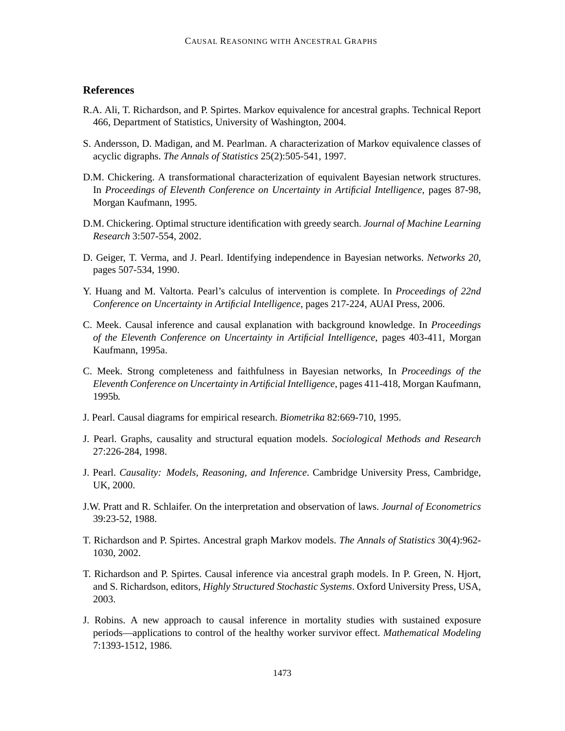## References

R.A. Ali, T. Richardson, and P. Spirtes. Markov equivalence for ancestral graphs. Technical Report 466, Department of Statistics, University of Washington, 2004.

S. Andersson, D. Madigan, and M. Pearlman. A characterization of Markov equivalence classes of acyclic digraphs. *The Annals of Statistics* 25(2):505-541, 1997.

D.M. Chickering. A transformational characterization of equivalent Bayesian network structures. In *Proceedings of Eleventh Conference on Uncertainty in Artificial Intelligence*, pages 87-98, Morgan Kaufmann, 1995.

D.M. Chickering. Optimal structure identification with greedy search. *Journal of Machine Learning Research* 3:507-554, 2002.

D. Geiger, T. Verma, and J. Pearl. Identifying independence in Bayesian networks. *Networks 20*, pages 507-534, 1990.

Y. Huang and M. Valtorta. Pearl's calculus of intervention is complete. In *Proceedings of 22nd Conference on Uncertainty in Artificial Intelligence*, pages 217-224, AUAI Press, 2006.

C. Meek. Causal inference and causal explanation with background knowledge. In *Proceedings of the Eleventh Conference on Uncertainty in Artificial Intelligence*, pages 403-411, Morgan Kaufmann, 1995a.

C. Meek. Strong completeness and faithfulness in Bayesian networks, In *Proceedings of the Eleventh Conference on Uncertainty in Artificial Intelligence*, pages 411-418, Morgan Kaufmann, 1995b.

J. Pearl. Causal diagrams for empirical research. *Biometrika* 82:669-710, 1995.

J. Pearl. Graphs, causality and structural equation models. *Sociological Methods and Research* 27:226-284, 1998.

J. Pearl. *Causality: Models, Reasoning, and Inference*. Cambridge University Press, Cambridge, UK, 2000.

J.W. Pratt and R. Schlaifer. On the interpretation and observation of laws. *Journal of Econometrics* 39:23-52, 1988.

T. Richardson and P. Spirtes. Ancestral graph Markov models. *The Annals of Statistics* 30(4):962-1030, 2002.

T. Richardson and P. Spirtes. Causal inference via ancestral graph models. In P. Green, N. Hjort, and S. Richardson, editors, *Highly Structured Stochastic Systems*. Oxford University Press, USA, 2003.

J. Robins. A new approach to causal inference in mortality studies with sustained exposure periods—applications to control of the healthy worker survivor effect. *Mathematical Modeling* 7:1393-1512, 1986.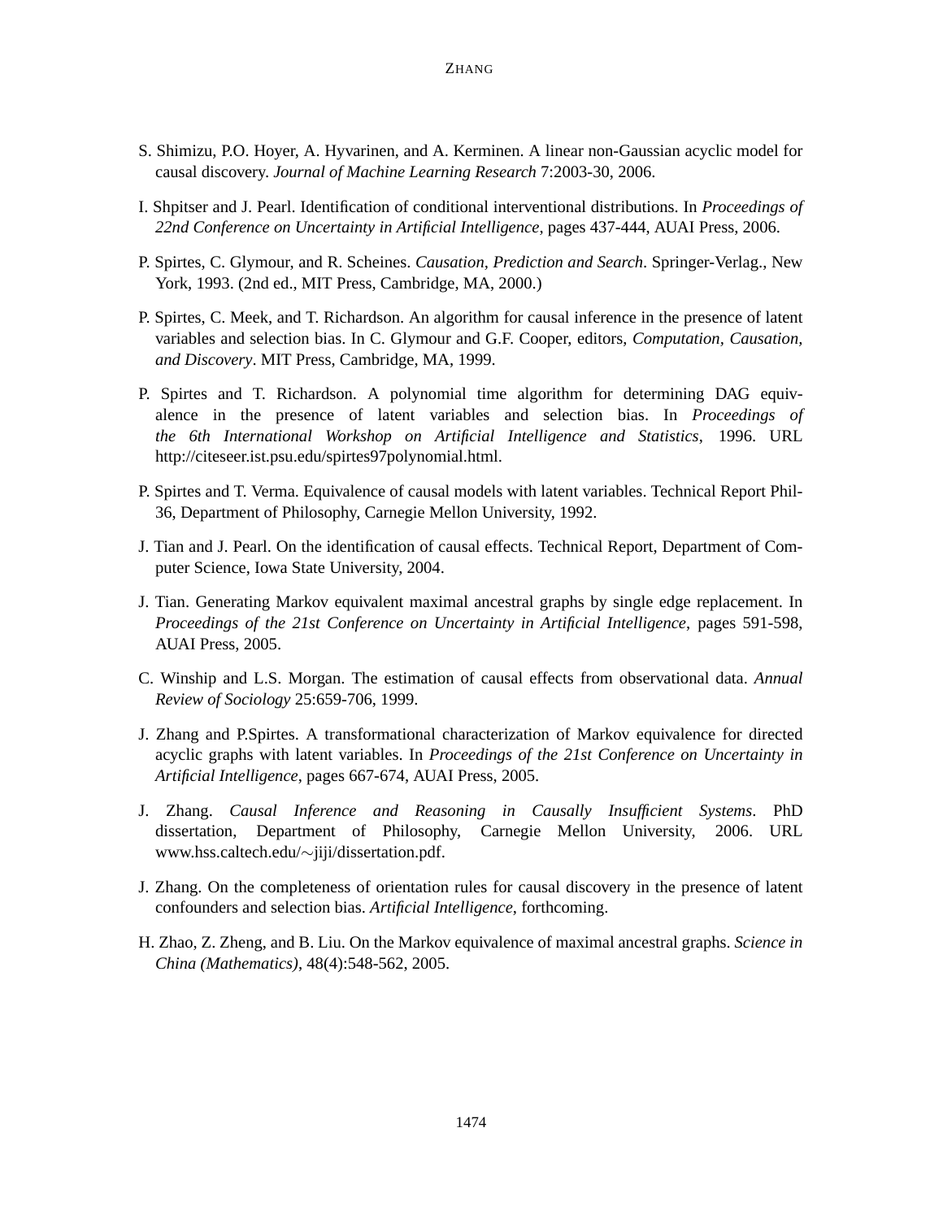S. Shimizu, P.O. Hoyer, A. Hyvarinen, and A. Kerminen. A linear non-Gaussian acyclic model for causal discovery. *Journal of Machine Learning Research* 7:2003-30, 2006.

I. Shpitser and J. Pearl. Identification of conditional interventional distributions. In *Proceedings of 22nd Conference on Uncertainty in Artificial Intelligence*, pages 437-444, AUAI Press, 2006.

P. Spirtes, C. Glymour, and R. Scheines. *Causation, Prediction and Search*. Springer-Verlag., New York, 1993. (2nd ed., MIT Press, Cambridge, MA, 2000.)

P. Spirtes, C. Meek, and T. Richardson. An algorithm for causal inference in the presence of latent variables and selection bias. In C. Glymour and G.F. Cooper, editors, *Computation, Causation, and Discovery*. MIT Press, Cambridge, MA, 1999.

P. Spirtes and T. Richardson. A polynomial time algorithm for determining DAG equivalence in the presence of latent variables and selection bias. In *Proceedings of the 6th International Workshop on Artificial Intelligence and Statistics*, 1996. URL http://citeseer.ist.psu.edu/spirtes97polynomial.html.

P. Spirtes and T. Verma. Equivalence of causal models with latent variables. Technical Report Phil-36, Department of Philosophy, Carnegie Mellon University, 1992.

J. Tian and J. Pearl. On the identification of causal effects. Technical Report, Department of Computer Science, Iowa State University, 2004.

J. Tian. Generating Markov equivalent maximal ancestral graphs by single edge replacement. In *Proceedings of the 21st Conference on Uncertainty in Artificial Intelligence*, pages 591-598, AUAI Press, 2005.

C. Winship and L.S. Morgan. The estimation of causal effects from observational data. *Annual Review of Sociology* 25:659-706, 1999.

J. Zhang and P.Spirtes. A transformational characterization of Markov equivalence for directed acyclic graphs with latent variables. In *Proceedings of the 21st Conference on Uncertainty in Artificial Intelligence*, pages 667-674, AUAI Press, 2005.

J. Zhang. *Causal Inference and Reasoning in Causally Insufficient Systems*. PhD dissertation, Department of Philosophy, Carnegie Mellon University, 2006. URL www.hss.caltech.edu/∼jiji/dissertation.pdf.

J. Zhang. On the completeness of orientation rules for causal discovery in the presence of latent confounders and selection bias. *Artificial Intelligence*, forthcoming.

H. Zhao, Z. Zheng, and B. Liu. On the Markov equivalence of maximal ancestral graphs. *Science in China (Mathematics)*, 48(4):548-562, 2005.